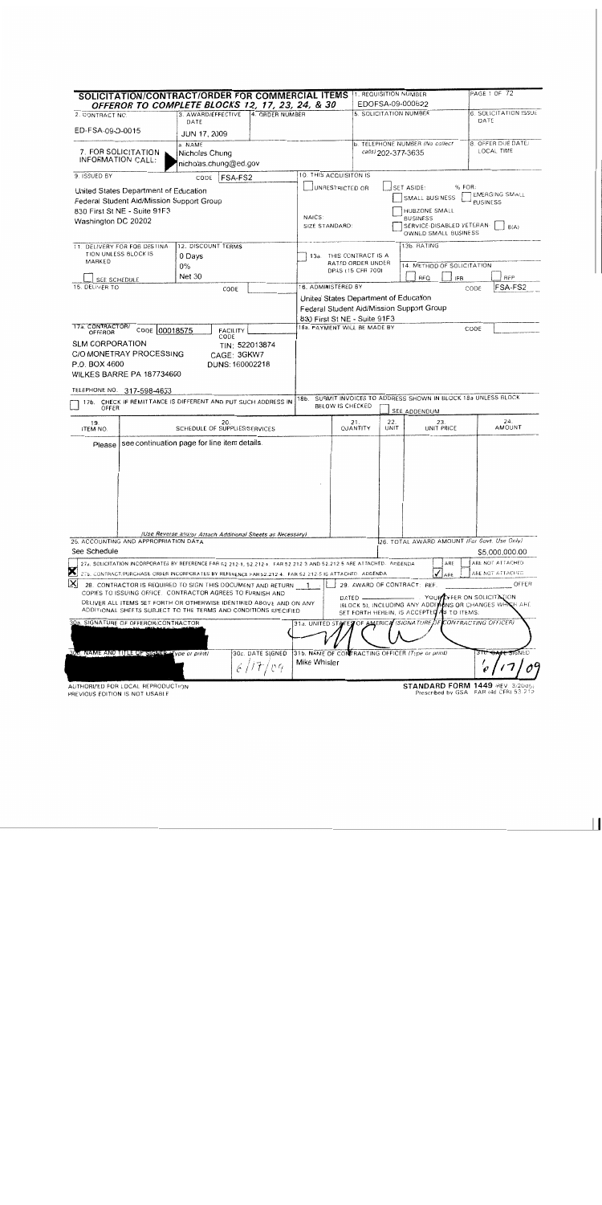# SOLICITATION/CONTRACT/ORDER FOR COMMERCIAL ITEMS

**OFFEROR TO COMPLETE BLOCKS 12, 17, 23, 24, & 30**

| | |
|---|---|
| 1. REQUISITION NUMBER | EDOFSA-09-000622 |
| PAGE 1 OF | 72 |
| 2. CONTRACT NO. | ED-FSA-09-D-0015 |
| 3. AWARD/EFFECTIVE DATE | JUN 17, 2009 |
| 4. ORDER NUMBER | |
| 5. SOLICITATION NUMBER | |
| 6. SOLICITATION ISSUE DATE | |
| 7. FOR SOLICITATION INFORMATION CALL: a. NAME | Nicholas Chung, nicholas.chung@ed.gov |
| b. TELEPHONE NUMBER (No collect calls) | 202-377-3635 |
| 8. OFFER DUE DATE/ LOCAL TIME | |

**9. ISSUED BY** CODE FSA-FS2

United States Department of Education
Federal Student Aid/Mission Support Group
830 First St NE - Suite 91F3
Washington DC 20202

**10. THIS ACQUISITION IS** ☐ UNRESTRICTED OR ☐ SET ASIDE: ___ % FOR: ☐ SMALL BUSINESS ☐ EMERGING SMALL BUSINESS ☐ HUBZONE SMALL BUSINESS ☐ SERVICE-DISABLED VETERAN-OWNED SMALL BUSINESS ☐ 8(A)
NAICS:
SIZE STANDARD:

**11. DELIVERY FOR FOB DESTINATION UNLESS BLOCK IS MARKED** ☐ SEE SCHEDULE

**12. DISCOUNT TERMS** 0 Days 0% Net 30

**13a.** ☐ THIS CONTRACT IS A RATED ORDER UNDER DPAS (15 CFR 700)

**13b. RATING**

**14. METHOD OF SOLICITATION** ☐ RFQ ☐ IFB ☐ RFP

**15. DELIVER TO** CODE

**16. ADMINISTERED BY** CODE FSA-FS2

United States Department of Education
Federal Student Aid/Mission Support Group
830 First St NE - Suite 91F3

**17a. CONTRACTOR/OFFEROR** CODE 00018575 FACILITY CODE

SLM CORPORATION
C/O MONETRAY PROCESSING
P.O. BOX 4600
WILKES BARRE PA 187734600

TIN: 522013874
CAGE: 3GKW7
DUNS: 160002218

TELEPHONE NO. 317-598-4653

☐ **17b.** CHECK IF REMITTANCE IS DIFFERENT AND PUT SUCH ADDRESS IN OFFER

**18a. PAYMENT WILL BE MADE BY** CODE

**18b.** SUBMIT INVOICES TO ADDRESS SHOWN IN BLOCK 18a UNLESS BLOCK BELOW IS CHECKED ☐ SEE ADDENDUM

| 19. ITEM NO. | 20. SCHEDULE OF SUPPLIES/SERVICES | 21. QUANTITY | 22. UNIT | 23. UNIT PRICE | 24. AMOUNT |
|---|---|---|---|---|---|
| | Please see continuation page for line item details. | | | | |

*(Use Reverse and/or Attach Additional Sheets as Necessary)*

**25. ACCOUNTING AND APPROPRIATION DATA**
See Schedule

**26. TOTAL AWARD AMOUNT** *(For Govt. Use Only)*
$5,000,000.00

☐ 27a. SOLICITATION INCORPORATES BY REFERENCE FAR 52.212-1, 52.212-4. FAR 52.212-3 AND 52.212-5 ARE ATTACHED. ADDENDA ☐ ARE ☐ ARE NOT ATTACHED.

☒ 27b. CONTRACT/PURCHASE ORDER INCORPORATES BY REFERENCE FAR 52.212-4. FAR 52.212-5 IS ATTACHED. ADDENDA ☑ ARE ☐ ARE NOT ATTACHED.

☒ 28. CONTRACTOR IS REQUIRED TO SIGN THIS DOCUMENT AND RETURN 1 COPIES TO ISSUING OFFICE. CONTRACTOR AGREES TO FURNISH AND DELIVER ALL ITEMS SET FORTH OR OTHERWISE IDENTIFIED ABOVE AND ON ANY ADDITIONAL SHEETS SUBJECT TO THE TERMS AND CONDITIONS SPECIFIED.

☐ 29. AWARD OF CONTRACT: REF. ___ OFFER DATED ___. YOUR OFFER ON SOLICITATION (BLOCK 5), INCLUDING ANY ADDITIONS OR CHANGES WHICH ARE SET FORTH HEREIN, IS ACCEPTED AS TO ITEMS:

**30a. SIGNATURE OF OFFEROR/CONTRACTOR**

**30b. NAME AND TITLE OF SIGNER** *(Type or print)*

**30c. DATE SIGNED** 6/17/09

**31a. UNITED STATES OF AMERICA** *(SIGNATURE OF CONTRACTING OFFICER)*

**31b. NAME OF CONTRACTING OFFICER** *(Type or print)*
Mike Whisler

**31c. DATE SIGNED** 6/17/09

AUTHORIZED FOR LOCAL REPRODUCTION
PREVIOUS EDITION IS NOT USABLE

**STANDARD FORM 1449** (REV. 3/2005)
Prescribed by GSA - FAR (48 CFR) 53.212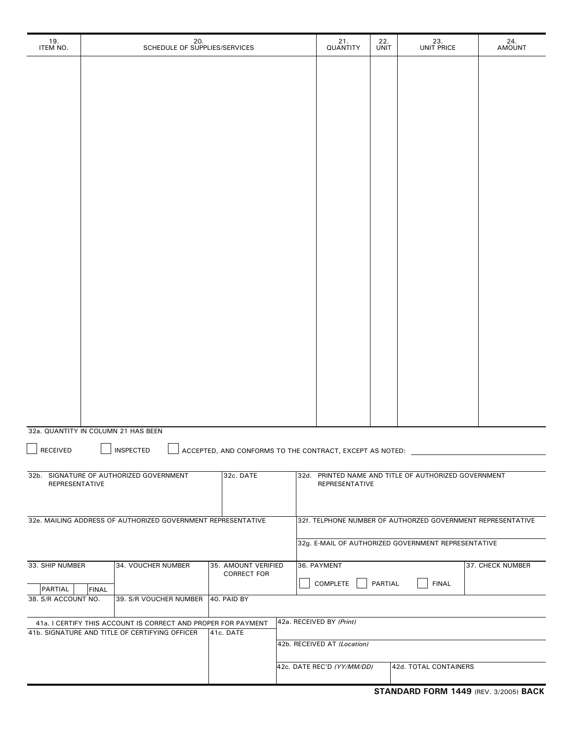| 19. ITEM NO. | 20. SCHEDULE OF SUPPLIES/SERVICES | 21. QUANTITY | 22. UNIT | 23. UNIT PRICE | 24. AMOUNT |
| --- | --- | --- | --- | --- | --- |
| | | | | | |

32a. QUANTITY IN COLUMN 21 HAS BEEN

☐ RECEIVED ☐ INSPECTED ☐ ACCEPTED, AND CONFORMS TO THE CONTRACT, EXCEPT AS NOTED: ____________

| 32b. SIGNATURE OF AUTHORIZED GOVERNMENT REPRESENTATIVE | 32c. DATE | 32d. PRINTED NAME AND TITLE OF AUTHORIZED GOVERNMENT REPRESENTATIVE |
| --- | --- | --- |
| 32e. MAILING ADDRESS OF AUTHORIZED GOVERNMENT REPRESENTATIVE | | 32f. TELPHONE NUMBER OF AUTHORZED GOVERNMENT REPRESENTATIVE |
| | | 32g. E-MAIL OF AUTHORIZED GOVERNMENT REPRESENTATIVE |

| 33. SHIP NUMBER | 34. VOUCHER NUMBER | 35. AMOUNT VERIFIED CORRECT FOR | 36. PAYMENT | 37. CHECK NUMBER |
| --- | --- | --- | --- | --- |
| ☐ PARTIAL ☐ FINAL | | | ☐ COMPLETE ☐ PARTIAL ☐ FINAL | |
| 38. S/R ACCOUNT NO. | 39. S/R VOUCHER NUMBER | 40. PAID BY | | |

| 41a. I CERTIFY THIS ACCOUNT IS CORRECT AND PROPER FOR PAYMENT | | 42a. RECEIVED BY *(Print)* | |
| --- | --- | --- | --- |
| 41b. SIGNATURE AND TITLE OF CERTIFYING OFFICER | 41c. DATE | 42b. RECEIVED AT *(Location)* | |
| | | 42c. DATE REC'D *(YY/MM/DD)* | 42d. TOTAL CONTAINERS |

**STANDARD FORM 1449** (REV. 3/2005) **BACK**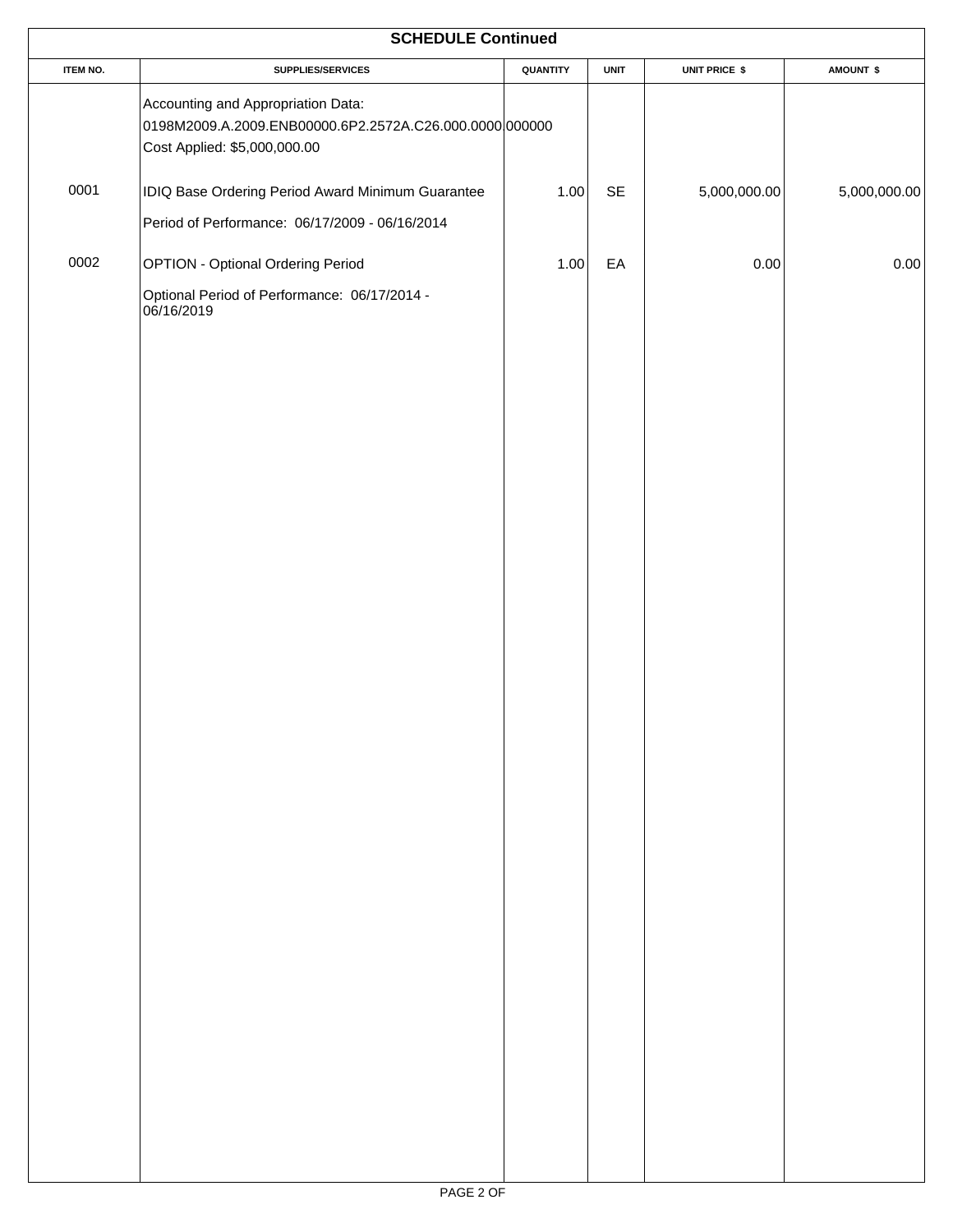# SCHEDULE Continued

| ITEM NO. | SUPPLIES/SERVICES | QUANTITY | UNIT | UNIT PRICE $ | AMOUNT $ |
|---|---|---|---|---|---|
| | Accounting and Appropriation Data:<br>0198M2009.A.2009.ENB00000.6P2.2572A.C26.000.0000.000000<br>Cost Applied: $5,000,000.00 | | | | |
| 0001 | IDIQ Base Ordering Period Award Minimum Guarantee<br>Period of Performance: 06/17/2009 - 06/16/2014 | 1.00 | SE | 5,000,000.00 | 5,000,000.00 |
| 0002 | OPTION - Optional Ordering Period<br>Optional Period of Performance: 06/17/2014 - 06/16/2019 | 1.00 | EA | 0.00 | 0.00 |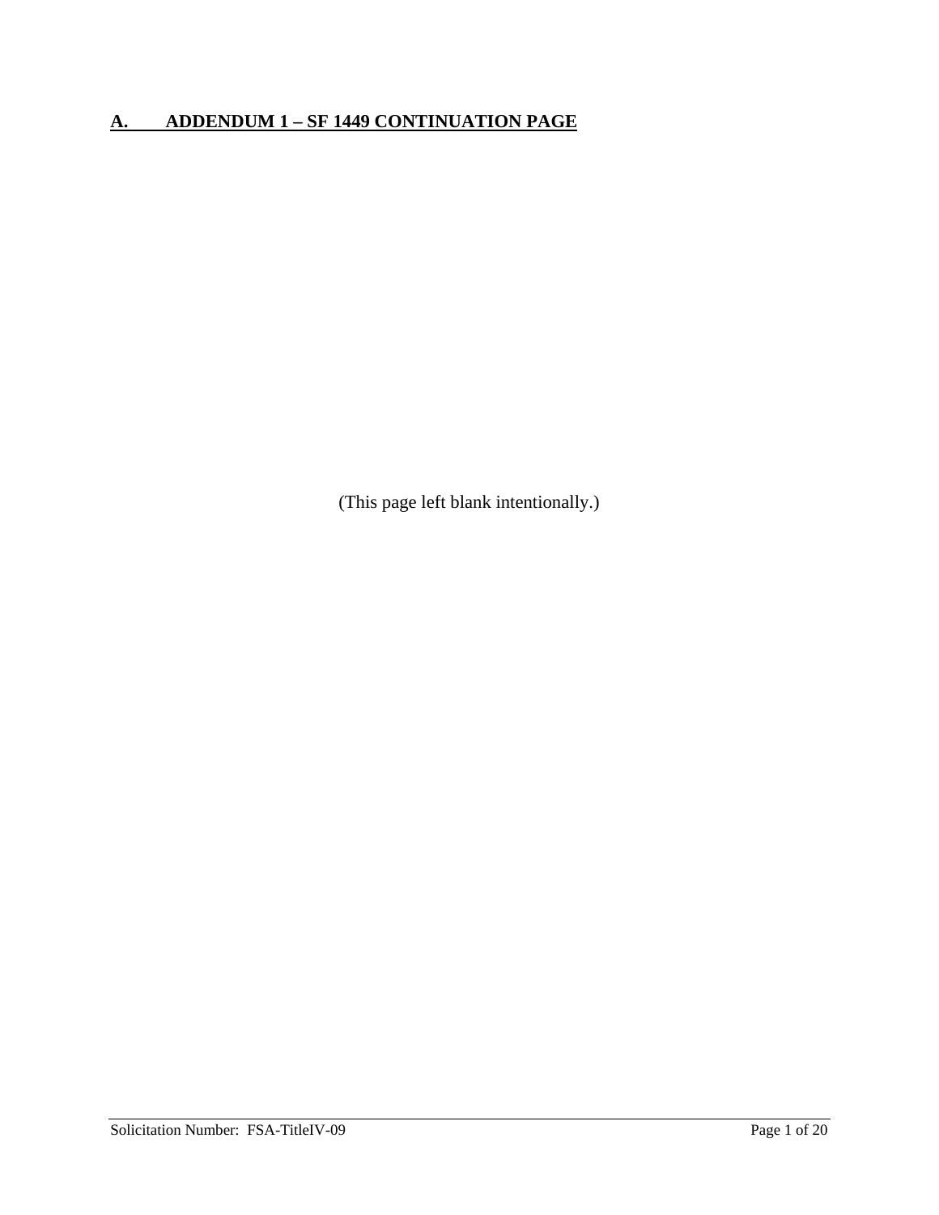## A. ADDENDUM 1 – SF 1449 CONTINUATION PAGE

(This page left blank intentionally.)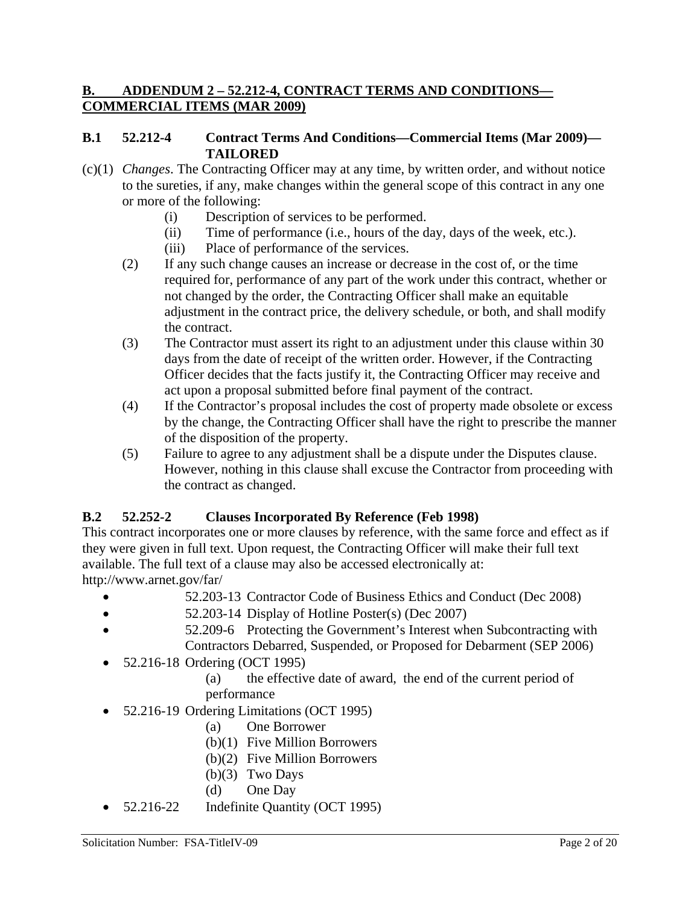## B. ADDENDUM 2 – 52.212-4, CONTRACT TERMS AND CONDITIONS—COMMERCIAL ITEMS (MAR 2009)

### B.1 52.212-4 Contract Terms And Conditions—Commercial Items (Mar 2009)—TAILORED

(c)(1) *Changes*. The Contracting Officer may at any time, by written order, and without notice to the sureties, if any, make changes within the general scope of this contract in any one or more of the following:

- (i) Description of services to be performed.
- (ii) Time of performance (i.e., hours of the day, days of the week, etc.).
- (iii) Place of performance of the services.

(2) If any such change causes an increase or decrease in the cost of, or the time required for, performance of any part of the work under this contract, whether or not changed by the order, the Contracting Officer shall make an equitable adjustment in the contract price, the delivery schedule, or both, and shall modify the contract.

(3) The Contractor must assert its right to an adjustment under this clause within 30 days from the date of receipt of the written order. However, if the Contracting Officer decides that the facts justify it, the Contracting Officer may receive and act upon a proposal submitted before final payment of the contract.

(4) If the Contractor's proposal includes the cost of property made obsolete or excess by the change, the Contracting Officer shall have the right to prescribe the manner of the disposition of the property.

(5) Failure to agree to any adjustment shall be a dispute under the Disputes clause. However, nothing in this clause shall excuse the Contractor from proceeding with the contract as changed.

### B.2 52.252-2 Clauses Incorporated By Reference (Feb 1998)

This contract incorporates one or more clauses by reference, with the same force and effect as if they were given in full text. Upon request, the Contracting Officer will make their full text available. The full text of a clause may also be accessed electronically at: http://www.arnet.gov/far/

- 52.203-13 Contractor Code of Business Ethics and Conduct (Dec 2008)
- 52.203-14 Display of Hotline Poster(s) (Dec 2007)
- 52.209-6 Protecting the Government's Interest when Subcontracting with Contractors Debarred, Suspended, or Proposed for Debarment (SEP 2006)
- 52.216-18 Ordering (OCT 1995)
  - (a) the effective date of award, the end of the current period of performance
- 52.216-19 Ordering Limitations (OCT 1995)
  - (a) One Borrower
  - (b)(1) Five Million Borrowers
  - (b)(2) Five Million Borrowers
  - (b)(3) Two Days
  - (d) One Day
- 52.216-22 Indefinite Quantity (OCT 1995)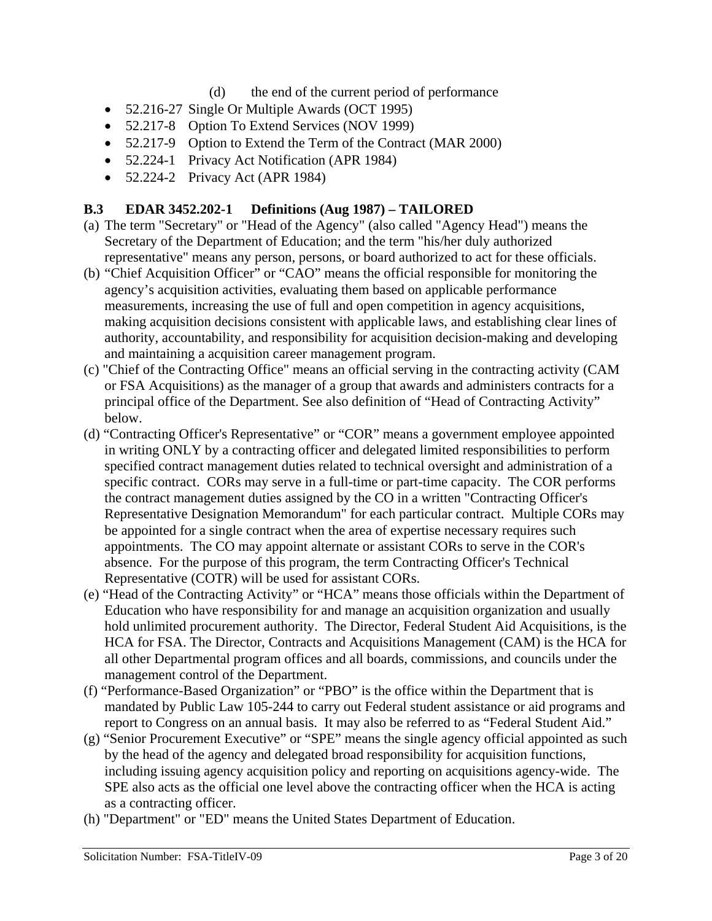(d) the end of the current period of performance

- 52.216-27 Single Or Multiple Awards (OCT 1995)
- 52.217-8 Option To Extend Services (NOV 1999)
- 52.217-9 Option to Extend the Term of the Contract (MAR 2000)
- 52.224-1 Privacy Act Notification (APR 1984)
- 52.224-2 Privacy Act (APR 1984)

## B.3 EDAR 3452.202-1 Definitions (Aug 1987) – TAILORED

(a) The term "Secretary" or "Head of the Agency" (also called "Agency Head") means the Secretary of the Department of Education; and the term "his/her duly authorized representative" means any person, persons, or board authorized to act for these officials.

(b) "Chief Acquisition Officer" or "CAO" means the official responsible for monitoring the agency's acquisition activities, evaluating them based on applicable performance measurements, increasing the use of full and open competition in agency acquisitions, making acquisition decisions consistent with applicable laws, and establishing clear lines of authority, accountability, and responsibility for acquisition decision-making and developing and maintaining a acquisition career management program.

(c) "Chief of the Contracting Office" means an official serving in the contracting activity (CAM or FSA Acquisitions) as the manager of a group that awards and administers contracts for a principal office of the Department. See also definition of "Head of Contracting Activity" below.

(d) "Contracting Officer's Representative" or "COR" means a government employee appointed in writing ONLY by a contracting officer and delegated limited responsibilities to perform specified contract management duties related to technical oversight and administration of a specific contract. CORs may serve in a full-time or part-time capacity. The COR performs the contract management duties assigned by the CO in a written "Contracting Officer's Representative Designation Memorandum" for each particular contract. Multiple CORs may be appointed for a single contract when the area of expertise necessary requires such appointments. The CO may appoint alternate or assistant CORs to serve in the COR's absence. For the purpose of this program, the term Contracting Officer's Technical Representative (COTR) will be used for assistant CORs.

(e) "Head of the Contracting Activity" or "HCA" means those officials within the Department of Education who have responsibility for and manage an acquisition organization and usually hold unlimited procurement authority. The Director, Federal Student Aid Acquisitions, is the HCA for FSA. The Director, Contracts and Acquisitions Management (CAM) is the HCA for all other Departmental program offices and all boards, commissions, and councils under the management control of the Department.

(f) "Performance-Based Organization" or "PBO" is the office within the Department that is mandated by Public Law 105-244 to carry out Federal student assistance or aid programs and report to Congress on an annual basis. It may also be referred to as "Federal Student Aid."

(g) "Senior Procurement Executive" or "SPE" means the single agency official appointed as such by the head of the agency and delegated broad responsibility for acquisition functions, including issuing agency acquisition policy and reporting on acquisitions agency-wide. The SPE also acts as the official one level above the contracting officer when the HCA is acting as a contracting officer.

(h) "Department" or "ED" means the United States Department of Education.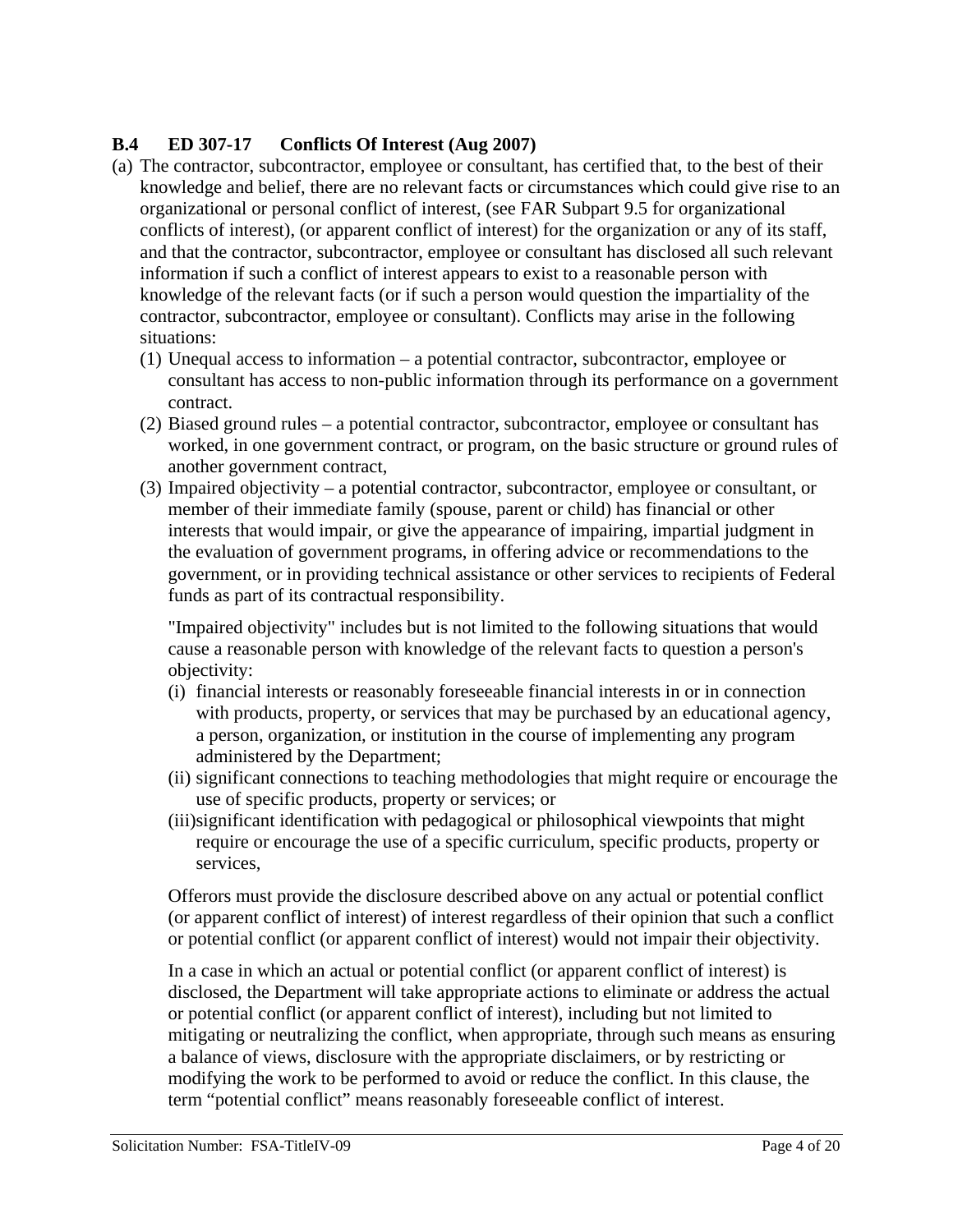### B.4 ED 307-17 Conflicts Of Interest (Aug 2007)

(a) The contractor, subcontractor, employee or consultant, has certified that, to the best of their knowledge and belief, there are no relevant facts or circumstances which could give rise to an organizational or personal conflict of interest, (see FAR Subpart 9.5 for organizational conflicts of interest), (or apparent conflict of interest) for the organization or any of its staff, and that the contractor, subcontractor, employee or consultant has disclosed all such relevant information if such a conflict of interest appears to exist to a reasonable person with knowledge of the relevant facts (or if such a person would question the impartiality of the contractor, subcontractor, employee or consultant). Conflicts may arise in the following situations:

   (1) Unequal access to information – a potential contractor, subcontractor, employee or consultant has access to non-public information through its performance on a government contract.

   (2) Biased ground rules – a potential contractor, subcontractor, employee or consultant has worked, in one government contract, or program, on the basic structure or ground rules of another government contract,

   (3) Impaired objectivity – a potential contractor, subcontractor, employee or consultant, or member of their immediate family (spouse, parent or child) has financial or other interests that would impair, or give the appearance of impairing, impartial judgment in the evaluation of government programs, in offering advice or recommendations to the government, or in providing technical assistance or other services to recipients of Federal funds as part of its contractual responsibility.

   "Impaired objectivity" includes but is not limited to the following situations that would cause a reasonable person with knowledge of the relevant facts to question a person's objectivity:

   (i) financial interests or reasonably foreseeable financial interests in or in connection with products, property, or services that may be purchased by an educational agency, a person, organization, or institution in the course of implementing any program administered by the Department;

   (ii) significant connections to teaching methodologies that might require or encourage the use of specific products, property or services; or

   (iii) significant identification with pedagogical or philosophical viewpoints that might require or encourage the use of a specific curriculum, specific products, property or services,

   Offerors must provide the disclosure described above on any actual or potential conflict (or apparent conflict of interest) of interest regardless of their opinion that such a conflict or potential conflict (or apparent conflict of interest) would not impair their objectivity.

   In a case in which an actual or potential conflict (or apparent conflict of interest) is disclosed, the Department will take appropriate actions to eliminate or address the actual or potential conflict (or apparent conflict of interest), including but not limited to mitigating or neutralizing the conflict, when appropriate, through such means as ensuring a balance of views, disclosure with the appropriate disclaimers, or by restricting or modifying the work to be performed to avoid or reduce the conflict. In this clause, the term "potential conflict" means reasonably foreseeable conflict of interest.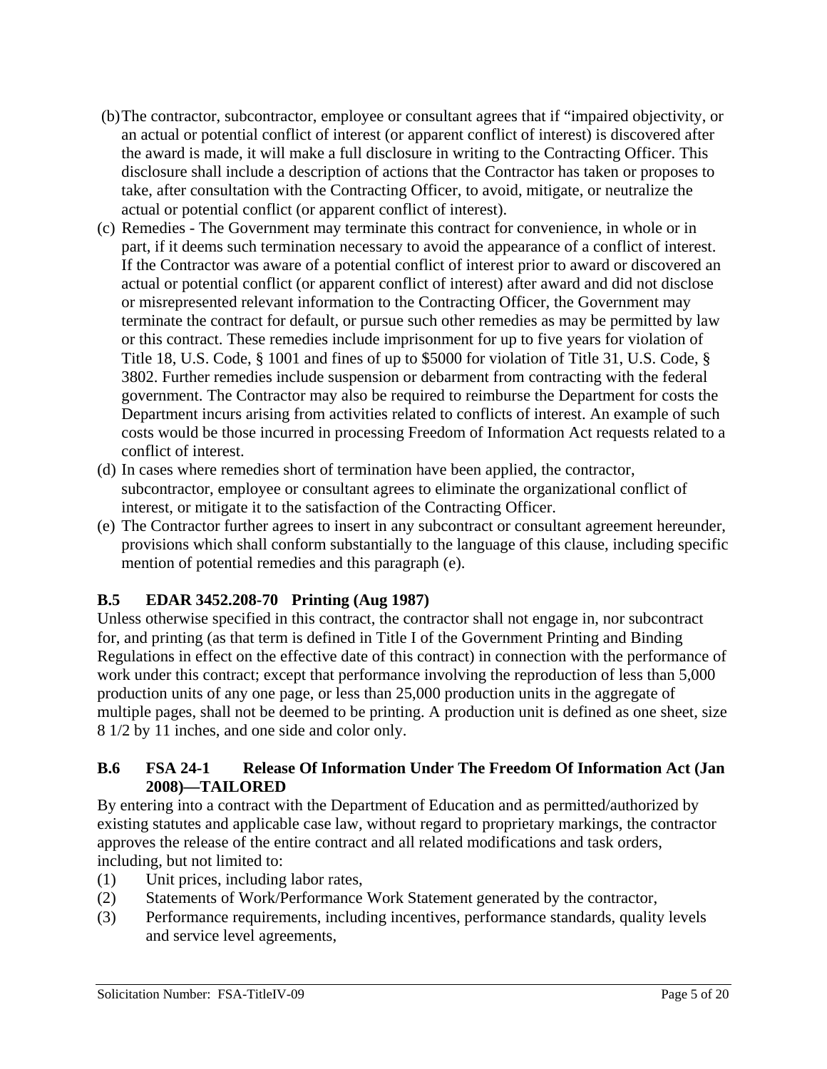(b) The contractor, subcontractor, employee or consultant agrees that if "impaired objectivity, or an actual or potential conflict of interest (or apparent conflict of interest) is discovered after the award is made, it will make a full disclosure in writing to the Contracting Officer. This disclosure shall include a description of actions that the Contractor has taken or proposes to take, after consultation with the Contracting Officer, to avoid, mitigate, or neutralize the actual or potential conflict (or apparent conflict of interest).

(c) Remedies - The Government may terminate this contract for convenience, in whole or in part, if it deems such termination necessary to avoid the appearance of a conflict of interest. If the Contractor was aware of a potential conflict of interest prior to award or discovered an actual or potential conflict (or apparent conflict of interest) after award and did not disclose or misrepresented relevant information to the Contracting Officer, the Government may terminate the contract for default, or pursue such other remedies as may be permitted by law or this contract. These remedies include imprisonment for up to five years for violation of Title 18, U.S. Code, § 1001 and fines of up to $5000 for violation of Title 31, U.S. Code, § 3802. Further remedies include suspension or debarment from contracting with the federal government. The Contractor may also be required to reimburse the Department for costs the Department incurs arising from activities related to conflicts of interest. An example of such costs would be those incurred in processing Freedom of Information Act requests related to a conflict of interest.

(d) In cases where remedies short of termination have been applied, the contractor, subcontractor, employee or consultant agrees to eliminate the organizational conflict of interest, or mitigate it to the satisfaction of the Contracting Officer.

(e) The Contractor further agrees to insert in any subcontract or consultant agreement hereunder, provisions which shall conform substantially to the language of this clause, including specific mention of potential remedies and this paragraph (e).

### B.5 EDAR 3452.208-70 Printing (Aug 1987)

Unless otherwise specified in this contract, the contractor shall not engage in, nor subcontract for, and printing (as that term is defined in Title I of the Government Printing and Binding Regulations in effect on the effective date of this contract) in connection with the performance of work under this contract; except that performance involving the reproduction of less than 5,000 production units of any one page, or less than 25,000 production units in the aggregate of multiple pages, shall not be deemed to be printing. A production unit is defined as one sheet, size 8 1/2 by 11 inches, and one side and color only.

### B.6 FSA 24-1 Release Of Information Under The Freedom Of Information Act (Jan 2008)—TAILORED

By entering into a contract with the Department of Education and as permitted/authorized by existing statutes and applicable case law, without regard to proprietary markings, the contractor approves the release of the entire contract and all related modifications and task orders, including, but not limited to:

(1) Unit prices, including labor rates,

(2) Statements of Work/Performance Work Statement generated by the contractor,

(3) Performance requirements, including incentives, performance standards, quality levels and service level agreements,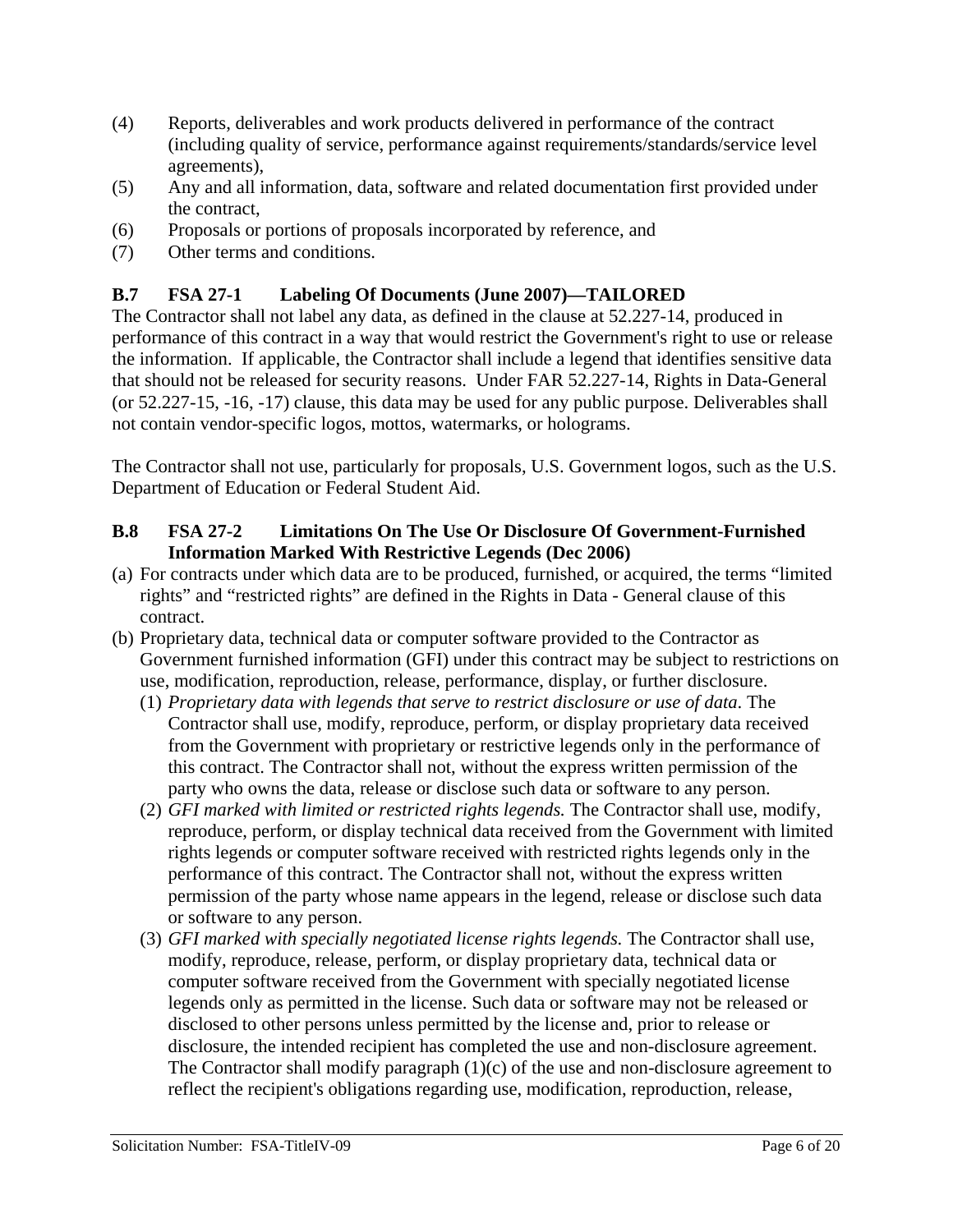(4) Reports, deliverables and work products delivered in performance of the contract (including quality of service, performance against requirements/standards/service level agreements),
(5) Any and all information, data, software and related documentation first provided under the contract,
(6) Proposals or portions of proposals incorporated by reference, and
(7) Other terms and conditions.

### B.7 FSA 27-1 Labeling Of Documents (June 2007)—TAILORED

The Contractor shall not label any data, as defined in the clause at 52.227-14, produced in performance of this contract in a way that would restrict the Government's right to use or release the information. If applicable, the Contractor shall include a legend that identifies sensitive data that should not be released for security reasons. Under FAR 52.227-14, Rights in Data-General (or 52.227-15, -16, -17) clause, this data may be used for any public purpose. Deliverables shall not contain vendor-specific logos, mottos, watermarks, or holograms.

The Contractor shall not use, particularly for proposals, U.S. Government logos, such as the U.S. Department of Education or Federal Student Aid.

### B.8 FSA 27-2 Limitations On The Use Or Disclosure Of Government-Furnished Information Marked With Restrictive Legends (Dec 2006)

(a) For contracts under which data are to be produced, furnished, or acquired, the terms "limited rights" and "restricted rights" are defined in the Rights in Data - General clause of this contract.

(b) Proprietary data, technical data or computer software provided to the Contractor as Government furnished information (GFI) under this contract may be subject to restrictions on use, modification, reproduction, release, performance, display, or further disclosure.

(1) *Proprietary data with legends that serve to restrict disclosure or use of data.* The Contractor shall use, modify, reproduce, perform, or display proprietary data received from the Government with proprietary or restrictive legends only in the performance of this contract. The Contractor shall not, without the express written permission of the party who owns the data, release or disclose such data or software to any person.

(2) *GFI marked with limited or restricted rights legends.* The Contractor shall use, modify, reproduce, perform, or display technical data received from the Government with limited rights legends or computer software received with restricted rights legends only in the performance of this contract. The Contractor shall not, without the express written permission of the party whose name appears in the legend, release or disclose such data or software to any person.

(3) *GFI marked with specially negotiated license rights legends.* The Contractor shall use, modify, reproduce, release, perform, or display proprietary data, technical data or computer software received from the Government with specially negotiated license legends only as permitted in the license. Such data or software may not be released or disclosed to other persons unless permitted by the license and, prior to release or disclosure, the intended recipient has completed the use and non-disclosure agreement. The Contractor shall modify paragraph (1)(c) of the use and non-disclosure agreement to reflect the recipient's obligations regarding use, modification, reproduction, release,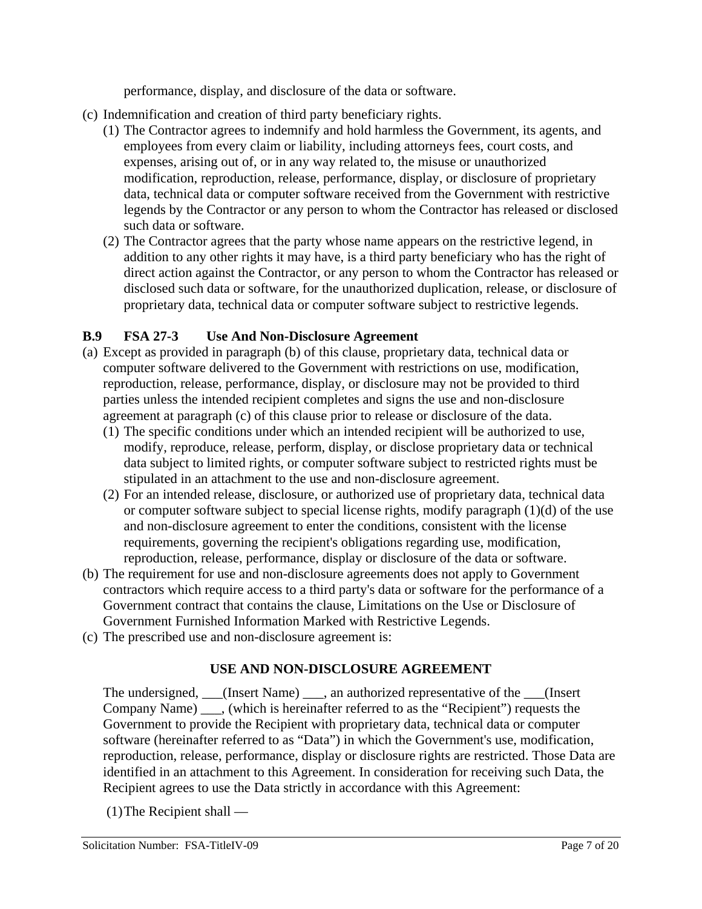performance, display, and disclosure of the data or software.

(c) Indemnification and creation of third party beneficiary rights.

(1) The Contractor agrees to indemnify and hold harmless the Government, its agents, and employees from every claim or liability, including attorneys fees, court costs, and expenses, arising out of, or in any way related to, the misuse or unauthorized modification, reproduction, release, performance, display, or disclosure of proprietary data, technical data or computer software received from the Government with restrictive legends by the Contractor or any person to whom the Contractor has released or disclosed such data or software.

(2) The Contractor agrees that the party whose name appears on the restrictive legend, in addition to any other rights it may have, is a third party beneficiary who has the right of direct action against the Contractor, or any person to whom the Contractor has released or disclosed such data or software, for the unauthorized duplication, release, or disclosure of proprietary data, technical data or computer software subject to restrictive legends.

### B.9 FSA 27-3 Use And Non-Disclosure Agreement

(a) Except as provided in paragraph (b) of this clause, proprietary data, technical data or computer software delivered to the Government with restrictions on use, modification, reproduction, release, performance, display, or disclosure may not be provided to third parties unless the intended recipient completes and signs the use and non-disclosure agreement at paragraph (c) of this clause prior to release or disclosure of the data.

(1) The specific conditions under which an intended recipient will be authorized to use, modify, reproduce, release, perform, display, or disclose proprietary data or technical data subject to limited rights, or computer software subject to restricted rights must be stipulated in an attachment to the use and non-disclosure agreement.

(2) For an intended release, disclosure, or authorized use of proprietary data, technical data or computer software subject to special license rights, modify paragraph (1)(d) of the use and non-disclosure agreement to enter the conditions, consistent with the license requirements, governing the recipient's obligations regarding use, modification, reproduction, release, performance, display or disclosure of the data or software.

(b) The requirement for use and non-disclosure agreements does not apply to Government contractors which require access to a third party's data or software for the performance of a Government contract that contains the clause, Limitations on the Use or Disclosure of Government Furnished Information Marked with Restrictive Legends.

(c) The prescribed use and non-disclosure agreement is:

**USE AND NON-DISCLOSURE AGREEMENT**

The undersigned, ___(Insert Name) ___, an authorized representative of the ___(Insert Company Name) ___, (which is hereinafter referred to as the "Recipient") requests the Government to provide the Recipient with proprietary data, technical data or computer software (hereinafter referred to as "Data") in which the Government's use, modification, reproduction, release, performance, display or disclosure rights are restricted. Those Data are identified in an attachment to this Agreement. In consideration for receiving such Data, the Recipient agrees to use the Data strictly in accordance with this Agreement:

(1) The Recipient shall —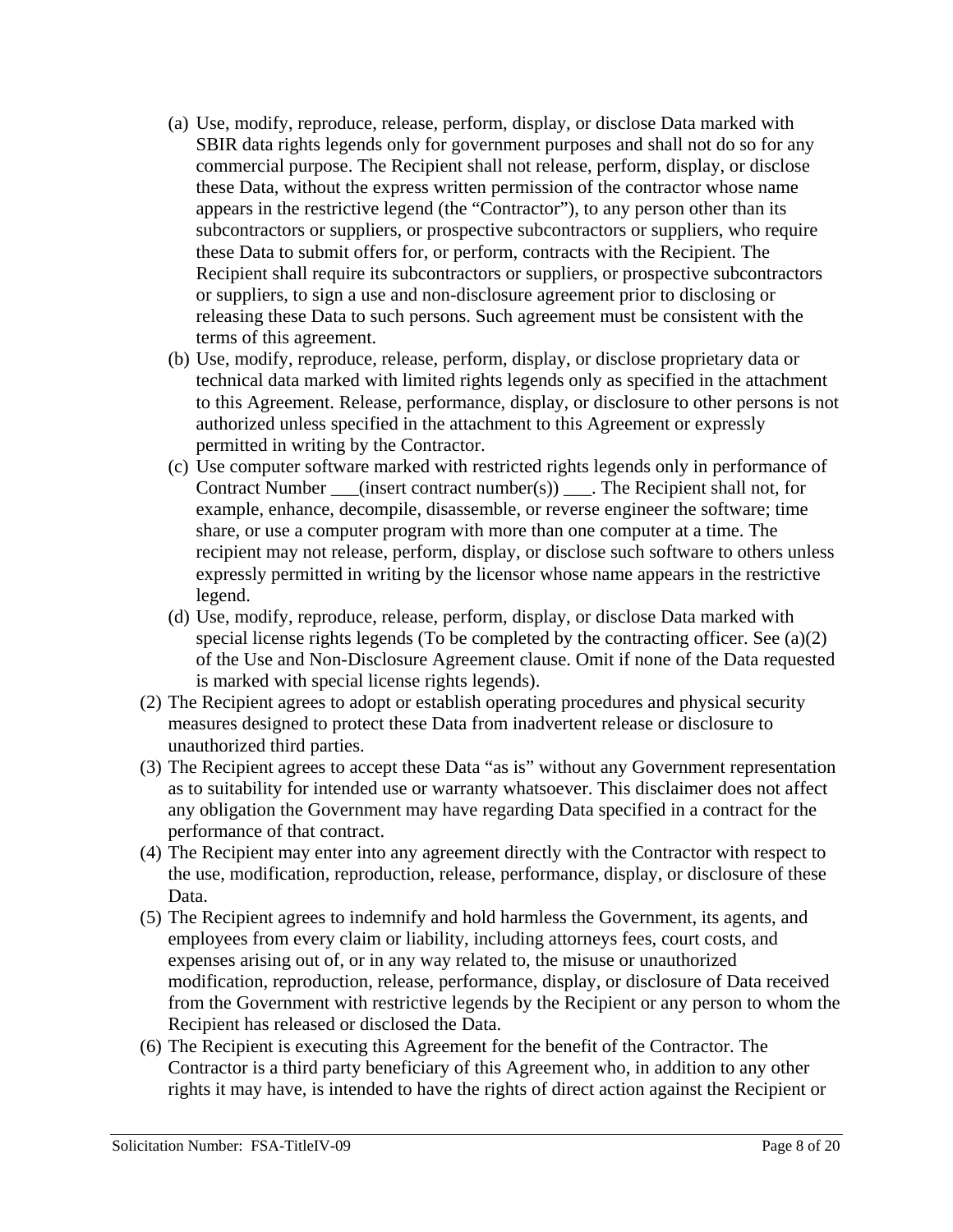(a) Use, modify, reproduce, release, perform, display, or disclose Data marked with SBIR data rights legends only for government purposes and shall not do so for any commercial purpose. The Recipient shall not release, perform, display, or disclose these Data, without the express written permission of the contractor whose name appears in the restrictive legend (the "Contractor"), to any person other than its subcontractors or suppliers, or prospective subcontractors or suppliers, who require these Data to submit offers for, or perform, contracts with the Recipient. The Recipient shall require its subcontractors or suppliers, or prospective subcontractors or suppliers, to sign a use and non-disclosure agreement prior to disclosing or releasing these Data to such persons. Such agreement must be consistent with the terms of this agreement.

(b) Use, modify, reproduce, release, perform, display, or disclose proprietary data or technical data marked with limited rights legends only as specified in the attachment to this Agreement. Release, performance, display, or disclosure to other persons is not authorized unless specified in the attachment to this Agreement or expressly permitted in writing by the Contractor.

(c) Use computer software marked with restricted rights legends only in performance of Contract Number ___(insert contract number(s)) ___. The Recipient shall not, for example, enhance, decompile, disassemble, or reverse engineer the software; time share, or use a computer program with more than one computer at a time. The recipient may not release, perform, display, or disclose such software to others unless expressly permitted in writing by the licensor whose name appears in the restrictive legend.

(d) Use, modify, reproduce, release, perform, display, or disclose Data marked with special license rights legends (To be completed by the contracting officer. See (a)(2) of the Use and Non-Disclosure Agreement clause. Omit if none of the Data requested is marked with special license rights legends).

(2) The Recipient agrees to adopt or establish operating procedures and physical security measures designed to protect these Data from inadvertent release or disclosure to unauthorized third parties.

(3) The Recipient agrees to accept these Data "as is" without any Government representation as to suitability for intended use or warranty whatsoever. This disclaimer does not affect any obligation the Government may have regarding Data specified in a contract for the performance of that contract.

(4) The Recipient may enter into any agreement directly with the Contractor with respect to the use, modification, reproduction, release, performance, display, or disclosure of these Data.

(5) The Recipient agrees to indemnify and hold harmless the Government, its agents, and employees from every claim or liability, including attorneys fees, court costs, and expenses arising out of, or in any way related to, the misuse or unauthorized modification, reproduction, release, performance, display, or disclosure of Data received from the Government with restrictive legends by the Recipient or any person to whom the Recipient has released or disclosed the Data.

(6) The Recipient is executing this Agreement for the benefit of the Contractor. The Contractor is a third party beneficiary of this Agreement who, in addition to any other rights it may have, is intended to have the rights of direct action against the Recipient or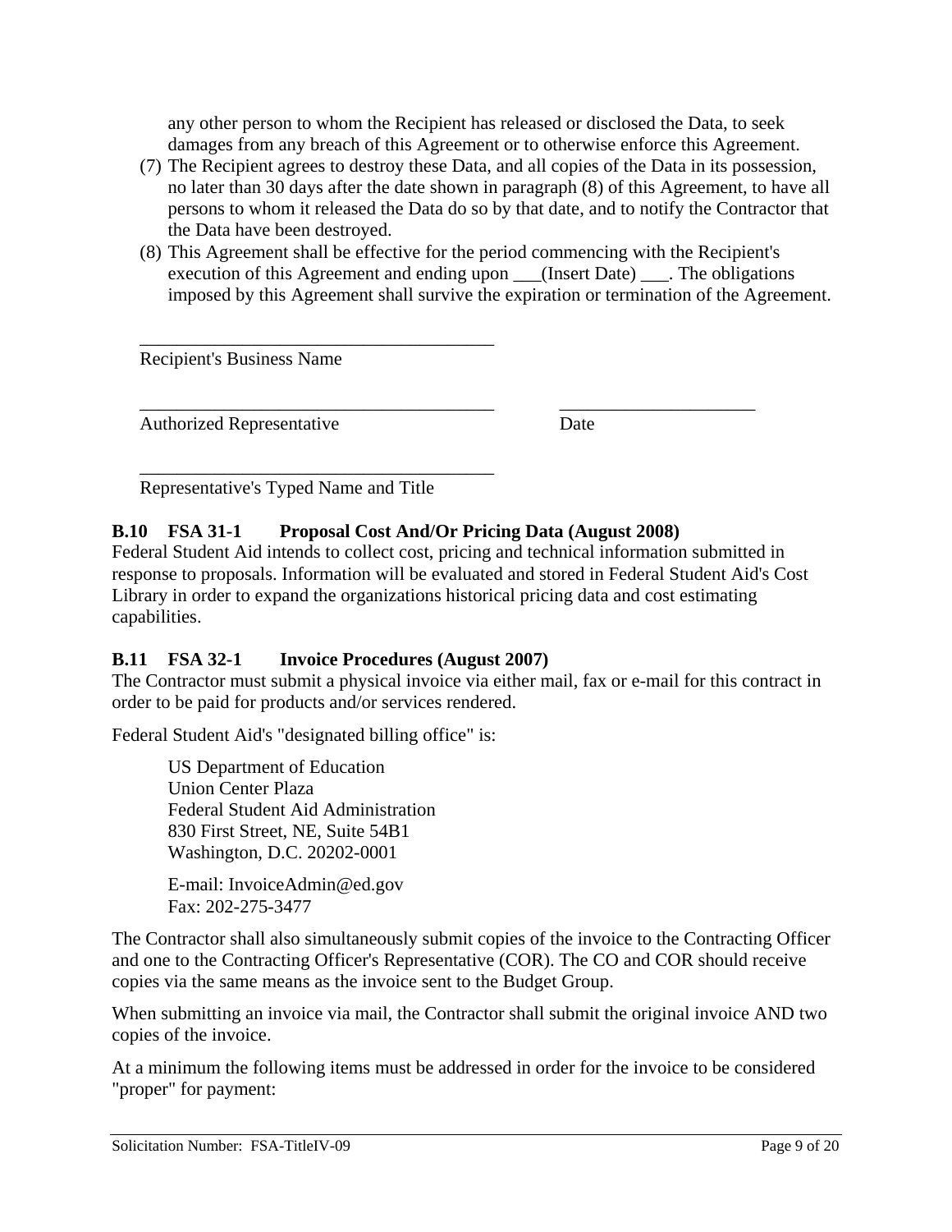any other person to whom the Recipient has released or disclosed the Data, to seek damages from any breach of this Agreement or to otherwise enforce this Agreement.

(7) The Recipient agrees to destroy these Data, and all copies of the Data in its possession, no later than 30 days after the date shown in paragraph (8) of this Agreement, to have all persons to whom it released the Data do so by that date, and to notify the Contractor that the Data have been destroyed.

(8) This Agreement shall be effective for the period commencing with the Recipient's execution of this Agreement and ending upon ___(Insert Date) ___. The obligations imposed by this Agreement shall survive the expiration or termination of the Agreement.

_______________________________________
Recipient's Business Name

_______________________________________ _____________________
Authorized Representative Date

_______________________________________
Representative's Typed Name and Title

**B.10 FSA 31-1 Proposal Cost And/Or Pricing Data (August 2008)**

Federal Student Aid intends to collect cost, pricing and technical information submitted in response to proposals. Information will be evaluated and stored in Federal Student Aid's Cost Library in order to expand the organizations historical pricing data and cost estimating capabilities.

**B.11 FSA 32-1 Invoice Procedures (August 2007)**

The Contractor must submit a physical invoice via either mail, fax or e-mail for this contract in order to be paid for products and/or services rendered.

Federal Student Aid's "designated billing office" is:

US Department of Education
Union Center Plaza
Federal Student Aid Administration
830 First Street, NE, Suite 54B1
Washington, D.C. 20202-0001

E-mail: InvoiceAdmin@ed.gov
Fax: 202-275-3477

The Contractor shall also simultaneously submit copies of the invoice to the Contracting Officer and one to the Contracting Officer's Representative (COR). The CO and COR should receive copies via the same means as the invoice sent to the Budget Group.

When submitting an invoice via mail, the Contractor shall submit the original invoice AND two copies of the invoice.

At a minimum the following items must be addressed in order for the invoice to be considered "proper" for payment: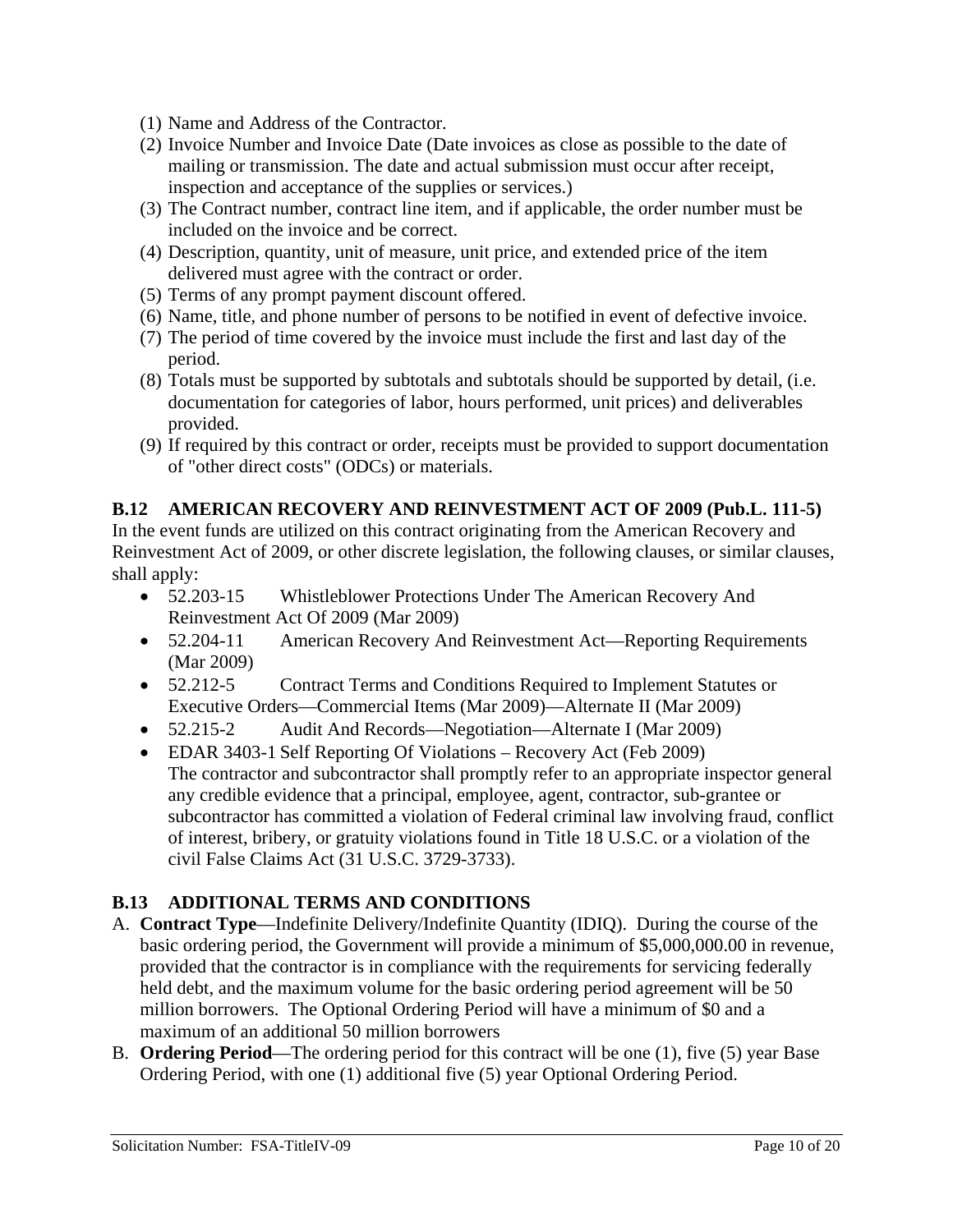(1) Name and Address of the Contractor.
(2) Invoice Number and Invoice Date (Date invoices as close as possible to the date of mailing or transmission. The date and actual submission must occur after receipt, inspection and acceptance of the supplies or services.)
(3) The Contract number, contract line item, and if applicable, the order number must be included on the invoice and be correct.
(4) Description, quantity, unit of measure, unit price, and extended price of the item delivered must agree with the contract or order.
(5) Terms of any prompt payment discount offered.
(6) Name, title, and phone number of persons to be notified in event of defective invoice.
(7) The period of time covered by the invoice must include the first and last day of the period.
(8) Totals must be supported by subtotals and subtotals should be supported by detail, (i.e. documentation for categories of labor, hours performed, unit prices) and deliverables provided.
(9) If required by this contract or order, receipts must be provided to support documentation of "other direct costs" (ODCs) or materials.

### B.12 AMERICAN RECOVERY AND REINVESTMENT ACT OF 2009 (Pub.L. 111-5)

In the event funds are utilized on this contract originating from the American Recovery and Reinvestment Act of 2009, or other discrete legislation, the following clauses, or similar clauses, shall apply:

- 52.203-15 Whistleblower Protections Under The American Recovery And Reinvestment Act Of 2009 (Mar 2009)
- 52.204-11 American Recovery And Reinvestment Act—Reporting Requirements (Mar 2009)
- 52.212-5 Contract Terms and Conditions Required to Implement Statutes or Executive Orders—Commercial Items (Mar 2009)—Alternate II (Mar 2009)
- 52.215-2 Audit And Records—Negotiation—Alternate I (Mar 2009)
- EDAR 3403-1 Self Reporting Of Violations – Recovery Act (Feb 2009)
  The contractor and subcontractor shall promptly refer to an appropriate inspector general any credible evidence that a principal, employee, agent, contractor, sub-grantee or subcontractor has committed a violation of Federal criminal law involving fraud, conflict of interest, bribery, or gratuity violations found in Title 18 U.S.C. or a violation of the civil False Claims Act (31 U.S.C. 3729-3733).

### B.13 ADDITIONAL TERMS AND CONDITIONS

A. **Contract Type**—Indefinite Delivery/Indefinite Quantity (IDIQ). During the course of the basic ordering period, the Government will provide a minimum of $5,000,000.00 in revenue, provided that the contractor is in compliance with the requirements for servicing federally held debt, and the maximum volume for the basic ordering period agreement will be 50 million borrowers. The Optional Ordering Period will have a minimum of $0 and a maximum of an additional 50 million borrowers
B. **Ordering Period**—The ordering period for this contract will be one (1), five (5) year Base Ordering Period, with one (1) additional five (5) year Optional Ordering Period.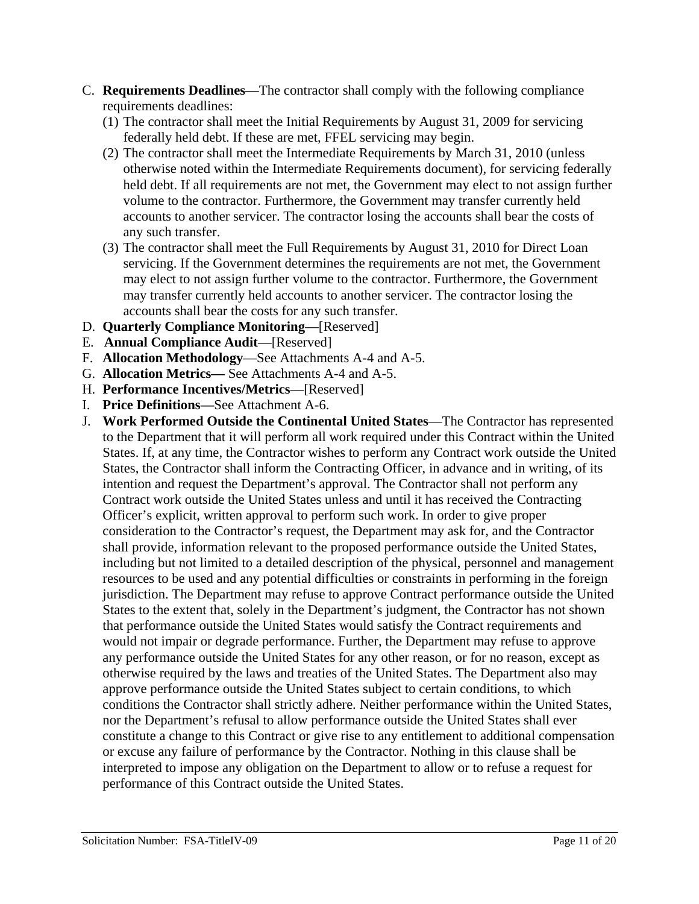C. **Requirements Deadlines**—The contractor shall comply with the following compliance requirements deadlines:
   (1) The contractor shall meet the Initial Requirements by August 31, 2009 for servicing federally held debt. If these are met, FFEL servicing may begin.
   (2) The contractor shall meet the Intermediate Requirements by March 31, 2010 (unless otherwise noted within the Intermediate Requirements document), for servicing federally held debt. If all requirements are not met, the Government may elect to not assign further volume to the contractor. Furthermore, the Government may transfer currently held accounts to another servicer. The contractor losing the accounts shall bear the costs of any such transfer.
   (3) The contractor shall meet the Full Requirements by August 31, 2010 for Direct Loan servicing. If the Government determines the requirements are not met, the Government may elect to not assign further volume to the contractor. Furthermore, the Government may transfer currently held accounts to another servicer. The contractor losing the accounts shall bear the costs for any such transfer.

D. **Quarterly Compliance Monitoring**—[Reserved]

E. **Annual Compliance Audit**—[Reserved]

F. **Allocation Methodology**—See Attachments A-4 and A-5.

G. **Allocation Metrics—** See Attachments A-4 and A-5.

H. **Performance Incentives/Metrics**—[Reserved]

I. **Price Definitions—**See Attachment A-6.

J. **Work Performed Outside the Continental United States**—The Contractor has represented to the Department that it will perform all work required under this Contract within the United States. If, at any time, the Contractor wishes to perform any Contract work outside the United States, the Contractor shall inform the Contracting Officer, in advance and in writing, of its intention and request the Department's approval. The Contractor shall not perform any Contract work outside the United States unless and until it has received the Contracting Officer's explicit, written approval to perform such work. In order to give proper consideration to the Contractor's request, the Department may ask for, and the Contractor shall provide, information relevant to the proposed performance outside the United States, including but not limited to a detailed description of the physical, personnel and management resources to be used and any potential difficulties or constraints in performing in the foreign jurisdiction. The Department may refuse to approve Contract performance outside the United States to the extent that, solely in the Department's judgment, the Contractor has not shown that performance outside the United States would satisfy the Contract requirements and would not impair or degrade performance. Further, the Department may refuse to approve any performance outside the United States for any other reason, or for no reason, except as otherwise required by the laws and treaties of the United States. The Department also may approve performance outside the United States subject to certain conditions, to which conditions the Contractor shall strictly adhere. Neither performance within the United States, nor the Department's refusal to allow performance outside the United States shall ever constitute a change to this Contract or give rise to any entitlement to additional compensation or excuse any failure of performance by the Contractor. Nothing in this clause shall be interpreted to impose any obligation on the Department to allow or to refuse a request for performance of this Contract outside the United States.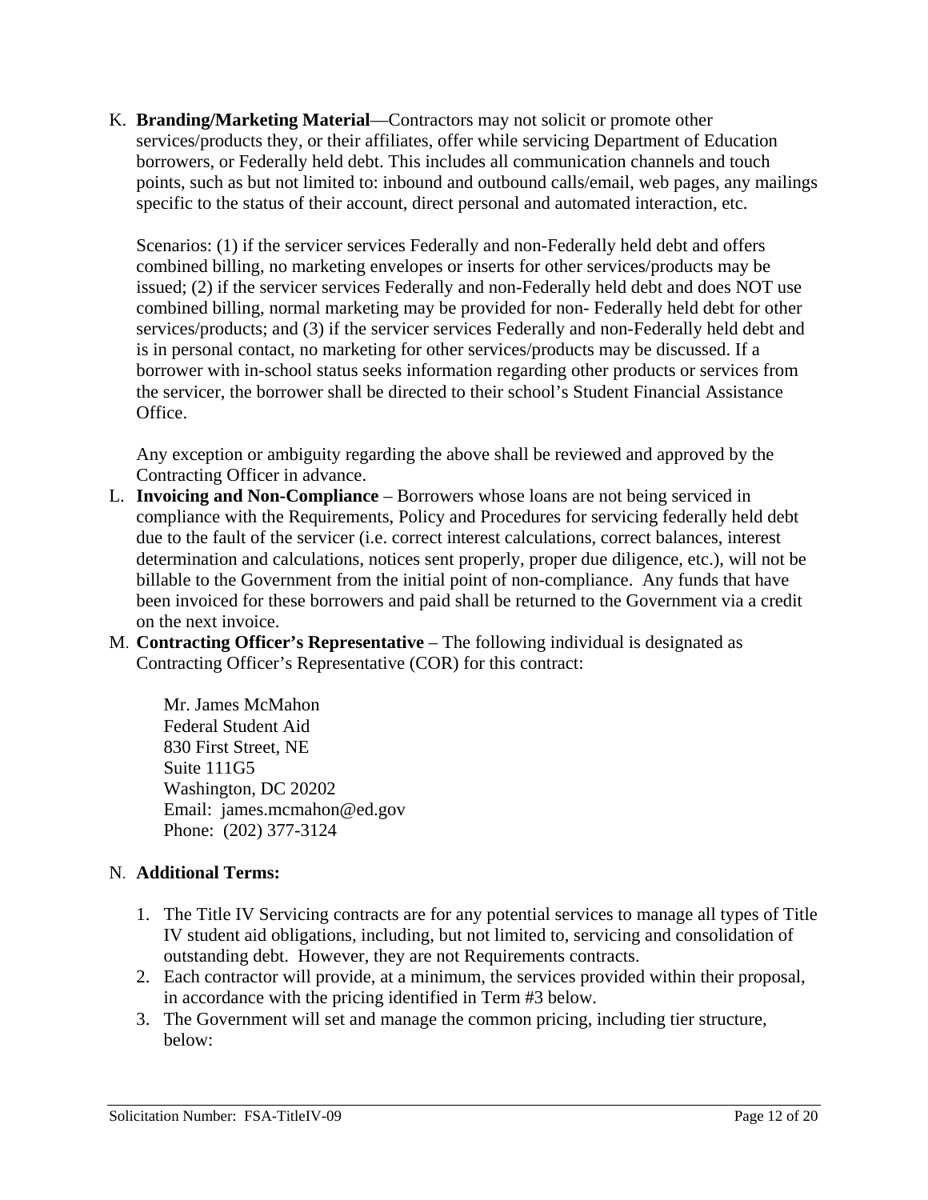K. **Branding/Marketing Material**—Contractors may not solicit or promote other services/products they, or their affiliates, offer while servicing Department of Education borrowers, or Federally held debt. This includes all communication channels and touch points, such as but not limited to: inbound and outbound calls/email, web pages, any mailings specific to the status of their account, direct personal and automated interaction, etc.

   Scenarios: (1) if the servicer services Federally and non-Federally held debt and offers combined billing, no marketing envelopes or inserts for other services/products may be issued; (2) if the servicer services Federally and non-Federally held debt and does NOT use combined billing, normal marketing may be provided for non- Federally held debt for other services/products; and (3) if the servicer services Federally and non-Federally held debt and is in personal contact, no marketing for other services/products may be discussed. If a borrower with in-school status seeks information regarding other products or services from the servicer, the borrower shall be directed to their school's Student Financial Assistance Office.

   Any exception or ambiguity regarding the above shall be reviewed and approved by the Contracting Officer in advance.

L. **Invoicing and Non-Compliance** – Borrowers whose loans are not being serviced in compliance with the Requirements, Policy and Procedures for servicing federally held debt due to the fault of the servicer (i.e. correct interest calculations, correct balances, interest determination and calculations, notices sent properly, proper due diligence, etc.), will not be billable to the Government from the initial point of non-compliance. Any funds that have been invoiced for these borrowers and paid shall be returned to the Government via a credit on the next invoice.

M. **Contracting Officer's Representative** – The following individual is designated as Contracting Officer's Representative (COR) for this contract:

   Mr. James McMahon
   Federal Student Aid
   830 First Street, NE
   Suite 111G5
   Washington, DC 20202
   Email: james.mcmahon@ed.gov
   Phone: (202) 377-3124

N. **Additional Terms:**

   1. The Title IV Servicing contracts are for any potential services to manage all types of Title IV student aid obligations, including, but not limited to, servicing and consolidation of outstanding debt. However, they are not Requirements contracts.
   2. Each contractor will provide, at a minimum, the services provided within their proposal, in accordance with the pricing identified in Term #3 below.
   3. The Government will set and manage the common pricing, including tier structure, below: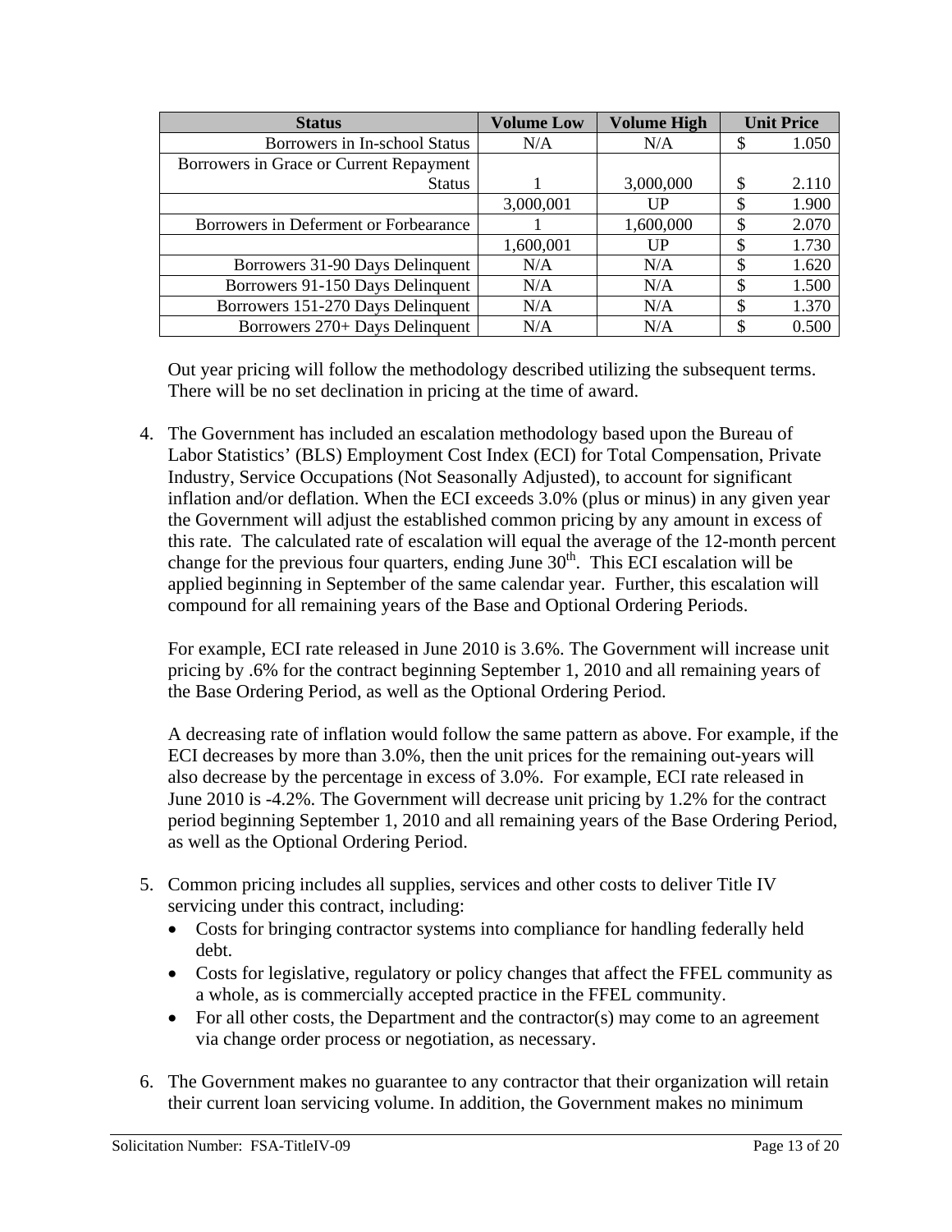| Status | Volume Low | Volume High | Unit Price |
| --- | --- | --- | --- |
| Borrowers in In-school Status | N/A | N/A | $ 1.050 |
| Borrowers in Grace or Current Repayment Status | 1 | 3,000,000 | $ 2.110 |
| | 3,000,001 | UP | $ 1.900 |
| Borrowers in Deferment or Forbearance | 1 | 1,600,000 | $ 2.070 |
| | 1,600,001 | UP | $ 1.730 |
| Borrowers 31-90 Days Delinquent | N/A | N/A | $ 1.620 |
| Borrowers 91-150 Days Delinquent | N/A | N/A | $ 1.500 |
| Borrowers 151-270 Days Delinquent | N/A | N/A | $ 1.370 |
| Borrowers 270+ Days Delinquent | N/A | N/A | $ 0.500 |

Out year pricing will follow the methodology described utilizing the subsequent terms. There will be no set declination in pricing at the time of award.

4. The Government has included an escalation methodology based upon the Bureau of Labor Statistics' (BLS) Employment Cost Index (ECI) for Total Compensation, Private Industry, Service Occupations (Not Seasonally Adjusted), to account for significant inflation and/or deflation. When the ECI exceeds 3.0% (plus or minus) in any given year the Government will adjust the established common pricing by any amount in excess of this rate. The calculated rate of escalation will equal the average of the 12-month percent change for the previous four quarters, ending June 30th. This ECI escalation will be applied beginning in September of the same calendar year. Further, this escalation will compound for all remaining years of the Base and Optional Ordering Periods.

   For example, ECI rate released in June 2010 is 3.6%. The Government will increase unit pricing by .6% for the contract beginning September 1, 2010 and all remaining years of the Base Ordering Period, as well as the Optional Ordering Period.

   A decreasing rate of inflation would follow the same pattern as above. For example, if the ECI decreases by more than 3.0%, then the unit prices for the remaining out-years will also decrease by the percentage in excess of 3.0%. For example, ECI rate released in June 2010 is -4.2%. The Government will decrease unit pricing by 1.2% for the contract period beginning September 1, 2010 and all remaining years of the Base Ordering Period, as well as the Optional Ordering Period.

5. Common pricing includes all supplies, services and other costs to deliver Title IV servicing under this contract, including:
   - Costs for bringing contractor systems into compliance for handling federally held debt.
   - Costs for legislative, regulatory or policy changes that affect the FFEL community as a whole, as is commercially accepted practice in the FFEL community.
   - For all other costs, the Department and the contractor(s) may come to an agreement via change order process or negotiation, as necessary.

6. The Government makes no guarantee to any contractor that their organization will retain their current loan servicing volume. In addition, the Government makes no minimum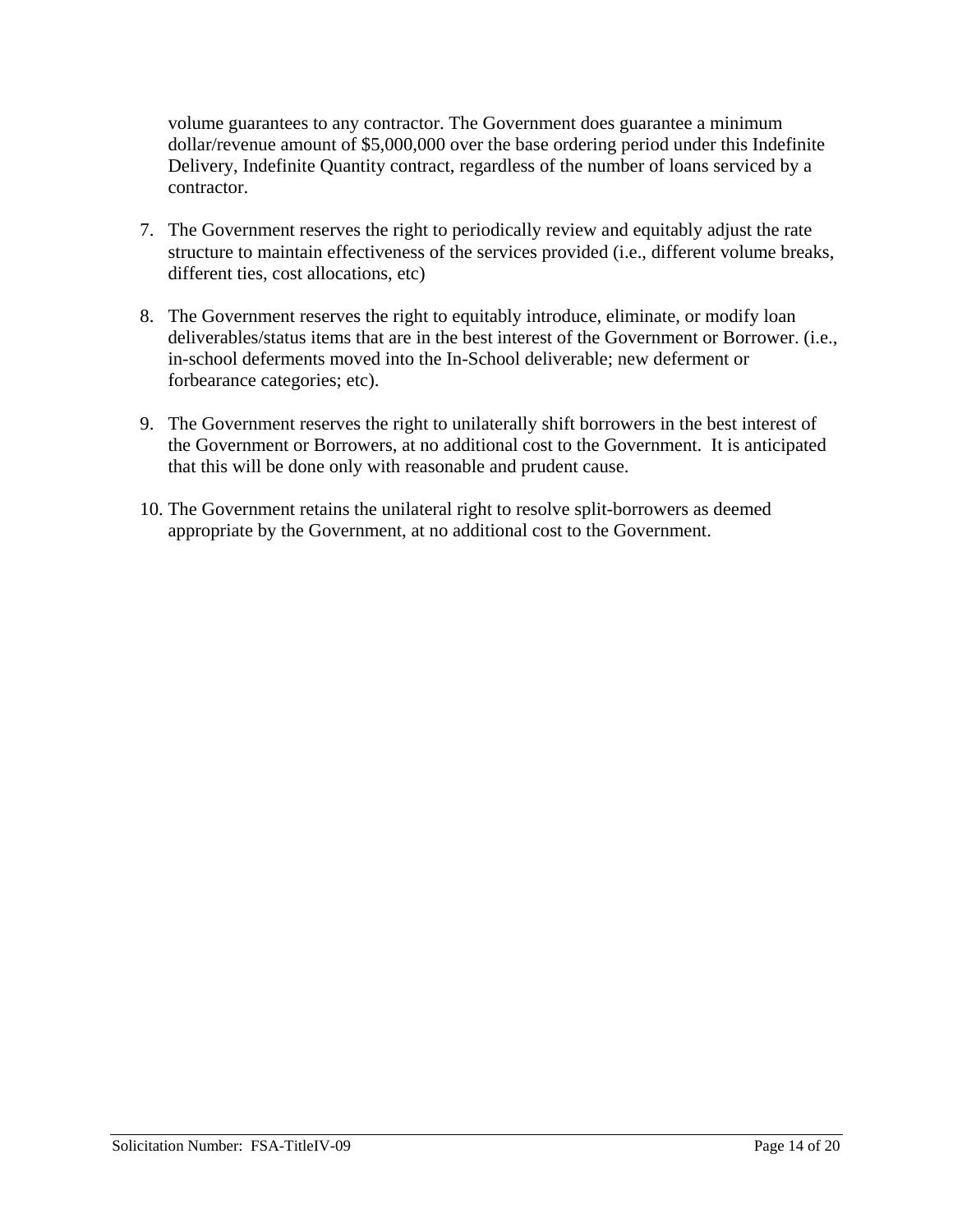volume guarantees to any contractor. The Government does guarantee a minimum dollar/revenue amount of $5,000,000 over the base ordering period under this Indefinite Delivery, Indefinite Quantity contract, regardless of the number of loans serviced by a contractor.

7. The Government reserves the right to periodically review and equitably adjust the rate structure to maintain effectiveness of the services provided (i.e., different volume breaks, different ties, cost allocations, etc)

8. The Government reserves the right to equitably introduce, eliminate, or modify loan deliverables/status items that are in the best interest of the Government or Borrower. (i.e., in-school deferments moved into the In-School deliverable; new deferment or forbearance categories; etc).

9. The Government reserves the right to unilaterally shift borrowers in the best interest of the Government or Borrowers, at no additional cost to the Government. It is anticipated that this will be done only with reasonable and prudent cause.

10. The Government retains the unilateral right to resolve split-borrowers as deemed appropriate by the Government, at no additional cost to the Government.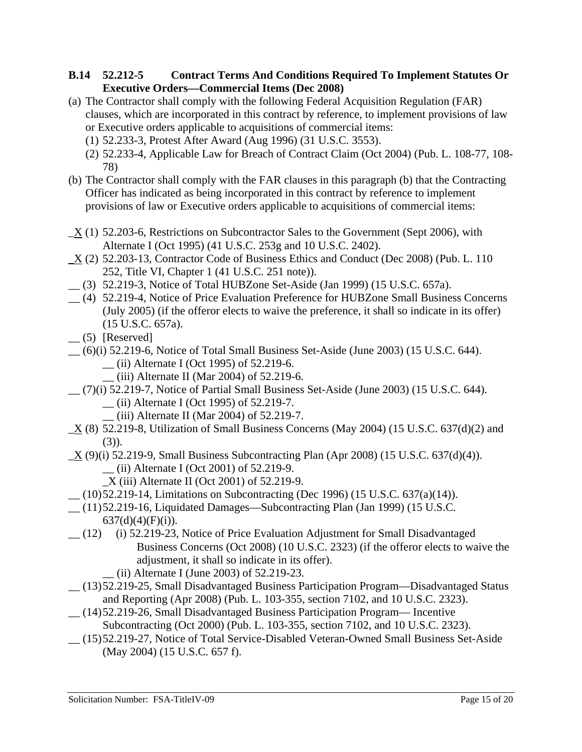### B.14 52.212-5 Contract Terms And Conditions Required To Implement Statutes Or Executive Orders—Commercial Items (Dec 2008)

(a) The Contractor shall comply with the following Federal Acquisition Regulation (FAR) clauses, which are incorporated in this contract by reference, to implement provisions of law or Executive orders applicable to acquisitions of commercial items:

(1) 52.233-3, Protest After Award (Aug 1996) (31 U.S.C. 3553).

(2) 52.233-4, Applicable Law for Breach of Contract Claim (Oct 2004) (Pub. L. 108-77, 108-78)

(b) The Contractor shall comply with the FAR clauses in this paragraph (b) that the Contracting Officer has indicated as being incorporated in this contract by reference to implement provisions of law or Executive orders applicable to acquisitions of commercial items:

_X (1) 52.203-6, Restrictions on Subcontractor Sales to the Government (Sept 2006), with Alternate I (Oct 1995) (41 U.S.C. 253g and 10 U.S.C. 2402).

_X (2) 52.203-13, Contractor Code of Business Ethics and Conduct (Dec 2008) (Pub. L. 110 252, Title VI, Chapter 1 (41 U.S.C. 251 note)).

__ (3) 52.219-3, Notice of Total HUBZone Set-Aside (Jan 1999) (15 U.S.C. 657a).

__ (4) 52.219-4, Notice of Price Evaluation Preference for HUBZone Small Business Concerns (July 2005) (if the offeror elects to waive the preference, it shall so indicate in its offer) (15 U.S.C. 657a).

__ (5) [Reserved]

__ (6)(i) 52.219-6, Notice of Total Small Business Set-Aside (June 2003) (15 U.S.C. 644).

__ (ii) Alternate I (Oct 1995) of 52.219-6.

__ (iii) Alternate II (Mar 2004) of 52.219-6.

__ (7)(i) 52.219-7, Notice of Partial Small Business Set-Aside (June 2003) (15 U.S.C. 644).

__ (ii) Alternate I (Oct 1995) of 52.219-7.

__ (iii) Alternate II (Mar 2004) of 52.219-7.

_X (8) 52.219-8, Utilization of Small Business Concerns (May 2004) (15 U.S.C. 637(d)(2) and (3)).

_X (9)(i) 52.219-9, Small Business Subcontracting Plan (Apr 2008) (15 U.S.C. 637(d)(4)).

__ (ii) Alternate I (Oct 2001) of 52.219-9.

_X (iii) Alternate II (Oct 2001) of 52.219-9.

__ (10) 52.219-14, Limitations on Subcontracting (Dec 1996) (15 U.S.C. 637(a)(14)).

__ (11) 52.219-16, Liquidated Damages—Subcontracting Plan (Jan 1999) (15 U.S.C. 637(d)(4)(F)(i)).

__ (12) (i) 52.219-23, Notice of Price Evaluation Adjustment for Small Disadvantaged Business Concerns (Oct 2008) (10 U.S.C. 2323) (if the offeror elects to waive the adjustment, it shall so indicate in its offer).

__ (ii) Alternate I (June 2003) of 52.219-23.

__ (13) 52.219-25, Small Disadvantaged Business Participation Program—Disadvantaged Status and Reporting (Apr 2008) (Pub. L. 103-355, section 7102, and 10 U.S.C. 2323).

__ (14) 52.219-26, Small Disadvantaged Business Participation Program— Incentive Subcontracting (Oct 2000) (Pub. L. 103-355, section 7102, and 10 U.S.C. 2323).

__ (15) 52.219-27, Notice of Total Service-Disabled Veteran-Owned Small Business Set-Aside (May 2004) (15 U.S.C. 657 f).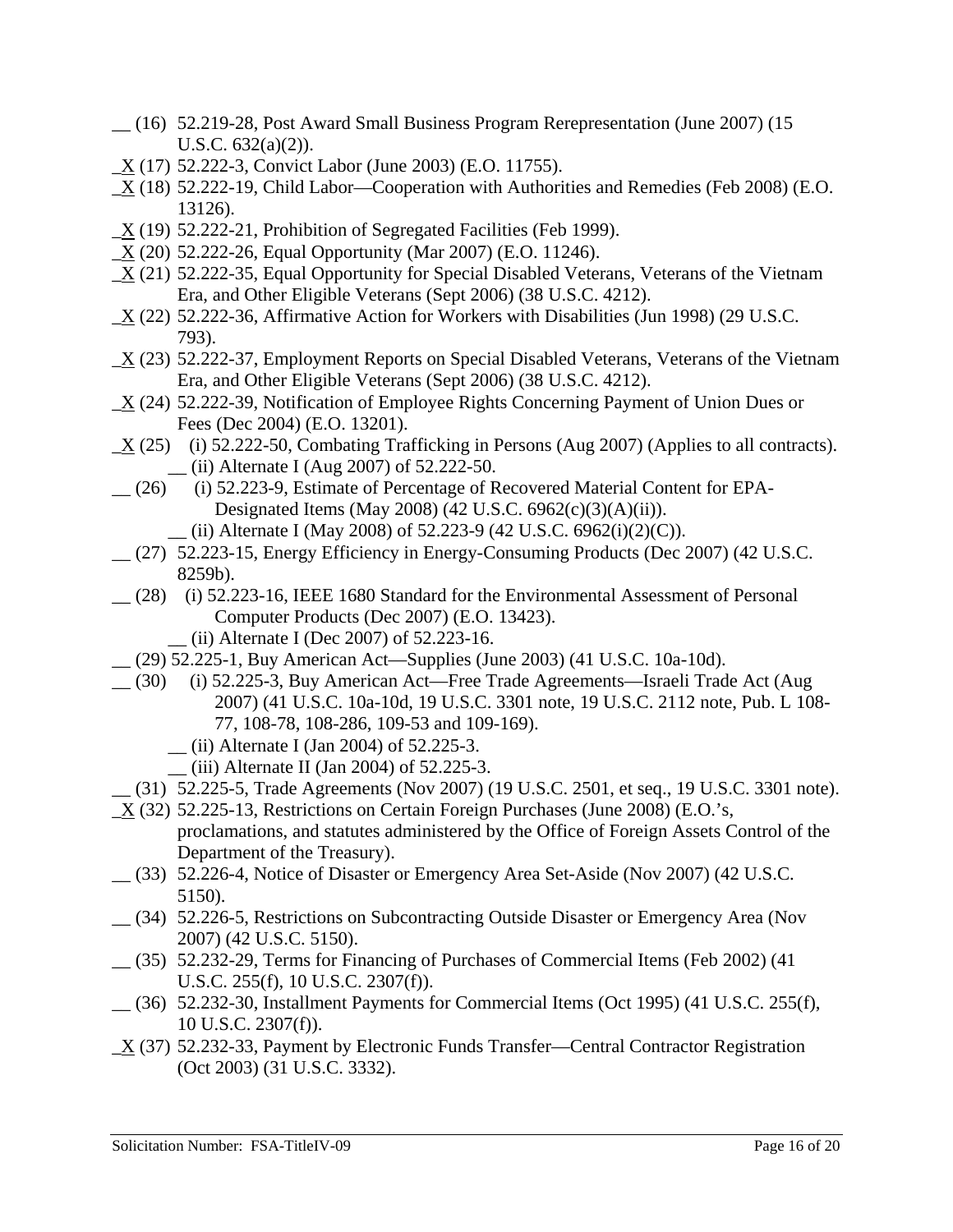__ (16) 52.219-28, Post Award Small Business Program Rerepresentation (June 2007) (15 U.S.C. 632(a)(2)).

_X (17) 52.222-3, Convict Labor (June 2003) (E.O. 11755).

_X (18) 52.222-19, Child Labor—Cooperation with Authorities and Remedies (Feb 2008) (E.O. 13126).

_X (19) 52.222-21, Prohibition of Segregated Facilities (Feb 1999).

_X (20) 52.222-26, Equal Opportunity (Mar 2007) (E.O. 11246).

_X (21) 52.222-35, Equal Opportunity for Special Disabled Veterans, Veterans of the Vietnam Era, and Other Eligible Veterans (Sept 2006) (38 U.S.C. 4212).

_X (22) 52.222-36, Affirmative Action for Workers with Disabilities (Jun 1998) (29 U.S.C. 793).

_X (23) 52.222-37, Employment Reports on Special Disabled Veterans, Veterans of the Vietnam Era, and Other Eligible Veterans (Sept 2006) (38 U.S.C. 4212).

_X (24) 52.222-39, Notification of Employee Rights Concerning Payment of Union Dues or Fees (Dec 2004) (E.O. 13201).

_X (25) (i) 52.222-50, Combating Trafficking in Persons (Aug 2007) (Applies to all contracts).
__ (ii) Alternate I (Aug 2007) of 52.222-50.

__ (26) (i) 52.223-9, Estimate of Percentage of Recovered Material Content for EPA-Designated Items (May 2008) (42 U.S.C. 6962(c)(3)(A)(ii)).
__ (ii) Alternate I (May 2008) of 52.223-9 (42 U.S.C. 6962(i)(2)(C)).

__ (27) 52.223-15, Energy Efficiency in Energy-Consuming Products (Dec 2007) (42 U.S.C. 8259b).

__ (28) (i) 52.223-16, IEEE 1680 Standard for the Environmental Assessment of Personal Computer Products (Dec 2007) (E.O. 13423).
__ (ii) Alternate I (Dec 2007) of 52.223-16.

__ (29) 52.225-1, Buy American Act—Supplies (June 2003) (41 U.S.C. 10a-10d).

__ (30) (i) 52.225-3, Buy American Act—Free Trade Agreements—Israeli Trade Act (Aug 2007) (41 U.S.C. 10a-10d, 19 U.S.C. 3301 note, 19 U.S.C. 2112 note, Pub. L 108-77, 108-78, 108-286, 109-53 and 109-169).
__ (ii) Alternate I (Jan 2004) of 52.225-3.
__ (iii) Alternate II (Jan 2004) of 52.225-3.

__ (31) 52.225-5, Trade Agreements (Nov 2007) (19 U.S.C. 2501, et seq., 19 U.S.C. 3301 note).

_X (32) 52.225-13, Restrictions on Certain Foreign Purchases (June 2008) (E.O.'s, proclamations, and statutes administered by the Office of Foreign Assets Control of the Department of the Treasury).

__ (33) 52.226-4, Notice of Disaster or Emergency Area Set-Aside (Nov 2007) (42 U.S.C. 5150).

__ (34) 52.226-5, Restrictions on Subcontracting Outside Disaster or Emergency Area (Nov 2007) (42 U.S.C. 5150).

__ (35) 52.232-29, Terms for Financing of Purchases of Commercial Items (Feb 2002) (41 U.S.C. 255(f), 10 U.S.C. 2307(f)).

__ (36) 52.232-30, Installment Payments for Commercial Items (Oct 1995) (41 U.S.C. 255(f), 10 U.S.C. 2307(f)).

_X (37) 52.232-33, Payment by Electronic Funds Transfer—Central Contractor Registration (Oct 2003) (31 U.S.C. 3332).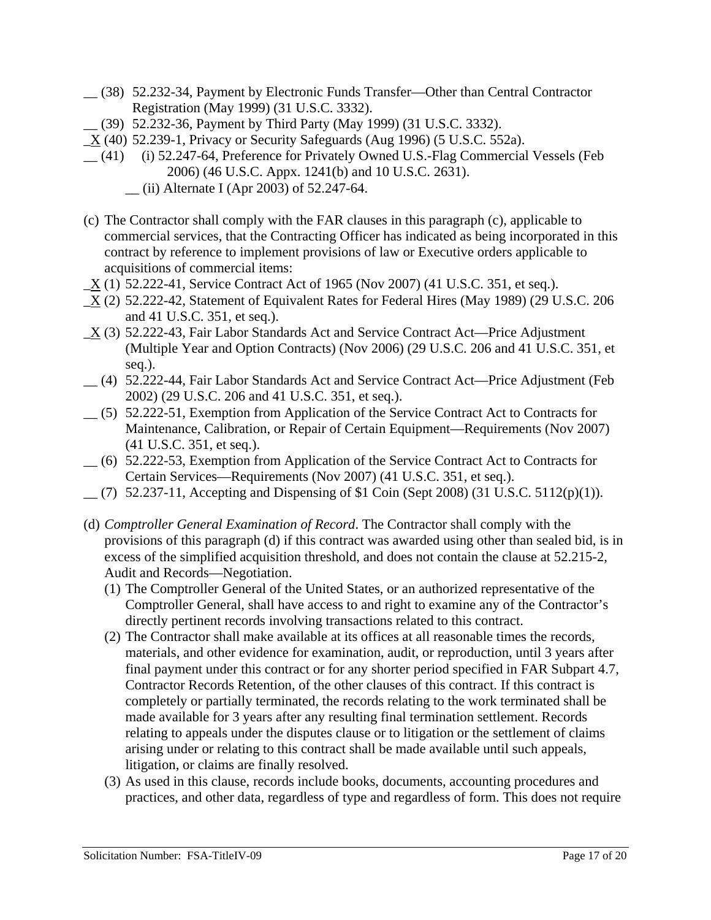__ (38) 52.232-34, Payment by Electronic Funds Transfer—Other than Central Contractor Registration (May 1999) (31 U.S.C. 3332).

__ (39) 52.232-36, Payment by Third Party (May 1999) (31 U.S.C. 3332).

_X (40) 52.239-1, Privacy or Security Safeguards (Aug 1996) (5 U.S.C. 552a).

__ (41) (i) 52.247-64, Preference for Privately Owned U.S.-Flag Commercial Vessels (Feb 2006) (46 U.S.C. Appx. 1241(b) and 10 U.S.C. 2631).

__ (ii) Alternate I (Apr 2003) of 52.247-64.

(c) The Contractor shall comply with the FAR clauses in this paragraph (c), applicable to commercial services, that the Contracting Officer has indicated as being incorporated in this contract by reference to implement provisions of law or Executive orders applicable to acquisitions of commercial items:

_X (1) 52.222-41, Service Contract Act of 1965 (Nov 2007) (41 U.S.C. 351, et seq.).

_X (2) 52.222-42, Statement of Equivalent Rates for Federal Hires (May 1989) (29 U.S.C. 206 and 41 U.S.C. 351, et seq.).

_X (3) 52.222-43, Fair Labor Standards Act and Service Contract Act—Price Adjustment (Multiple Year and Option Contracts) (Nov 2006) (29 U.S.C. 206 and 41 U.S.C. 351, et seq.).

__ (4) 52.222-44, Fair Labor Standards Act and Service Contract Act—Price Adjustment (Feb 2002) (29 U.S.C. 206 and 41 U.S.C. 351, et seq.).

__ (5) 52.222-51, Exemption from Application of the Service Contract Act to Contracts for Maintenance, Calibration, or Repair of Certain Equipment—Requirements (Nov 2007) (41 U.S.C. 351, et seq.).

__ (6) 52.222-53, Exemption from Application of the Service Contract Act to Contracts for Certain Services—Requirements (Nov 2007) (41 U.S.C. 351, et seq.).

__ (7) 52.237-11, Accepting and Dispensing of $1 Coin (Sept 2008) (31 U.S.C. 5112(p)(1)).

(d) *Comptroller General Examination of Record*. The Contractor shall comply with the provisions of this paragraph (d) if this contract was awarded using other than sealed bid, is in excess of the simplified acquisition threshold, and does not contain the clause at 52.215-2, Audit and Records—Negotiation.

(1) The Comptroller General of the United States, or an authorized representative of the Comptroller General, shall have access to and right to examine any of the Contractor's directly pertinent records involving transactions related to this contract.

(2) The Contractor shall make available at its offices at all reasonable times the records, materials, and other evidence for examination, audit, or reproduction, until 3 years after final payment under this contract or for any shorter period specified in FAR Subpart 4.7, Contractor Records Retention, of the other clauses of this contract. If this contract is completely or partially terminated, the records relating to the work terminated shall be made available for 3 years after any resulting final termination settlement. Records relating to appeals under the disputes clause or to litigation or the settlement of claims arising under or relating to this contract shall be made available until such appeals, litigation, or claims are finally resolved.

(3) As used in this clause, records include books, documents, accounting procedures and practices, and other data, regardless of type and regardless of form. This does not require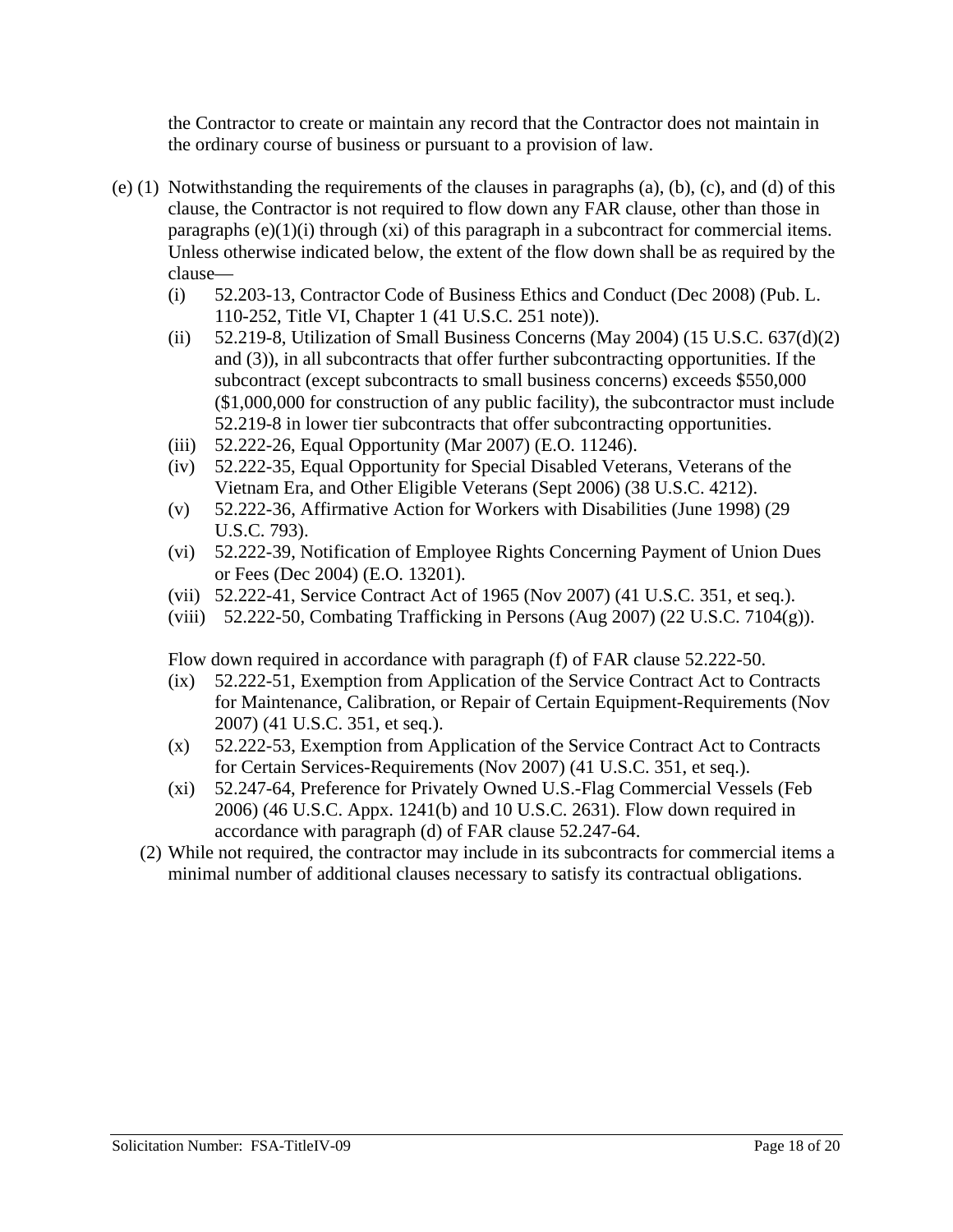the Contractor to create or maintain any record that the Contractor does not maintain in the ordinary course of business or pursuant to a provision of law.

(e) (1) Notwithstanding the requirements of the clauses in paragraphs (a), (b), (c), and (d) of this clause, the Contractor is not required to flow down any FAR clause, other than those in paragraphs (e)(1)(i) through (xi) of this paragraph in a subcontract for commercial items. Unless otherwise indicated below, the extent of the flow down shall be as required by the clause—

   (i) 52.203-13, Contractor Code of Business Ethics and Conduct (Dec 2008) (Pub. L. 110-252, Title VI, Chapter 1 (41 U.S.C. 251 note)).

   (ii) 52.219-8, Utilization of Small Business Concerns (May 2004) (15 U.S.C. 637(d)(2) and (3)), in all subcontracts that offer further subcontracting opportunities. If the subcontract (except subcontracts to small business concerns) exceeds $550,000 ($1,000,000 for construction of any public facility), the subcontractor must include 52.219-8 in lower tier subcontracts that offer subcontracting opportunities.

   (iii) 52.222-26, Equal Opportunity (Mar 2007) (E.O. 11246).

   (iv) 52.222-35, Equal Opportunity for Special Disabled Veterans, Veterans of the Vietnam Era, and Other Eligible Veterans (Sept 2006) (38 U.S.C. 4212).

   (v) 52.222-36, Affirmative Action for Workers with Disabilities (June 1998) (29 U.S.C. 793).

   (vi) 52.222-39, Notification of Employee Rights Concerning Payment of Union Dues or Fees (Dec 2004) (E.O. 13201).

   (vii) 52.222-41, Service Contract Act of 1965 (Nov 2007) (41 U.S.C. 351, et seq.).

   (viii) 52.222-50, Combating Trafficking in Persons (Aug 2007) (22 U.S.C. 7104(g)).

   Flow down required in accordance with paragraph (f) of FAR clause 52.222-50.

   (ix) 52.222-51, Exemption from Application of the Service Contract Act to Contracts for Maintenance, Calibration, or Repair of Certain Equipment-Requirements (Nov 2007) (41 U.S.C. 351, et seq.).

   (x) 52.222-53, Exemption from Application of the Service Contract Act to Contracts for Certain Services-Requirements (Nov 2007) (41 U.S.C. 351, et seq.).

   (xi) 52.247-64, Preference for Privately Owned U.S.-Flag Commercial Vessels (Feb 2006) (46 U.S.C. Appx. 1241(b) and 10 U.S.C. 2631). Flow down required in accordance with paragraph (d) of FAR clause 52.247-64.

(2) While not required, the contractor may include in its subcontracts for commercial items a minimal number of additional clauses necessary to satisfy its contractual obligations.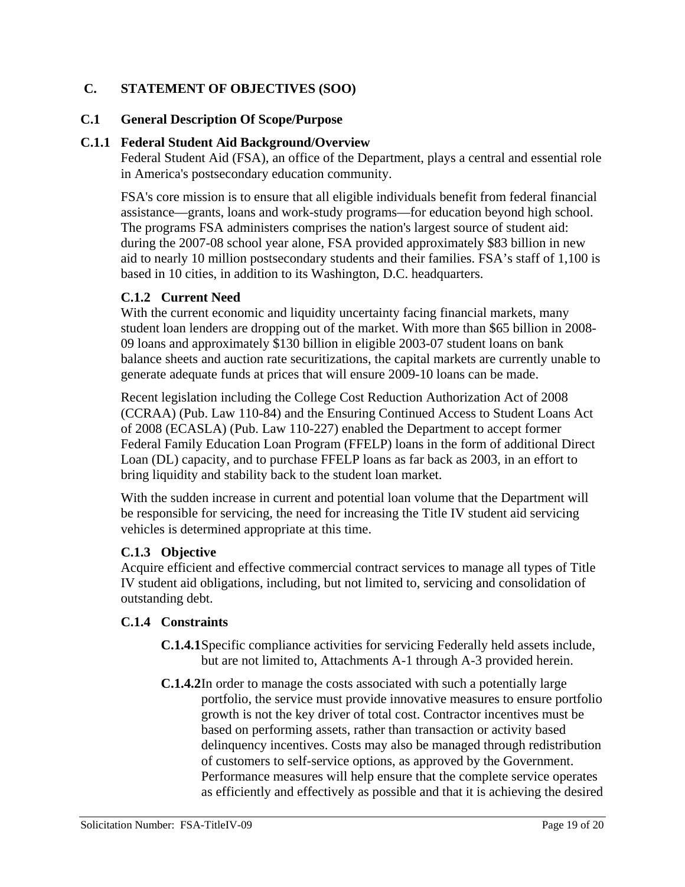## C. STATEMENT OF OBJECTIVES (SOO)

### C.1 General Description Of Scope/Purpose

### C.1.1 Federal Student Aid Background/Overview

Federal Student Aid (FSA), an office of the Department, plays a central and essential role in America's postsecondary education community.

FSA's core mission is to ensure that all eligible individuals benefit from federal financial assistance—grants, loans and work-study programs—for education beyond high school. The programs FSA administers comprises the nation's largest source of student aid: during the 2007-08 school year alone, FSA provided approximately $83 billion in new aid to nearly 10 million postsecondary students and their families. FSA's staff of 1,100 is based in 10 cities, in addition to its Washington, D.C. headquarters.

#### C.1.2 Current Need

With the current economic and liquidity uncertainty facing financial markets, many student loan lenders are dropping out of the market. With more than $65 billion in 2008-09 loans and approximately $130 billion in eligible 2003-07 student loans on bank balance sheets and auction rate securitizations, the capital markets are currently unable to generate adequate funds at prices that will ensure 2009-10 loans can be made.

Recent legislation including the College Cost Reduction Authorization Act of 2008 (CCRAA) (Pub. Law 110-84) and the Ensuring Continued Access to Student Loans Act of 2008 (ECASLA) (Pub. Law 110-227) enabled the Department to accept former Federal Family Education Loan Program (FFELP) loans in the form of additional Direct Loan (DL) capacity, and to purchase FFELP loans as far back as 2003, in an effort to bring liquidity and stability back to the student loan market.

With the sudden increase in current and potential loan volume that the Department will be responsible for servicing, the need for increasing the Title IV student aid servicing vehicles is determined appropriate at this time.

#### C.1.3 Objective

Acquire efficient and effective commercial contract services to manage all types of Title IV student aid obligations, including, but not limited to, servicing and consolidation of outstanding debt.

#### C.1.4 Constraints

**C.1.4.1** Specific compliance activities for servicing Federally held assets include, but are not limited to, Attachments A-1 through A-3 provided herein.

**C.1.4.2** In order to manage the costs associated with such a potentially large portfolio, the service must provide innovative measures to ensure portfolio growth is not the key driver of total cost. Contractor incentives must be based on performing assets, rather than transaction or activity based delinquency incentives. Costs may also be managed through redistribution of customers to self-service options, as approved by the Government. Performance measures will help ensure that the complete service operates as efficiently and effectively as possible and that it is achieving the desired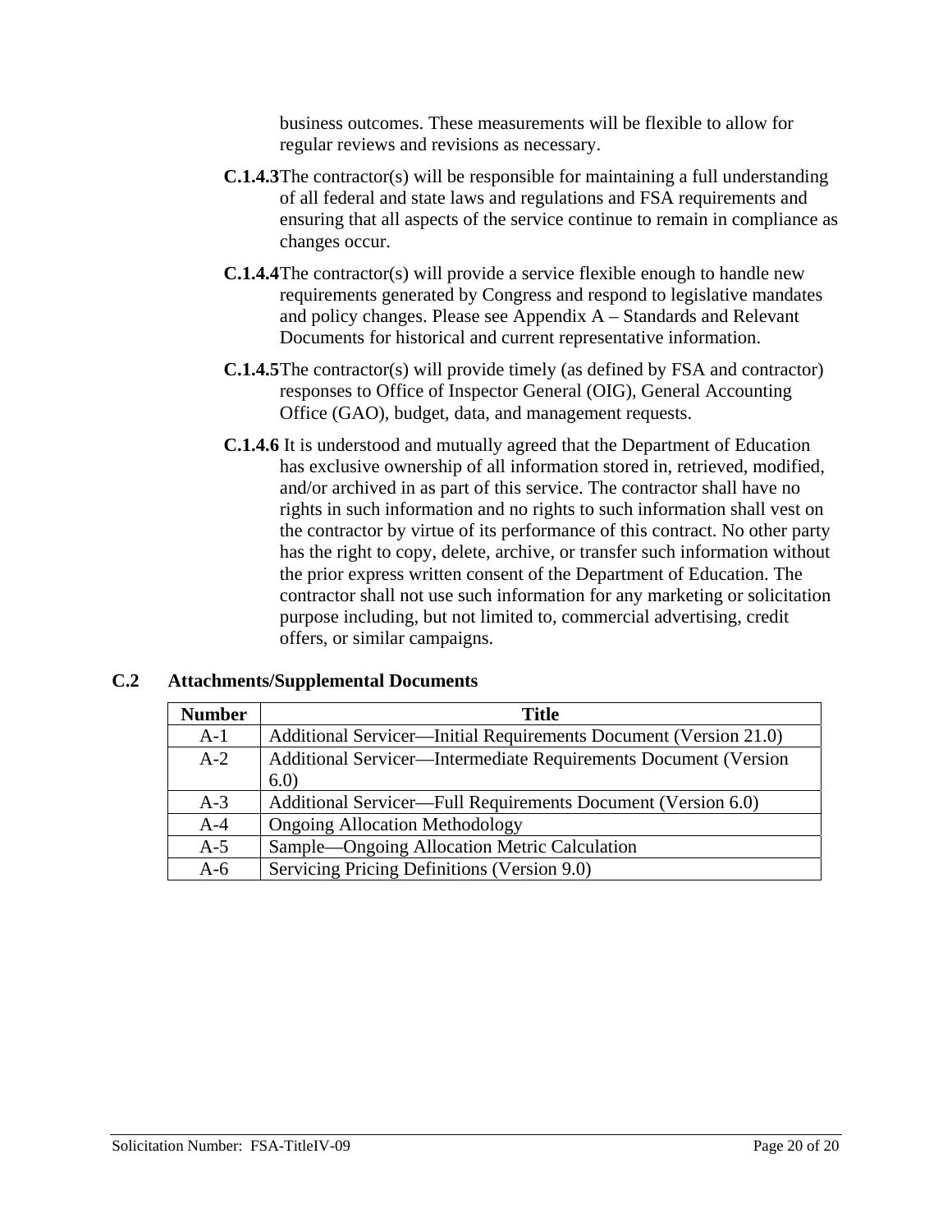business outcomes. These measurements will be flexible to allow for regular reviews and revisions as necessary.

**C.1.4.3** The contractor(s) will be responsible for maintaining a full understanding of all federal and state laws and regulations and FSA requirements and ensuring that all aspects of the service continue to remain in compliance as changes occur.

**C.1.4.4** The contractor(s) will provide a service flexible enough to handle new requirements generated by Congress and respond to legislative mandates and policy changes. Please see Appendix A – Standards and Relevant Documents for historical and current representative information.

**C.1.4.5** The contractor(s) will provide timely (as defined by FSA and contractor) responses to Office of Inspector General (OIG), General Accounting Office (GAO), budget, data, and management requests.

**C.1.4.6** It is understood and mutually agreed that the Department of Education has exclusive ownership of all information stored in, retrieved, modified, and/or archived in as part of this service. The contractor shall have no rights in such information and no rights to such information shall vest on the contractor by virtue of its performance of this contract. No other party has the right to copy, delete, archive, or transfer such information without the prior express written consent of the Department of Education. The contractor shall not use such information for any marketing or solicitation purpose including, but not limited to, commercial advertising, credit offers, or similar campaigns.

## C.2 Attachments/Supplemental Documents

| Number | Title |
|---|---|
| A-1 | Additional Servicer—Initial Requirements Document (Version 21.0) |
| A-2 | Additional Servicer—Intermediate Requirements Document (Version 6.0) |
| A-3 | Additional Servicer—Full Requirements Document (Version 6.0) |
| A-4 | Ongoing Allocation Methodology |
| A-5 | Sample—Ongoing Allocation Metric Calculation |
| A-6 | Servicing Pricing Definitions (Version 9.0) |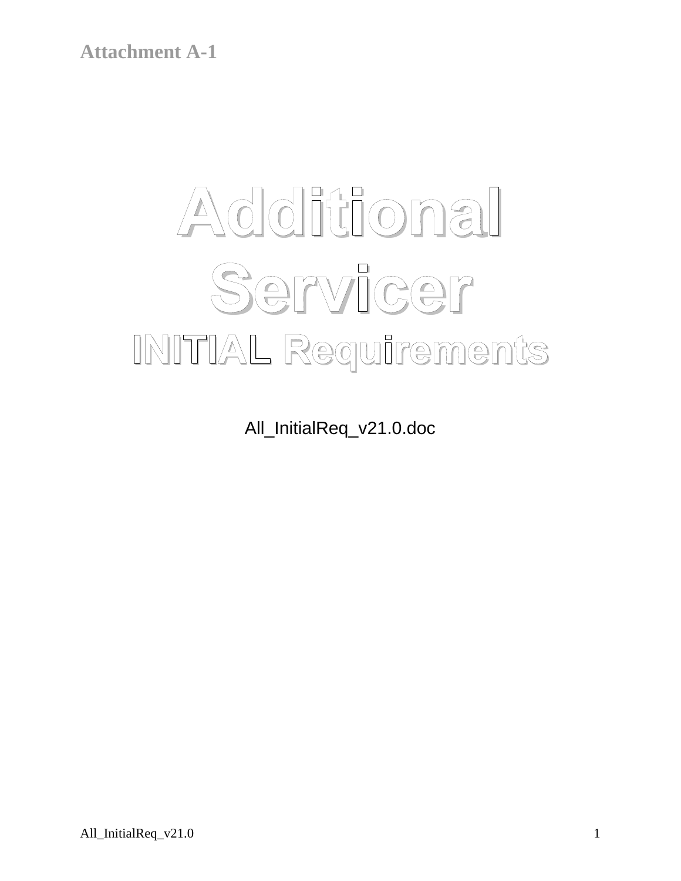**Attachment A-1**

# Additional Servicer

## INITIAL Requirements

All_InitialReq_v21.0.doc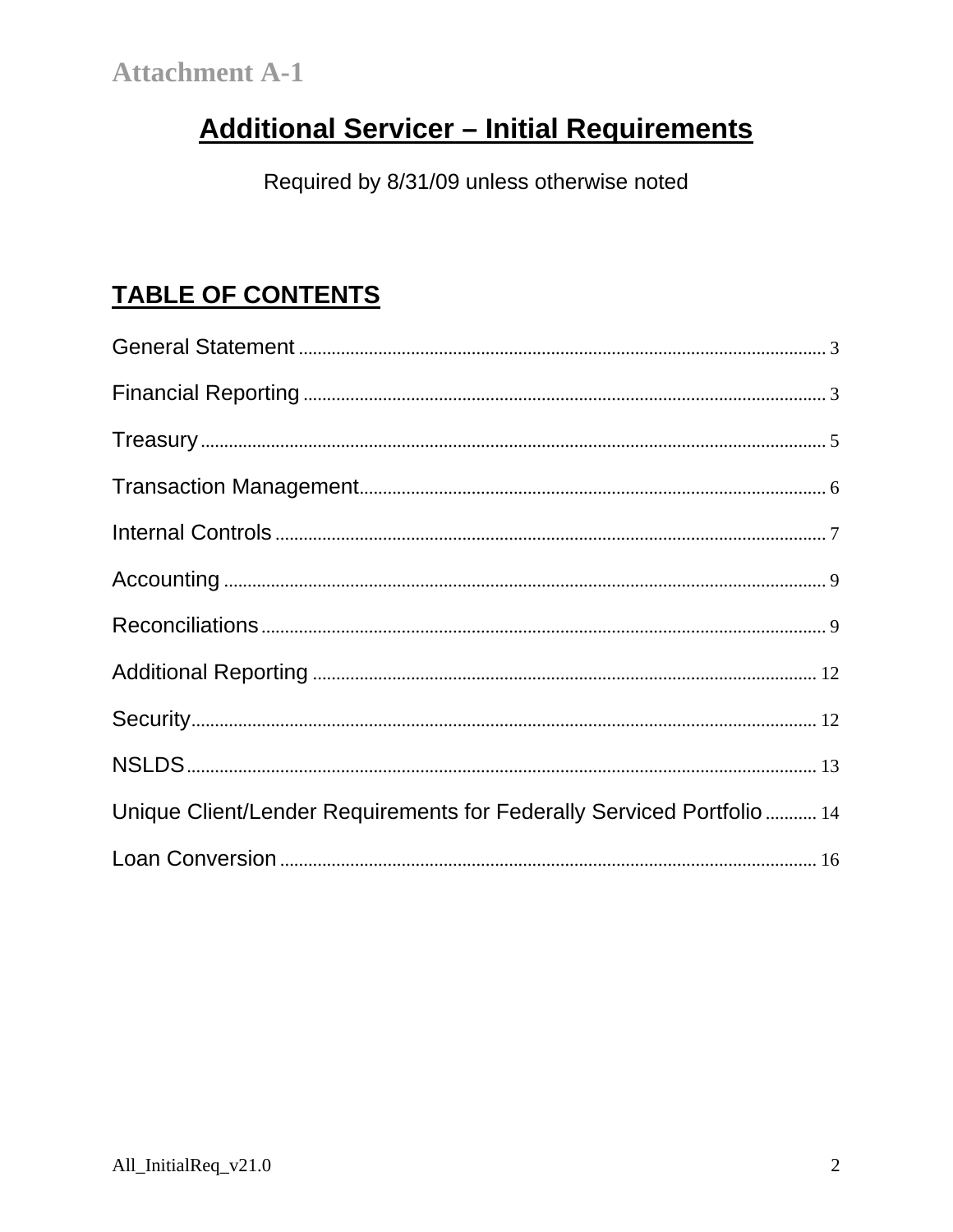Attachment A-1

# Additional Servicer – Initial Requirements

Required by 8/31/09 unless otherwise noted

## TABLE OF CONTENTS

General Statement ................................................................ 3

Financial Reporting ................................................................ 3

Treasury ................................................................ 5

Transaction Management ................................................................ 6

Internal Controls ................................................................ 7

Accounting ................................................................ 9

Reconciliations ................................................................ 9

Additional Reporting ................................................................ 12

Security ................................................................ 12

NSLDS ................................................................ 13

Unique Client/Lender Requirements for Federally Serviced Portfolio ........... 14

Loan Conversion ................................................................ 16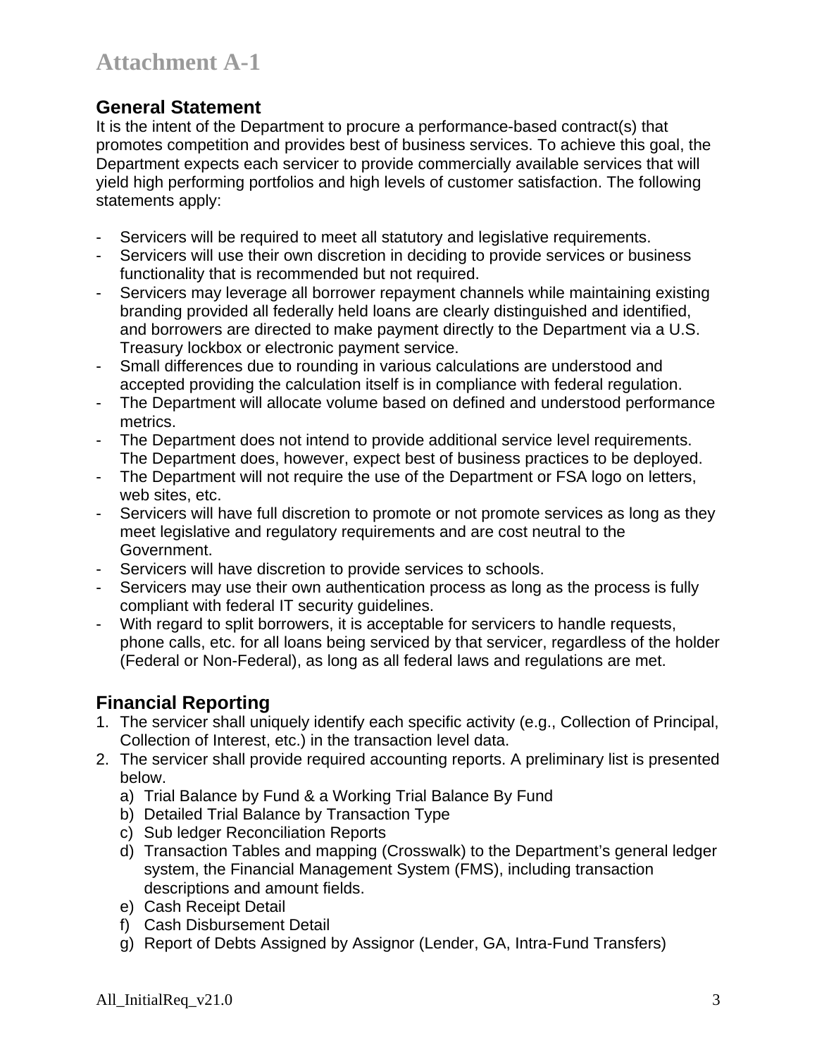# Attachment A-1

## General Statement

It is the intent of the Department to procure a performance-based contract(s) that promotes competition and provides best of business services. To achieve this goal, the Department expects each servicer to provide commercially available services that will yield high performing portfolios and high levels of customer satisfaction. The following statements apply:

- Servicers will be required to meet all statutory and legislative requirements.
- Servicers will use their own discretion in deciding to provide services or business functionality that is recommended but not required.
- Servicers may leverage all borrower repayment channels while maintaining existing branding provided all federally held loans are clearly distinguished and identified, and borrowers are directed to make payment directly to the Department via a U.S. Treasury lockbox or electronic payment service.
- Small differences due to rounding in various calculations are understood and accepted providing the calculation itself is in compliance with federal regulation.
- The Department will allocate volume based on defined and understood performance metrics.
- The Department does not intend to provide additional service level requirements. The Department does, however, expect best of business practices to be deployed.
- The Department will not require the use of the Department or FSA logo on letters, web sites, etc.
- Servicers will have full discretion to promote or not promote services as long as they meet legislative and regulatory requirements and are cost neutral to the Government.
- Servicers will have discretion to provide services to schools.
- Servicers may use their own authentication process as long as the process is fully compliant with federal IT security guidelines.
- With regard to split borrowers, it is acceptable for servicers to handle requests, phone calls, etc. for all loans being serviced by that servicer, regardless of the holder (Federal or Non-Federal), as long as all federal laws and regulations are met.

## Financial Reporting

1. The servicer shall uniquely identify each specific activity (e.g., Collection of Principal, Collection of Interest, etc.) in the transaction level data.
2. The servicer shall provide required accounting reports. A preliminary list is presented below.
   a) Trial Balance by Fund & a Working Trial Balance By Fund
   b) Detailed Trial Balance by Transaction Type
   c) Sub ledger Reconciliation Reports
   d) Transaction Tables and mapping (Crosswalk) to the Department's general ledger system, the Financial Management System (FMS), including transaction descriptions and amount fields.
   e) Cash Receipt Detail
   f) Cash Disbursement Detail
   g) Report of Debts Assigned by Assignor (Lender, GA, Intra-Fund Transfers)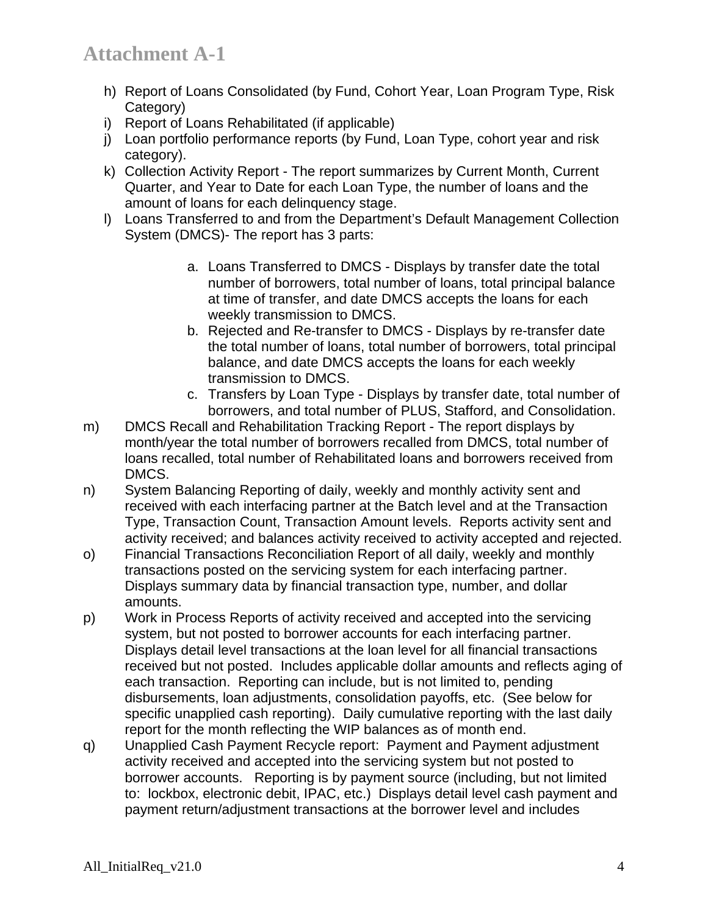# Attachment A-1

h) Report of Loans Consolidated (by Fund, Cohort Year, Loan Program Type, Risk Category)
i) Report of Loans Rehabilitated (if applicable)
j) Loan portfolio performance reports (by Fund, Loan Type, cohort year and risk category).
k) Collection Activity Report - The report summarizes by Current Month, Current Quarter, and Year to Date for each Loan Type, the number of loans and the amount of loans for each delinquency stage.
l) Loans Transferred to and from the Department's Default Management Collection System (DMCS)- The report has 3 parts:

   a. Loans Transferred to DMCS - Displays by transfer date the total number of borrowers, total number of loans, total principal balance at time of transfer, and date DMCS accepts the loans for each weekly transmission to DMCS.
   b. Rejected and Re-transfer to DMCS - Displays by re-transfer date the total number of loans, total number of borrowers, total principal balance, and date DMCS accepts the loans for each weekly transmission to DMCS.
   c. Transfers by Loan Type - Displays by transfer date, total number of borrowers, and total number of PLUS, Stafford, and Consolidation.

m) DMCS Recall and Rehabilitation Tracking Report - The report displays by month/year the total number of borrowers recalled from DMCS, total number of loans recalled, total number of Rehabilitated loans and borrowers received from DMCS.
n) System Balancing Reporting of daily, weekly and monthly activity sent and received with each interfacing partner at the Batch level and at the Transaction Type, Transaction Count, Transaction Amount levels. Reports activity sent and activity received; and balances activity received to activity accepted and rejected.
o) Financial Transactions Reconciliation Report of all daily, weekly and monthly transactions posted on the servicing system for each interfacing partner. Displays summary data by financial transaction type, number, and dollar amounts.
p) Work in Process Reports of activity received and accepted into the servicing system, but not posted to borrower accounts for each interfacing partner. Displays detail level transactions at the loan level for all financial transactions received but not posted. Includes applicable dollar amounts and reflects aging of each transaction. Reporting can include, but is not limited to, pending disbursements, loan adjustments, consolidation payoffs, etc. (See below for specific unapplied cash reporting). Daily cumulative reporting with the last daily report for the month reflecting the WIP balances as of month end.
q) Unapplied Cash Payment Recycle report: Payment and Payment adjustment activity received and accepted into the servicing system but not posted to borrower accounts. Reporting is by payment source (including, but not limited to: lockbox, electronic debit, IPAC, etc.) Displays detail level cash payment and payment return/adjustment transactions at the borrower level and includes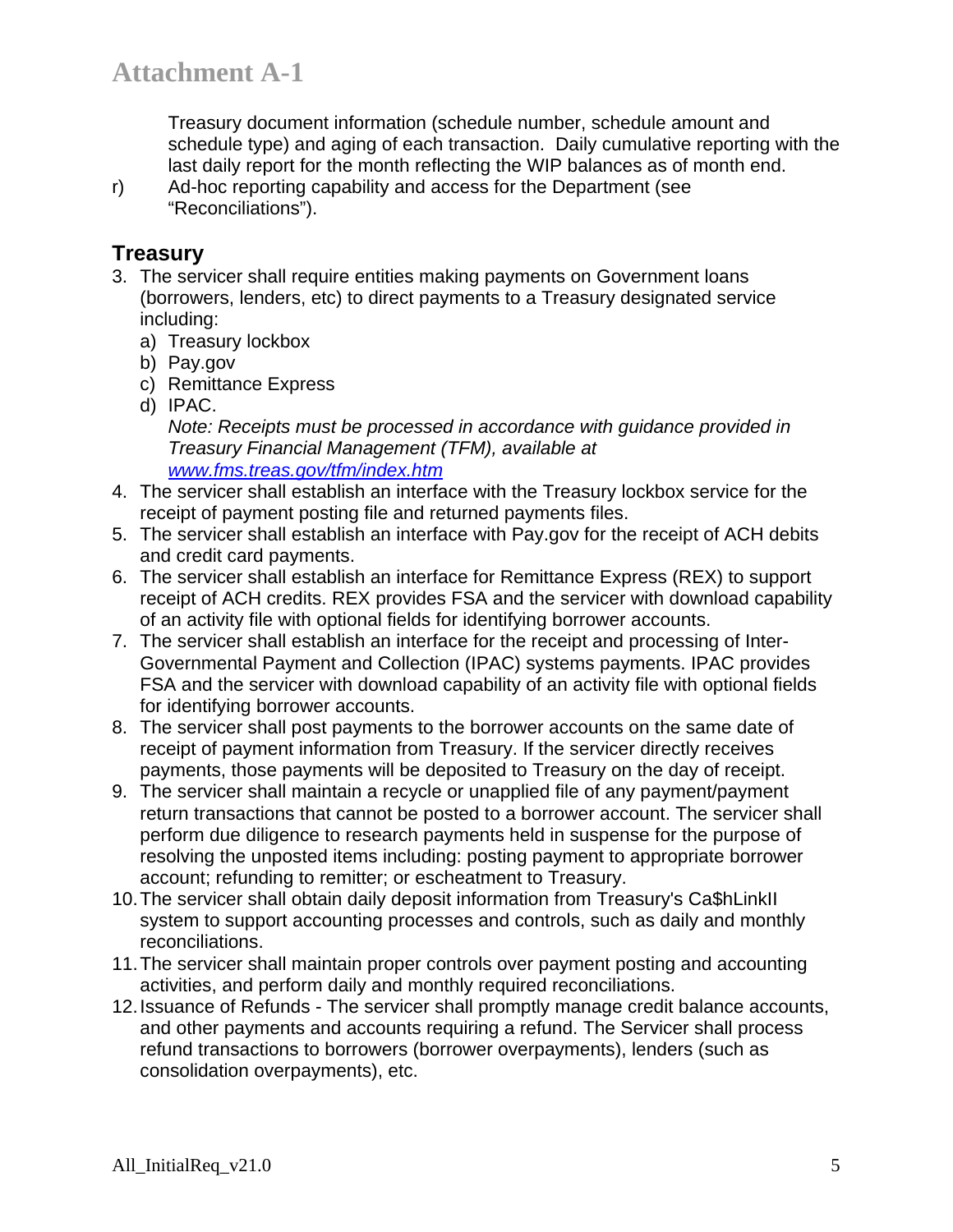Treasury document information (schedule number, schedule amount and schedule type) and aging of each transaction. Daily cumulative reporting with the last daily report for the month reflecting the WIP balances as of month end.

r) Ad-hoc reporting capability and access for the Department (see "Reconciliations").

## Treasury

3. The servicer shall require entities making payments on Government loans (borrowers, lenders, etc) to direct payments to a Treasury designated service including:
   a) Treasury lockbox
   b) Pay.gov
   c) Remittance Express
   d) IPAC.

   *Note: Receipts must be processed in accordance with guidance provided in Treasury Financial Management (TFM), available at [www.fms.treas.gov/tfm/index.htm](www.fms.treas.gov/tfm/index.htm)*
4. The servicer shall establish an interface with the Treasury lockbox service for the receipt of payment posting file and returned payments files.
5. The servicer shall establish an interface with Pay.gov for the receipt of ACH debits and credit card payments.
6. The servicer shall establish an interface for Remittance Express (REX) to support receipt of ACH credits. REX provides FSA and the servicer with download capability of an activity file with optional fields for identifying borrower accounts.
7. The servicer shall establish an interface for the receipt and processing of Inter-Governmental Payment and Collection (IPAC) systems payments. IPAC provides FSA and the servicer with download capability of an activity file with optional fields for identifying borrower accounts.
8. The servicer shall post payments to the borrower accounts on the same date of receipt of payment information from Treasury. If the servicer directly receives payments, those payments will be deposited to Treasury on the day of receipt.
9. The servicer shall maintain a recycle or unapplied file of any payment/payment return transactions that cannot be posted to a borrower account. The servicer shall perform due diligence to research payments held in suspense for the purpose of resolving the unposted items including: posting payment to appropriate borrower account; refunding to remitter; or escheatment to Treasury.
10. The servicer shall obtain daily deposit information from Treasury's Ca$hLinkII system to support accounting processes and controls, such as daily and monthly reconciliations.
11. The servicer shall maintain proper controls over payment posting and accounting activities, and perform daily and monthly required reconciliations.
12. Issuance of Refunds - The servicer shall promptly manage credit balance accounts, and other payments and accounts requiring a refund. The Servicer shall process refund transactions to borrowers (borrower overpayments), lenders (such as consolidation overpayments), etc.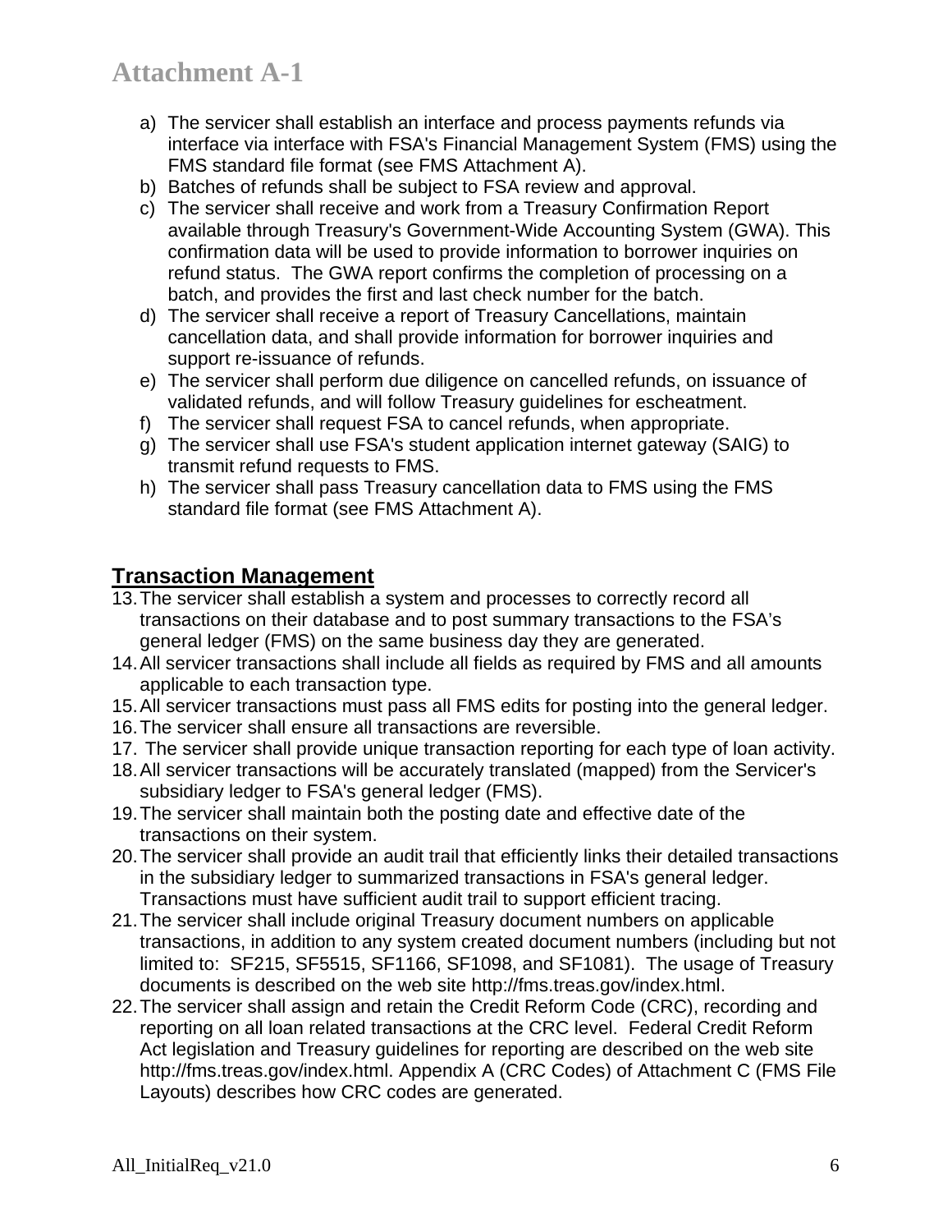a) The servicer shall establish an interface and process payments refunds via interface via interface with FSA's Financial Management System (FMS) using the FMS standard file format (see FMS Attachment A).
b) Batches of refunds shall be subject to FSA review and approval.
c) The servicer shall receive and work from a Treasury Confirmation Report available through Treasury's Government-Wide Accounting System (GWA). This confirmation data will be used to provide information to borrower inquiries on refund status. The GWA report confirms the completion of processing on a batch, and provides the first and last check number for the batch.
d) The servicer shall receive a report of Treasury Cancellations, maintain cancellation data, and shall provide information for borrower inquiries and support re-issuance of refunds.
e) The servicer shall perform due diligence on cancelled refunds, on issuance of validated refunds, and will follow Treasury guidelines for escheatment.
f) The servicer shall request FSA to cancel refunds, when appropriate.
g) The servicer shall use FSA's student application internet gateway (SAIG) to transmit refund requests to FMS.
h) The servicer shall pass Treasury cancellation data to FMS using the FMS standard file format (see FMS Attachment A).

## Transaction Management

13. The servicer shall establish a system and processes to correctly record all transactions on their database and to post summary transactions to the FSA's general ledger (FMS) on the same business day they are generated.
14. All servicer transactions shall include all fields as required by FMS and all amounts applicable to each transaction type.
15. All servicer transactions must pass all FMS edits for posting into the general ledger.
16. The servicer shall ensure all transactions are reversible.
17. The servicer shall provide unique transaction reporting for each type of loan activity.
18. All servicer transactions will be accurately translated (mapped) from the Servicer's subsidiary ledger to FSA's general ledger (FMS).
19. The servicer shall maintain both the posting date and effective date of the transactions on their system.
20. The servicer shall provide an audit trail that efficiently links their detailed transactions in the subsidiary ledger to summarized transactions in FSA's general ledger. Transactions must have sufficient audit trail to support efficient tracing.
21. The servicer shall include original Treasury document numbers on applicable transactions, in addition to any system created document numbers (including but not limited to: SF215, SF5515, SF1166, SF1098, and SF1081). The usage of Treasury documents is described on the web site http://fms.treas.gov/index.html.
22. The servicer shall assign and retain the Credit Reform Code (CRC), recording and reporting on all loan related transactions at the CRC level. Federal Credit Reform Act legislation and Treasury guidelines for reporting are described on the web site http://fms.treas.gov/index.html. Appendix A (CRC Codes) of Attachment C (FMS File Layouts) describes how CRC codes are generated.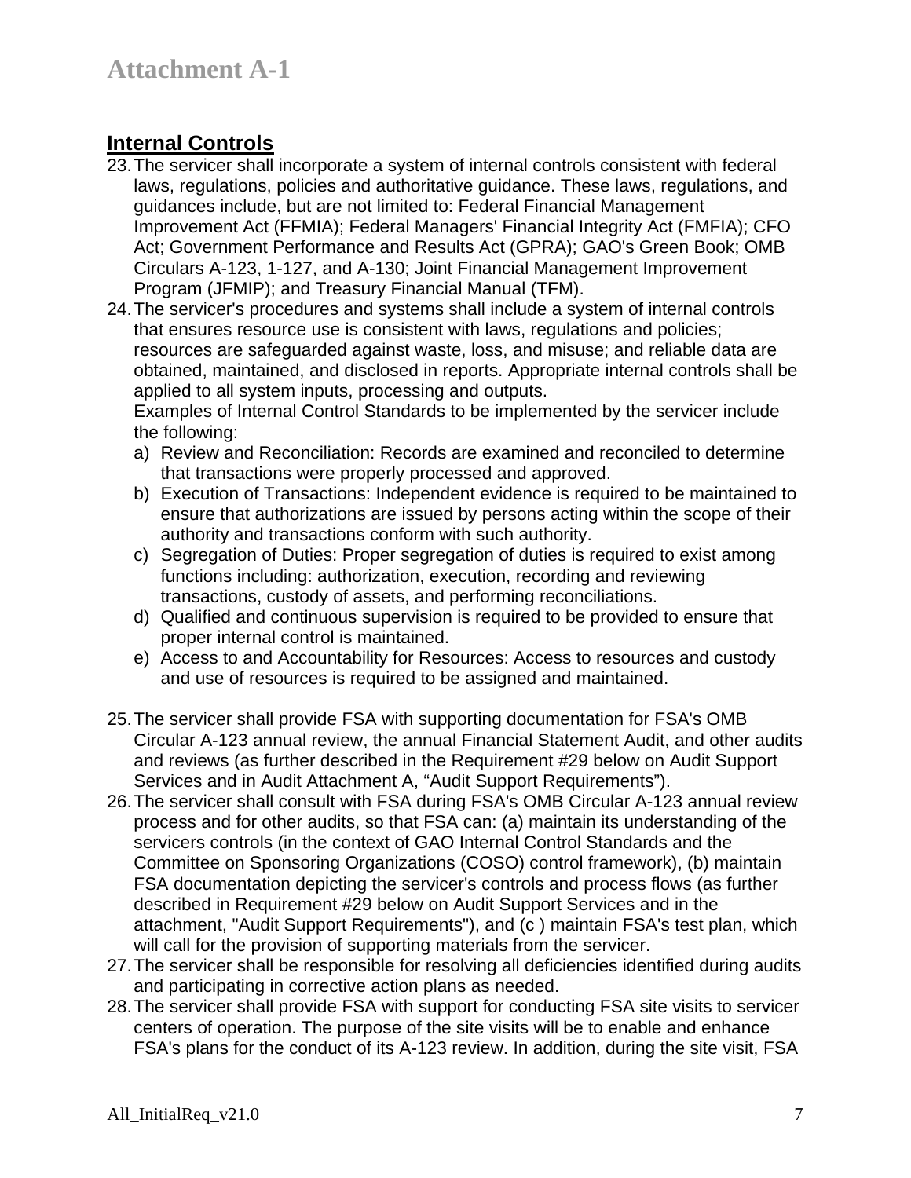# Attachment A-1

## Internal Controls

23. The servicer shall incorporate a system of internal controls consistent with federal laws, regulations, policies and authoritative guidance. These laws, regulations, and guidances include, but are not limited to: Federal Financial Management Improvement Act (FFMIA); Federal Managers' Financial Integrity Act (FMFIA); CFO Act; Government Performance and Results Act (GPRA); GAO's Green Book; OMB Circulars A-123, 1-127, and A-130; Joint Financial Management Improvement Program (JFMIP); and Treasury Financial Manual (TFM).
24. The servicer's procedures and systems shall include a system of internal controls that ensures resource use is consistent with laws, regulations and policies; resources are safeguarded against waste, loss, and misuse; and reliable data are obtained, maintained, and disclosed in reports. Appropriate internal controls shall be applied to all system inputs, processing and outputs.
   Examples of Internal Control Standards to be implemented by the servicer include the following:
   a) Review and Reconciliation: Records are examined and reconciled to determine that transactions were properly processed and approved.
   b) Execution of Transactions: Independent evidence is required to be maintained to ensure that authorizations are issued by persons acting within the scope of their authority and transactions conform with such authority.
   c) Segregation of Duties: Proper segregation of duties is required to exist among functions including: authorization, execution, recording and reviewing transactions, custody of assets, and performing reconciliations.
   d) Qualified and continuous supervision is required to be provided to ensure that proper internal control is maintained.
   e) Access to and Accountability for Resources: Access to resources and custody and use of resources is required to be assigned and maintained.

25. The servicer shall provide FSA with supporting documentation for FSA's OMB Circular A-123 annual review, the annual Financial Statement Audit, and other audits and reviews (as further described in the Requirement #29 below on Audit Support Services and in Audit Attachment A, "Audit Support Requirements").
26. The servicer shall consult with FSA during FSA's OMB Circular A-123 annual review process and for other audits, so that FSA can: (a) maintain its understanding of the servicers controls (in the context of GAO Internal Control Standards and the Committee on Sponsoring Organizations (COSO) control framework), (b) maintain FSA documentation depicting the servicer's controls and process flows (as further described in Requirement #29 below on Audit Support Services and in the attachment, "Audit Support Requirements"), and (c ) maintain FSA's test plan, which will call for the provision of supporting materials from the servicer.
27. The servicer shall be responsible for resolving all deficiencies identified during audits and participating in corrective action plans as needed.
28. The servicer shall provide FSA with support for conducting FSA site visits to servicer centers of operation. The purpose of the site visits will be to enable and enhance FSA's plans for the conduct of its A-123 review. In addition, during the site visit, FSA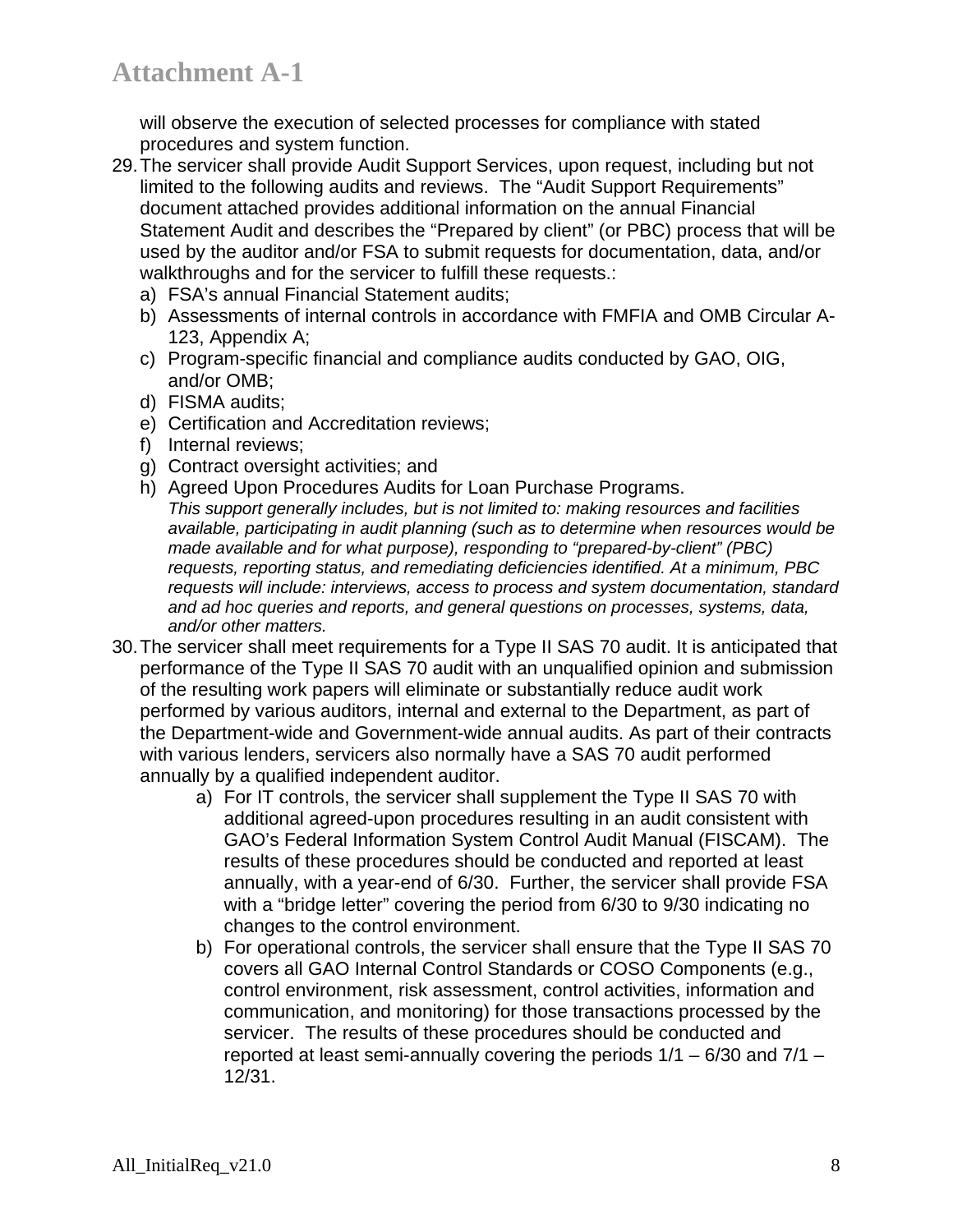will observe the execution of selected processes for compliance with stated procedures and system function.

29. The servicer shall provide Audit Support Services, upon request, including but not limited to the following audits and reviews. The "Audit Support Requirements" document attached provides additional information on the annual Financial Statement Audit and describes the "Prepared by client" (or PBC) process that will be used by the auditor and/or FSA to submit requests for documentation, data, and/or walkthroughs and for the servicer to fulfill these requests.:
   a) FSA's annual Financial Statement audits;
   b) Assessments of internal controls in accordance with FMFIA and OMB Circular A-123, Appendix A;
   c) Program-specific financial and compliance audits conducted by GAO, OIG, and/or OMB;
   d) FISMA audits;
   e) Certification and Accreditation reviews;
   f) Internal reviews;
   g) Contract oversight activities; and
   h) Agreed Upon Procedures Audits for Loan Purchase Programs.
   *This support generally includes, but is not limited to: making resources and facilities available, participating in audit planning (such as to determine when resources would be made available and for what purpose), responding to "prepared-by-client" (PBC) requests, reporting status, and remediating deficiencies identified. At a minimum, PBC requests will include: interviews, access to process and system documentation, standard and ad hoc queries and reports, and general questions on processes, systems, data, and/or other matters.*

30. The servicer shall meet requirements for a Type II SAS 70 audit. It is anticipated that performance of the Type II SAS 70 audit with an unqualified opinion and submission of the resulting work papers will eliminate or substantially reduce audit work performed by various auditors, internal and external to the Department, as part of the Department-wide and Government-wide annual audits. As part of their contracts with various lenders, servicers also normally have a SAS 70 audit performed annually by a qualified independent auditor.
   a) For IT controls, the servicer shall supplement the Type II SAS 70 with additional agreed-upon procedures resulting in an audit consistent with GAO's Federal Information System Control Audit Manual (FISCAM). The results of these procedures should be conducted and reported at least annually, with a year-end of 6/30. Further, the servicer shall provide FSA with a "bridge letter" covering the period from 6/30 to 9/30 indicating no changes to the control environment.
   b) For operational controls, the servicer shall ensure that the Type II SAS 70 covers all GAO Internal Control Standards or COSO Components (e.g., control environment, risk assessment, control activities, information and communication, and monitoring) for those transactions processed by the servicer. The results of these procedures should be conducted and reported at least semi-annually covering the periods 1/1 – 6/30 and 7/1 – 12/31.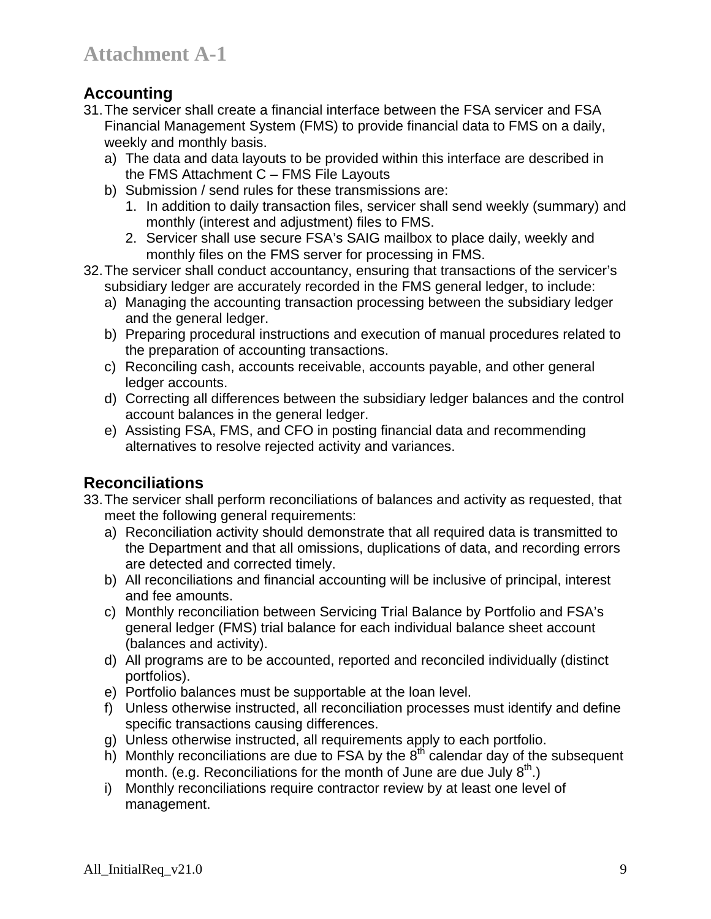# Attachment A-1

## Accounting

31. The servicer shall create a financial interface between the FSA servicer and FSA Financial Management System (FMS) to provide financial data to FMS on a daily, weekly and monthly basis.
    a) The data and data layouts to be provided within this interface are described in the FMS Attachment C – FMS File Layouts
    b) Submission / send rules for these transmissions are:
        1. In addition to daily transaction files, servicer shall send weekly (summary) and monthly (interest and adjustment) files to FMS.
        2. Servicer shall use secure FSA's SAIG mailbox to place daily, weekly and monthly files on the FMS server for processing in FMS.
32. The servicer shall conduct accountancy, ensuring that transactions of the servicer's subsidiary ledger are accurately recorded in the FMS general ledger, to include:
    a) Managing the accounting transaction processing between the subsidiary ledger and the general ledger.
    b) Preparing procedural instructions and execution of manual procedures related to the preparation of accounting transactions.
    c) Reconciling cash, accounts receivable, accounts payable, and other general ledger accounts.
    d) Correcting all differences between the subsidiary ledger balances and the control account balances in the general ledger.
    e) Assisting FSA, FMS, and CFO in posting financial data and recommending alternatives to resolve rejected activity and variances.

## Reconciliations

33. The servicer shall perform reconciliations of balances and activity as requested, that meet the following general requirements:
    a) Reconciliation activity should demonstrate that all required data is transmitted to the Department and that all omissions, duplications of data, and recording errors are detected and corrected timely.
    b) All reconciliations and financial accounting will be inclusive of principal, interest and fee amounts.
    c) Monthly reconciliation between Servicing Trial Balance by Portfolio and FSA's general ledger (FMS) trial balance for each individual balance sheet account (balances and activity).
    d) All programs are to be accounted, reported and reconciled individually (distinct portfolios).
    e) Portfolio balances must be supportable at the loan level.
    f) Unless otherwise instructed, all reconciliation processes must identify and define specific transactions causing differences.
    g) Unless otherwise instructed, all requirements apply to each portfolio.
    h) Monthly reconciliations are due to FSA by the 8th calendar day of the subsequent month. (e.g. Reconciliations for the month of June are due July 8th.)
    i) Monthly reconciliations require contractor review by at least one level of management.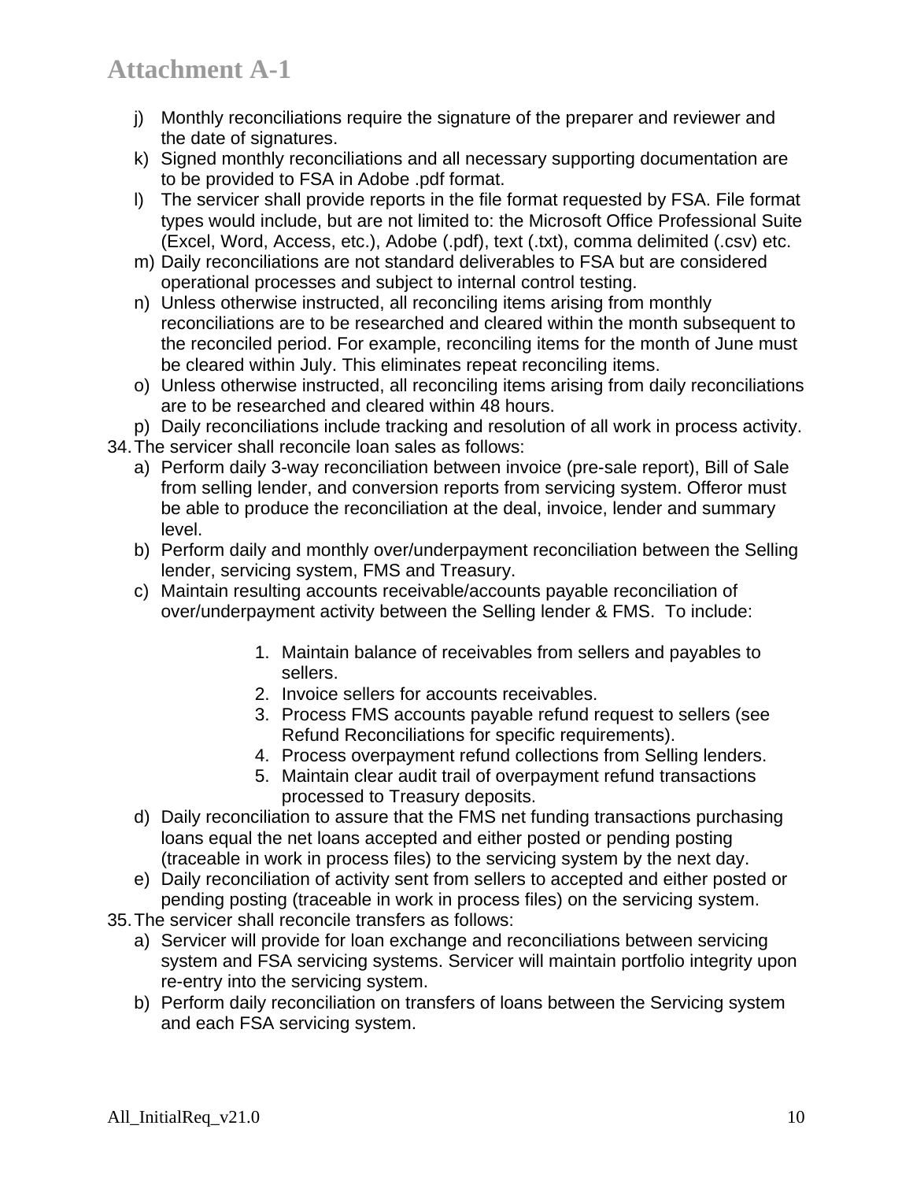j) Monthly reconciliations require the signature of the preparer and reviewer and the date of signatures.
k) Signed monthly reconciliations and all necessary supporting documentation are to be provided to FSA in Adobe .pdf format.
l) The servicer shall provide reports in the file format requested by FSA. File format types would include, but are not limited to: the Microsoft Office Professional Suite (Excel, Word, Access, etc.), Adobe (.pdf), text (.txt), comma delimited (.csv) etc.
m) Daily reconciliations are not standard deliverables to FSA but are considered operational processes and subject to internal control testing.
n) Unless otherwise instructed, all reconciling items arising from monthly reconciliations are to be researched and cleared within the month subsequent to the reconciled period. For example, reconciling items for the month of June must be cleared within July. This eliminates repeat reconciling items.
o) Unless otherwise instructed, all reconciling items arising from daily reconciliations are to be researched and cleared within 48 hours.
p) Daily reconciliations include tracking and resolution of all work in process activity.

34. The servicer shall reconcile loan sales as follows:
    a) Perform daily 3-way reconciliation between invoice (pre-sale report), Bill of Sale from selling lender, and conversion reports from servicing system. Offeror must be able to produce the reconciliation at the deal, invoice, lender and summary level.
    b) Perform daily and monthly over/underpayment reconciliation between the Selling lender, servicing system, FMS and Treasury.
    c) Maintain resulting accounts receivable/accounts payable reconciliation of over/underpayment activity between the Selling lender & FMS. To include:
        1. Maintain balance of receivables from sellers and payables to sellers.
        2. Invoice sellers for accounts receivables.
        3. Process FMS accounts payable refund request to sellers (see Refund Reconciliations for specific requirements).
        4. Process overpayment refund collections from Selling lenders.
        5. Maintain clear audit trail of overpayment refund transactions processed to Treasury deposits.
    d) Daily reconciliation to assure that the FMS net funding transactions purchasing loans equal the net loans accepted and either posted or pending posting (traceable in work in process files) to the servicing system by the next day.
    e) Daily reconciliation of activity sent from sellers to accepted and either posted or pending posting (traceable in work in process files) on the servicing system.

35. The servicer shall reconcile transfers as follows:
    a) Servicer will provide for loan exchange and reconciliations between servicing system and FSA servicing systems. Servicer will maintain portfolio integrity upon re-entry into the servicing system.
    b) Perform daily reconciliation on transfers of loans between the Servicing system and each FSA servicing system.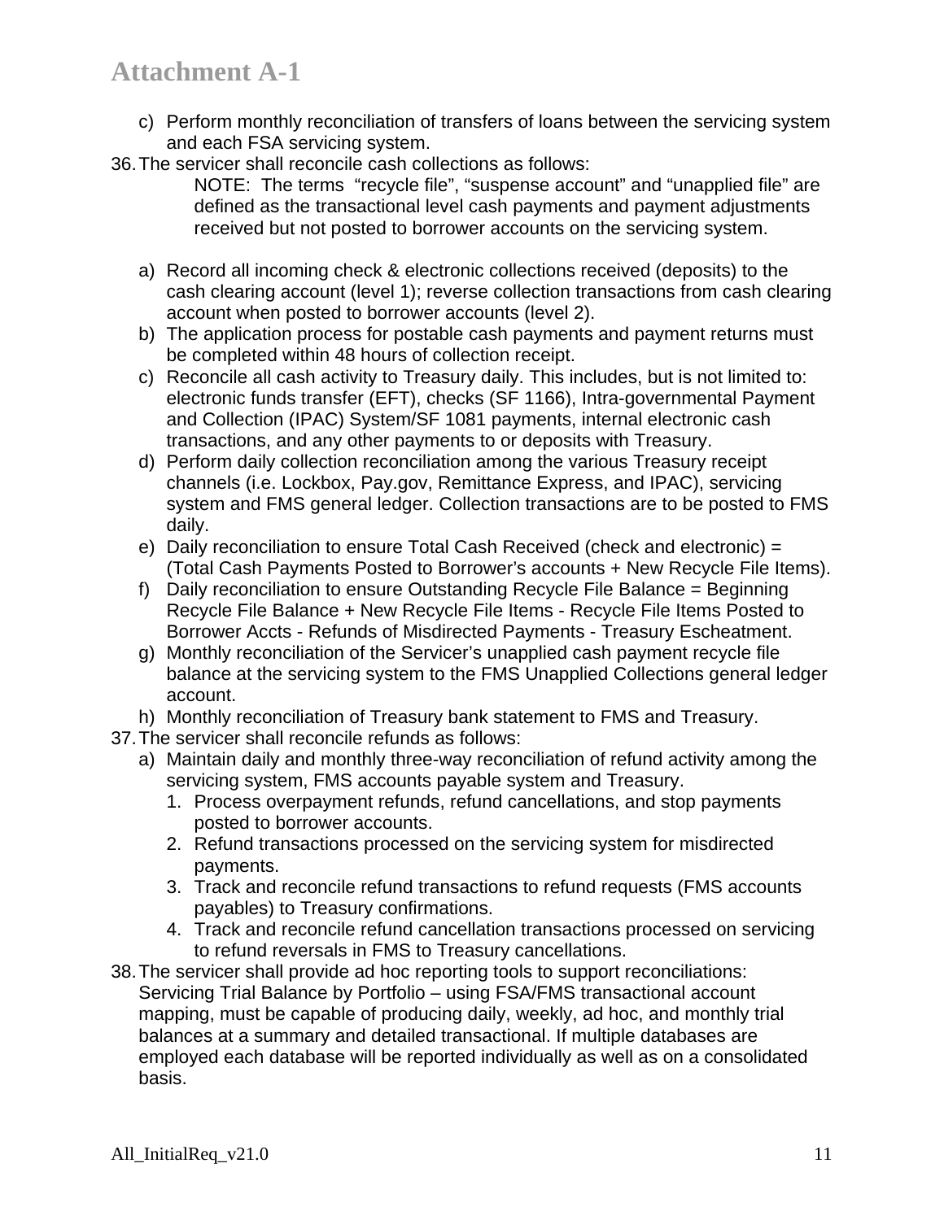c) Perform monthly reconciliation of transfers of loans between the servicing system and each FSA servicing system.

36. The servicer shall reconcile cash collections as follows:

    NOTE: The terms "recycle file", "suspense account" and "unapplied file" are defined as the transactional level cash payments and payment adjustments received but not posted to borrower accounts on the servicing system.

    a) Record all incoming check & electronic collections received (deposits) to the cash clearing account (level 1); reverse collection transactions from cash clearing account when posted to borrower accounts (level 2).
    b) The application process for postable cash payments and payment returns must be completed within 48 hours of collection receipt.
    c) Reconcile all cash activity to Treasury daily. This includes, but is not limited to: electronic funds transfer (EFT), checks (SF 1166), Intra-governmental Payment and Collection (IPAC) System/SF 1081 payments, internal electronic cash transactions, and any other payments to or deposits with Treasury.
    d) Perform daily collection reconciliation among the various Treasury receipt channels (i.e. Lockbox, Pay.gov, Remittance Express, and IPAC), servicing system and FMS general ledger. Collection transactions are to be posted to FMS daily.
    e) Daily reconciliation to ensure Total Cash Received (check and electronic) = (Total Cash Payments Posted to Borrower's accounts + New Recycle File Items).
    f) Daily reconciliation to ensure Outstanding Recycle File Balance = Beginning Recycle File Balance + New Recycle File Items - Recycle File Items Posted to Borrower Accts - Refunds of Misdirected Payments - Treasury Escheatment.
    g) Monthly reconciliation of the Servicer's unapplied cash payment recycle file balance at the servicing system to the FMS Unapplied Collections general ledger account.
    h) Monthly reconciliation of Treasury bank statement to FMS and Treasury.

37. The servicer shall reconcile refunds as follows:
    a) Maintain daily and monthly three-way reconciliation of refund activity among the servicing system, FMS accounts payable system and Treasury.
        1. Process overpayment refunds, refund cancellations, and stop payments posted to borrower accounts.
        2. Refund transactions processed on the servicing system for misdirected payments.
        3. Track and reconcile refund transactions to refund requests (FMS accounts payables) to Treasury confirmations.
        4. Track and reconcile refund cancellation transactions processed on servicing to refund reversals in FMS to Treasury cancellations.

38. The servicer shall provide ad hoc reporting tools to support reconciliations: Servicing Trial Balance by Portfolio – using FSA/FMS transactional account mapping, must be capable of producing daily, weekly, ad hoc, and monthly trial balances at a summary and detailed transactional. If multiple databases are employed each database will be reported individually as well as on a consolidated basis.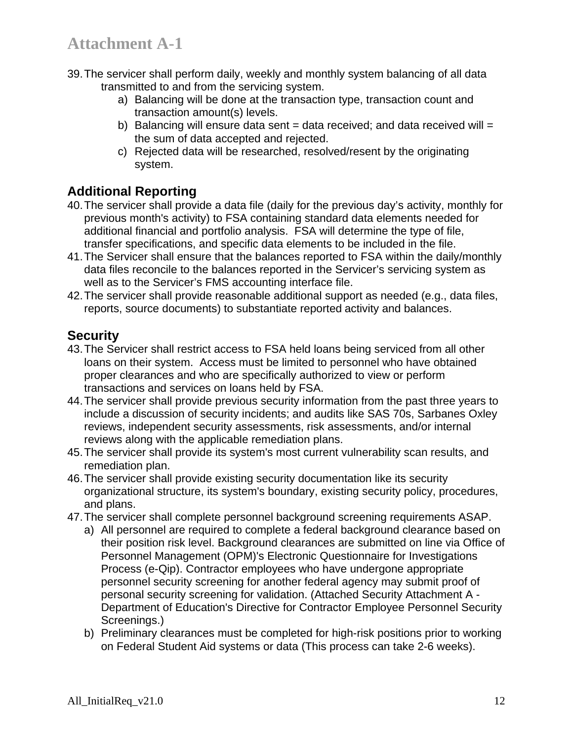39. The servicer shall perform daily, weekly and monthly system balancing of all data transmitted to and from the servicing system.
    a) Balancing will be done at the transaction type, transaction count and transaction amount(s) levels.
    b) Balancing will ensure data sent = data received; and data received will = the sum of data accepted and rejected.
    c) Rejected data will be researched, resolved/resent by the originating system.

## Additional Reporting

40. The servicer shall provide a data file (daily for the previous day's activity, monthly for previous month's activity) to FSA containing standard data elements needed for additional financial and portfolio analysis. FSA will determine the type of file, transfer specifications, and specific data elements to be included in the file.
41. The Servicer shall ensure that the balances reported to FSA within the daily/monthly data files reconcile to the balances reported in the Servicer's servicing system as well as to the Servicer's FMS accounting interface file.
42. The servicer shall provide reasonable additional support as needed (e.g., data files, reports, source documents) to substantiate reported activity and balances.

## Security

43. The Servicer shall restrict access to FSA held loans being serviced from all other loans on their system. Access must be limited to personnel who have obtained proper clearances and who are specifically authorized to view or perform transactions and services on loans held by FSA.
44. The servicer shall provide previous security information from the past three years to include a discussion of security incidents; and audits like SAS 70s, Sarbanes Oxley reviews, independent security assessments, risk assessments, and/or internal reviews along with the applicable remediation plans.
45. The servicer shall provide its system's most current vulnerability scan results, and remediation plan.
46. The servicer shall provide existing security documentation like its security organizational structure, its system's boundary, existing security policy, procedures, and plans.
47. The servicer shall complete personnel background screening requirements ASAP.
    a) All personnel are required to complete a federal background clearance based on their position risk level. Background clearances are submitted on line via Office of Personnel Management (OPM)'s Electronic Questionnaire for Investigations Process (e-Qip). Contractor employees who have undergone appropriate personnel security screening for another federal agency may submit proof of personal security screening for validation. (Attached Security Attachment A - Department of Education's Directive for Contractor Employee Personnel Security Screenings.)
    b) Preliminary clearances must be completed for high-risk positions prior to working on Federal Student Aid systems or data (This process can take 2-6 weeks).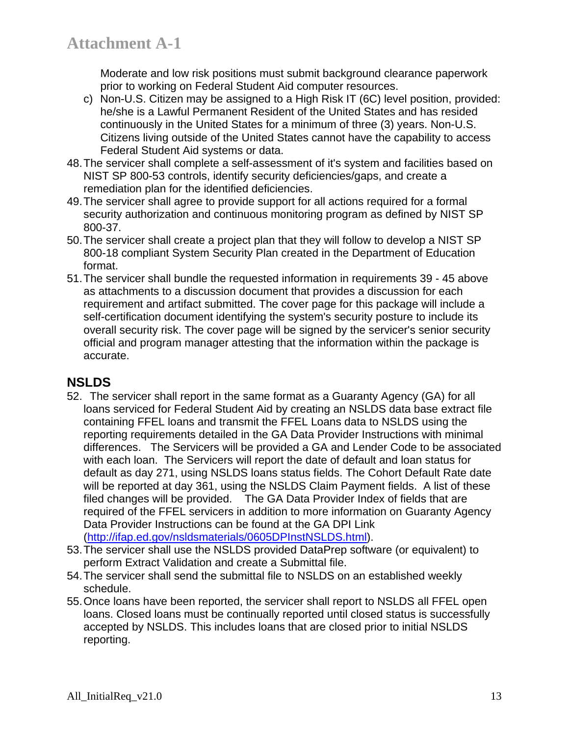Moderate and low risk positions must submit background clearance paperwork prior to working on Federal Student Aid computer resources.

c) Non-U.S. Citizen may be assigned to a High Risk IT (6C) level position, provided: he/she is a Lawful Permanent Resident of the United States and has resided continuously in the United States for a minimum of three (3) years. Non-U.S. Citizens living outside of the United States cannot have the capability to access Federal Student Aid systems or data.

48. The servicer shall complete a self-assessment of it's system and facilities based on NIST SP 800-53 controls, identify security deficiencies/gaps, and create a remediation plan for the identified deficiencies.
49. The servicer shall agree to provide support for all actions required for a formal security authorization and continuous monitoring program as defined by NIST SP 800-37.
50. The servicer shall create a project plan that they will follow to develop a NIST SP 800-18 compliant System Security Plan created in the Department of Education format.
51. The servicer shall bundle the requested information in requirements 39 - 45 above as attachments to a discussion document that provides a discussion for each requirement and artifact submitted. The cover page for this package will include a self-certification document identifying the system's security posture to include its overall security risk. The cover page will be signed by the servicer's senior security official and program manager attesting that the information within the package is accurate.

## NSLDS

52. The servicer shall report in the same format as a Guaranty Agency (GA) for all loans serviced for Federal Student Aid by creating an NSLDS data base extract file containing FFEL loans and transmit the FFEL Loans data to NSLDS using the reporting requirements detailed in the GA Data Provider Instructions with minimal differences. The Servicers will be provided a GA and Lender Code to be associated with each loan. The Servicers will report the date of default and loan status for default as day 271, using NSLDS loans status fields. The Cohort Default Rate date will be reported at day 361, using the NSLDS Claim Payment fields. A list of these filed changes will be provided. The GA Data Provider Index of fields that are required of the FFEL servicers in addition to more information on Guaranty Agency Data Provider Instructions can be found at the GA DPI Link (http://ifap.ed.gov/nsldsmaterials/0605DPInstNSLDS.html).
53. The servicer shall use the NSLDS provided DataPrep software (or equivalent) to perform Extract Validation and create a Submittal file.
54. The servicer shall send the submittal file to NSLDS on an established weekly schedule.
55. Once loans have been reported, the servicer shall report to NSLDS all FFEL open loans. Closed loans must be continually reported until closed status is successfully accepted by NSLDS. This includes loans that are closed prior to initial NSLDS reporting.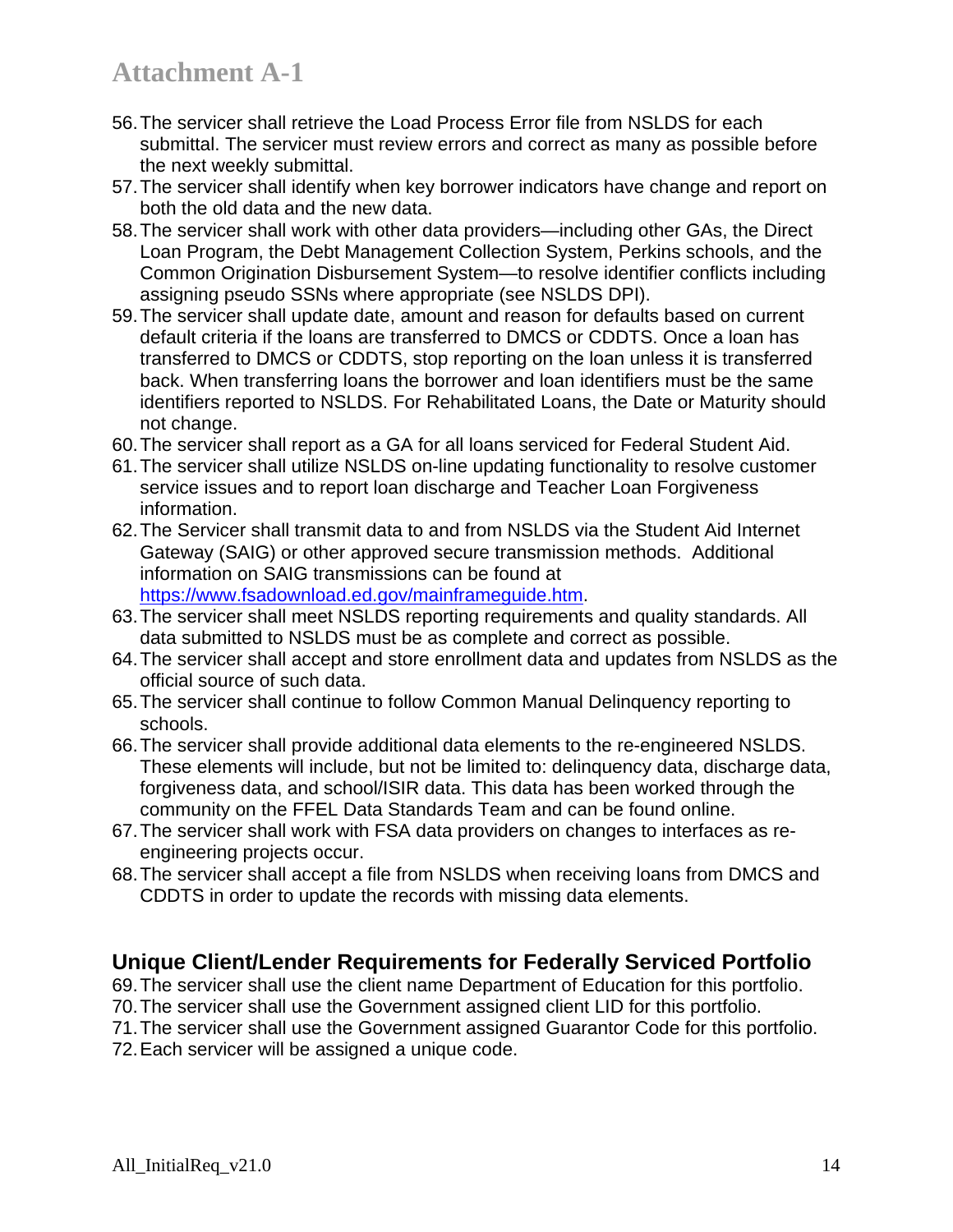56. The servicer shall retrieve the Load Process Error file from NSLDS for each submittal. The servicer must review errors and correct as many as possible before the next weekly submittal.
57. The servicer shall identify when key borrower indicators have change and report on both the old data and the new data.
58. The servicer shall work with other data providers—including other GAs, the Direct Loan Program, the Debt Management Collection System, Perkins schools, and the Common Origination Disbursement System—to resolve identifier conflicts including assigning pseudo SSNs where appropriate (see NSLDS DPI).
59. The servicer shall update date, amount and reason for defaults based on current default criteria if the loans are transferred to DMCS or CDDTS. Once a loan has transferred to DMCS or CDDTS, stop reporting on the loan unless it is transferred back. When transferring loans the borrower and loan identifiers must be the same identifiers reported to NSLDS. For Rehabilitated Loans, the Date or Maturity should not change.
60. The servicer shall report as a GA for all loans serviced for Federal Student Aid.
61. The servicer shall utilize NSLDS on-line updating functionality to resolve customer service issues and to report loan discharge and Teacher Loan Forgiveness information.
62. The Servicer shall transmit data to and from NSLDS via the Student Aid Internet Gateway (SAIG) or other approved secure transmission methods. Additional information on SAIG transmissions can be found at [https://www.fsadownload.ed.gov/mainframeguide.htm](https://www.fsadownload.ed.gov/mainframeguide.htm).
63. The servicer shall meet NSLDS reporting requirements and quality standards. All data submitted to NSLDS must be as complete and correct as possible.
64. The servicer shall accept and store enrollment data and updates from NSLDS as the official source of such data.
65. The servicer shall continue to follow Common Manual Delinquency reporting to schools.
66. The servicer shall provide additional data elements to the re-engineered NSLDS. These elements will include, but not be limited to: delinquency data, discharge data, forgiveness data, and school/ISIR data. This data has been worked through the community on the FFEL Data Standards Team and can be found online.
67. The servicer shall work with FSA data providers on changes to interfaces as re-engineering projects occur.
68. The servicer shall accept a file from NSLDS when receiving loans from DMCS and CDDTS in order to update the records with missing data elements.

## Unique Client/Lender Requirements for Federally Serviced Portfolio

69. The servicer shall use the client name Department of Education for this portfolio.
70. The servicer shall use the Government assigned client LID for this portfolio.
71. The servicer shall use the Government assigned Guarantor Code for this portfolio.
72. Each servicer will be assigned a unique code.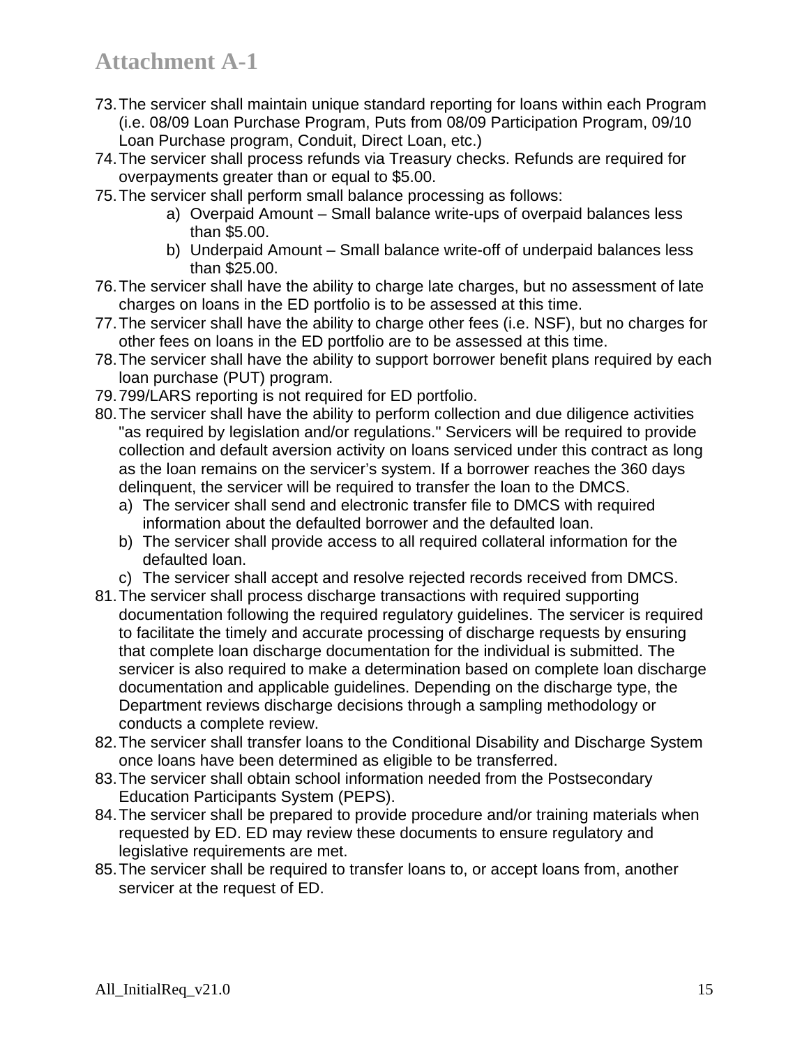# Attachment A-1

73. The servicer shall maintain unique standard reporting for loans within each Program (i.e. 08/09 Loan Purchase Program, Puts from 08/09 Participation Program, 09/10 Loan Purchase program, Conduit, Direct Loan, etc.)
74. The servicer shall process refunds via Treasury checks. Refunds are required for overpayments greater than or equal to $5.00.
75. The servicer shall perform small balance processing as follows:
    - a) Overpaid Amount – Small balance write-ups of overpaid balances less than $5.00.
    - b) Underpaid Amount – Small balance write-off of underpaid balances less than $25.00.
76. The servicer shall have the ability to charge late charges, but no assessment of late charges on loans in the ED portfolio is to be assessed at this time.
77. The servicer shall have the ability to charge other fees (i.e. NSF), but no charges for other fees on loans in the ED portfolio are to be assessed at this time.
78. The servicer shall have the ability to support borrower benefit plans required by each loan purchase (PUT) program.
79. 799/LARS reporting is not required for ED portfolio.
80. The servicer shall have the ability to perform collection and due diligence activities "as required by legislation and/or regulations." Servicers will be required to provide collection and default aversion activity on loans serviced under this contract as long as the loan remains on the servicer's system. If a borrower reaches the 360 days delinquent, the servicer will be required to transfer the loan to the DMCS.
    - a) The servicer shall send and electronic transfer file to DMCS with required information about the defaulted borrower and the defaulted loan.
    - b) The servicer shall provide access to all required collateral information for the defaulted loan.
    - c) The servicer shall accept and resolve rejected records received from DMCS.
81. The servicer shall process discharge transactions with required supporting documentation following the required regulatory guidelines. The servicer is required to facilitate the timely and accurate processing of discharge requests by ensuring that complete loan discharge documentation for the individual is submitted. The servicer is also required to make a determination based on complete loan discharge documentation and applicable guidelines. Depending on the discharge type, the Department reviews discharge decisions through a sampling methodology or conducts a complete review.
82. The servicer shall transfer loans to the Conditional Disability and Discharge System once loans have been determined as eligible to be transferred.
83. The servicer shall obtain school information needed from the Postsecondary Education Participants System (PEPS).
84. The servicer shall be prepared to provide procedure and/or training materials when requested by ED. ED may review these documents to ensure regulatory and legislative requirements are met.
85. The servicer shall be required to transfer loans to, or accept loans from, another servicer at the request of ED.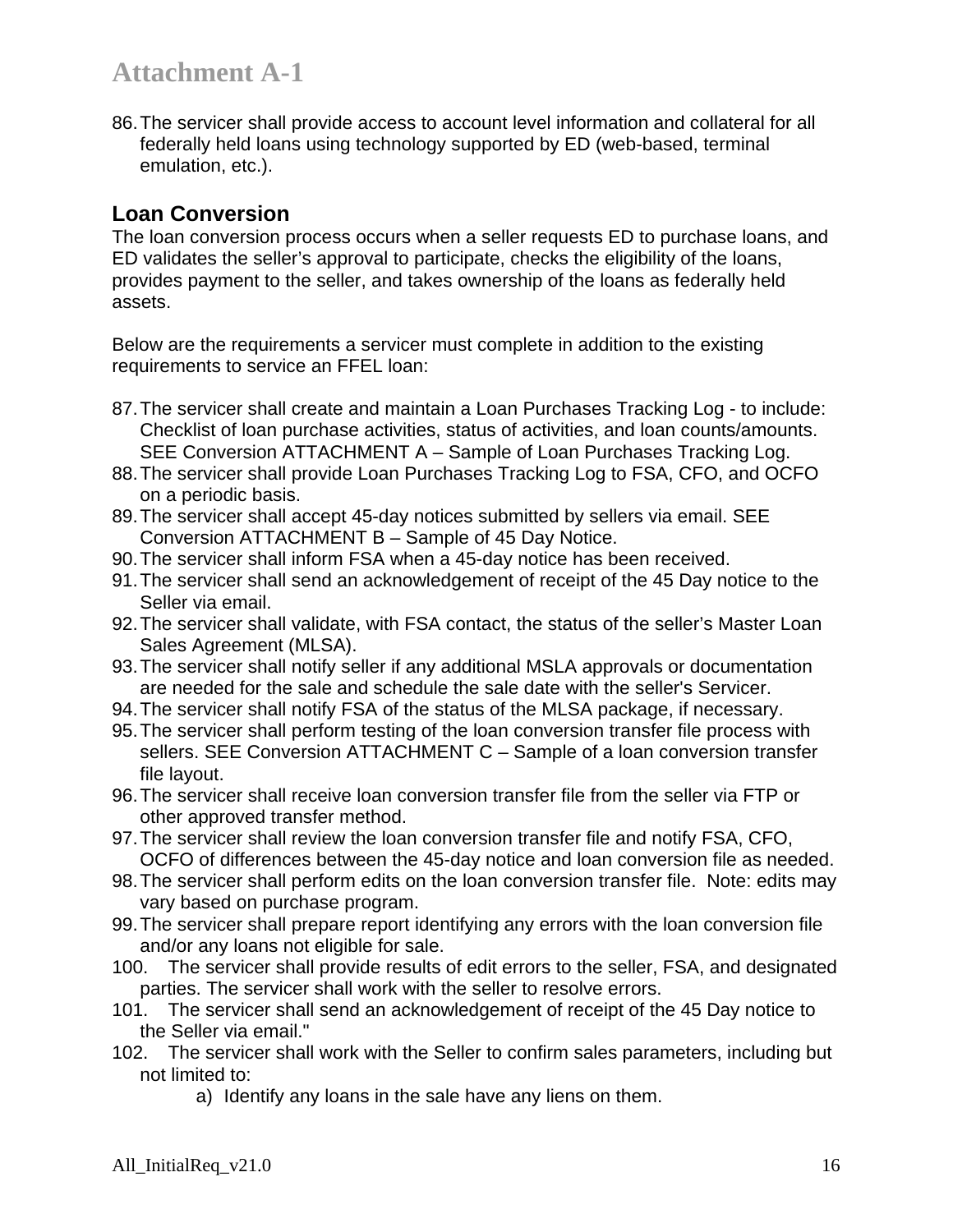# Attachment A-1

86. The servicer shall provide access to account level information and collateral for all federally held loans using technology supported by ED (web-based, terminal emulation, etc.).

## Loan Conversion

The loan conversion process occurs when a seller requests ED to purchase loans, and ED validates the seller's approval to participate, checks the eligibility of the loans, provides payment to the seller, and takes ownership of the loans as federally held assets.

Below are the requirements a servicer must complete in addition to the existing requirements to service an FFEL loan:

87. The servicer shall create and maintain a Loan Purchases Tracking Log - to include: Checklist of loan purchase activities, status of activities, and loan counts/amounts. SEE Conversion ATTACHMENT A – Sample of Loan Purchases Tracking Log.
88. The servicer shall provide Loan Purchases Tracking Log to FSA, CFO, and OCFO on a periodic basis.
89. The servicer shall accept 45-day notices submitted by sellers via email. SEE Conversion ATTACHMENT B – Sample of 45 Day Notice.
90. The servicer shall inform FSA when a 45-day notice has been received.
91. The servicer shall send an acknowledgement of receipt of the 45 Day notice to the Seller via email.
92. The servicer shall validate, with FSA contact, the status of the seller's Master Loan Sales Agreement (MLSA).
93. The servicer shall notify seller if any additional MSLA approvals or documentation are needed for the sale and schedule the sale date with the seller's Servicer.
94. The servicer shall notify FSA of the status of the MLSA package, if necessary.
95. The servicer shall perform testing of the loan conversion transfer file process with sellers. SEE Conversion ATTACHMENT C – Sample of a loan conversion transfer file layout.
96. The servicer shall receive loan conversion transfer file from the seller via FTP or other approved transfer method.
97. The servicer shall review the loan conversion transfer file and notify FSA, CFO, OCFO of differences between the 45-day notice and loan conversion file as needed.
98. The servicer shall perform edits on the loan conversion transfer file. Note: edits may vary based on purchase program.
99. The servicer shall prepare report identifying any errors with the loan conversion file and/or any loans not eligible for sale.
100. The servicer shall provide results of edit errors to the seller, FSA, and designated parties. The servicer shall work with the seller to resolve errors.
101. The servicer shall send an acknowledgement of receipt of the 45 Day notice to the Seller via email."
102. The servicer shall work with the Seller to confirm sales parameters, including but not limited to:
    a) Identify any loans in the sale have any liens on them.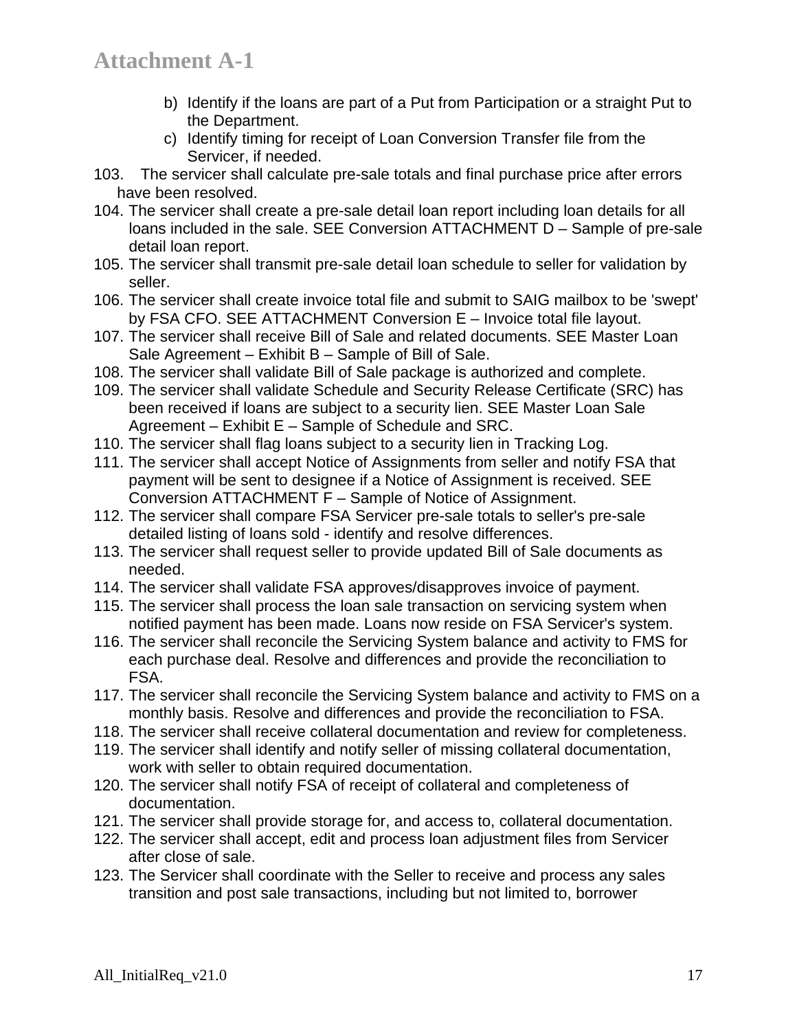# Attachment A-1

   b) Identify if the loans are part of a Put from Participation or a straight Put to the Department.
   c) Identify timing for receipt of Loan Conversion Transfer file from the Servicer, if needed.

103. The servicer shall calculate pre-sale totals and final purchase price after errors have been resolved.
104. The servicer shall create a pre-sale detail loan report including loan details for all loans included in the sale. SEE Conversion ATTACHMENT D – Sample of pre-sale detail loan report.
105. The servicer shall transmit pre-sale detail loan schedule to seller for validation by seller.
106. The servicer shall create invoice total file and submit to SAIG mailbox to be 'swept' by FSA CFO. SEE ATTACHMENT Conversion E – Invoice total file layout.
107. The servicer shall receive Bill of Sale and related documents. SEE Master Loan Sale Agreement – Exhibit B – Sample of Bill of Sale.
108. The servicer shall validate Bill of Sale package is authorized and complete.
109. The servicer shall validate Schedule and Security Release Certificate (SRC) has been received if loans are subject to a security lien. SEE Master Loan Sale Agreement – Exhibit E – Sample of Schedule and SRC.
110. The servicer shall flag loans subject to a security lien in Tracking Log.
111. The servicer shall accept Notice of Assignments from seller and notify FSA that payment will be sent to designee if a Notice of Assignment is received. SEE Conversion ATTACHMENT F – Sample of Notice of Assignment.
112. The servicer shall compare FSA Servicer pre-sale totals to seller's pre-sale detailed listing of loans sold - identify and resolve differences.
113. The servicer shall request seller to provide updated Bill of Sale documents as needed.
114. The servicer shall validate FSA approves/disapproves invoice of payment.
115. The servicer shall process the loan sale transaction on servicing system when notified payment has been made. Loans now reside on FSA Servicer's system.
116. The servicer shall reconcile the Servicing System balance and activity to FMS for each purchase deal. Resolve and differences and provide the reconciliation to FSA.
117. The servicer shall reconcile the Servicing System balance and activity to FMS on a monthly basis. Resolve and differences and provide the reconciliation to FSA.
118. The servicer shall receive collateral documentation and review for completeness.
119. The servicer shall identify and notify seller of missing collateral documentation, work with seller to obtain required documentation.
120. The servicer shall notify FSA of receipt of collateral and completeness of documentation.
121. The servicer shall provide storage for, and access to, collateral documentation.
122. The servicer shall accept, edit and process loan adjustment files from Servicer after close of sale.
123. The Servicer shall coordinate with the Seller to receive and process any sales transition and post sale transactions, including but not limited to, borrower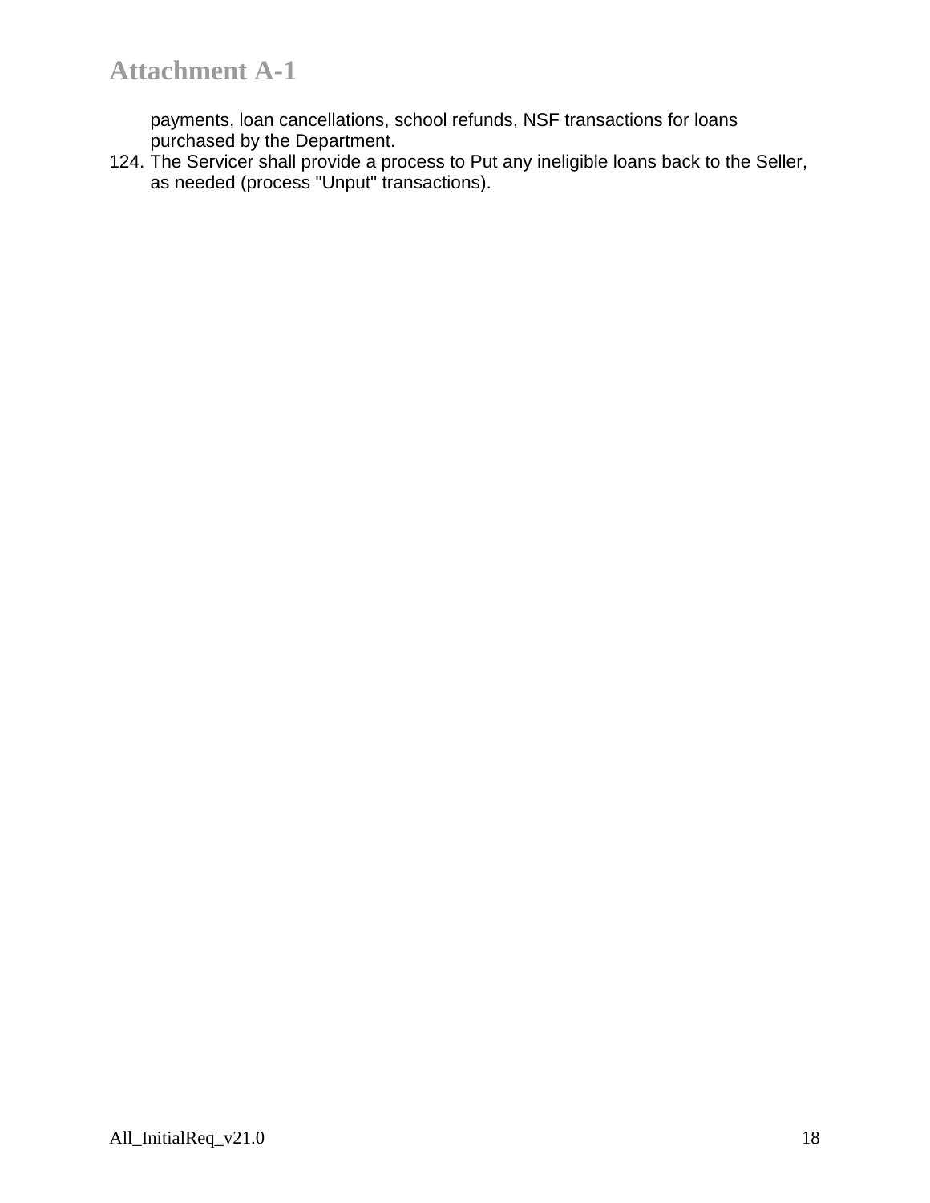payments, loan cancellations, school refunds, NSF transactions for loans purchased by the Department.

124. The Servicer shall provide a process to Put any ineligible loans back to the Seller, as needed (process "Unput" transactions).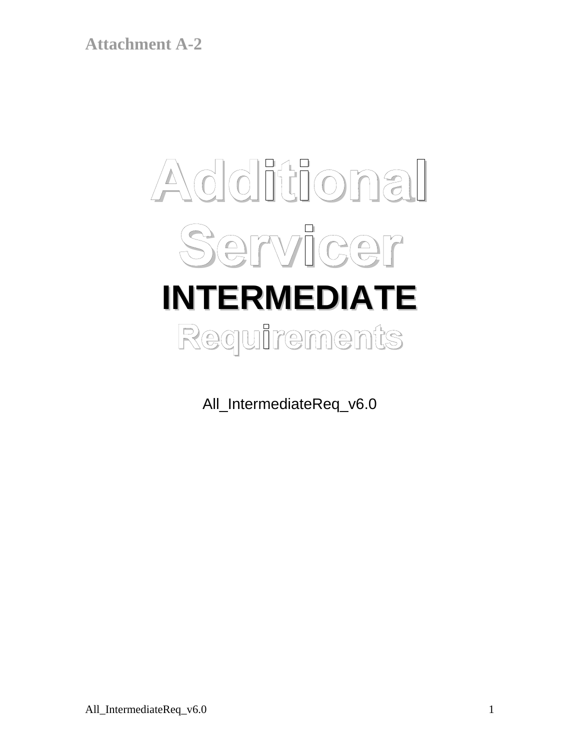**Attachment A-2**

# Additional Servicer INTERMEDIATE Requirements

All_IntermediateReq_v6.0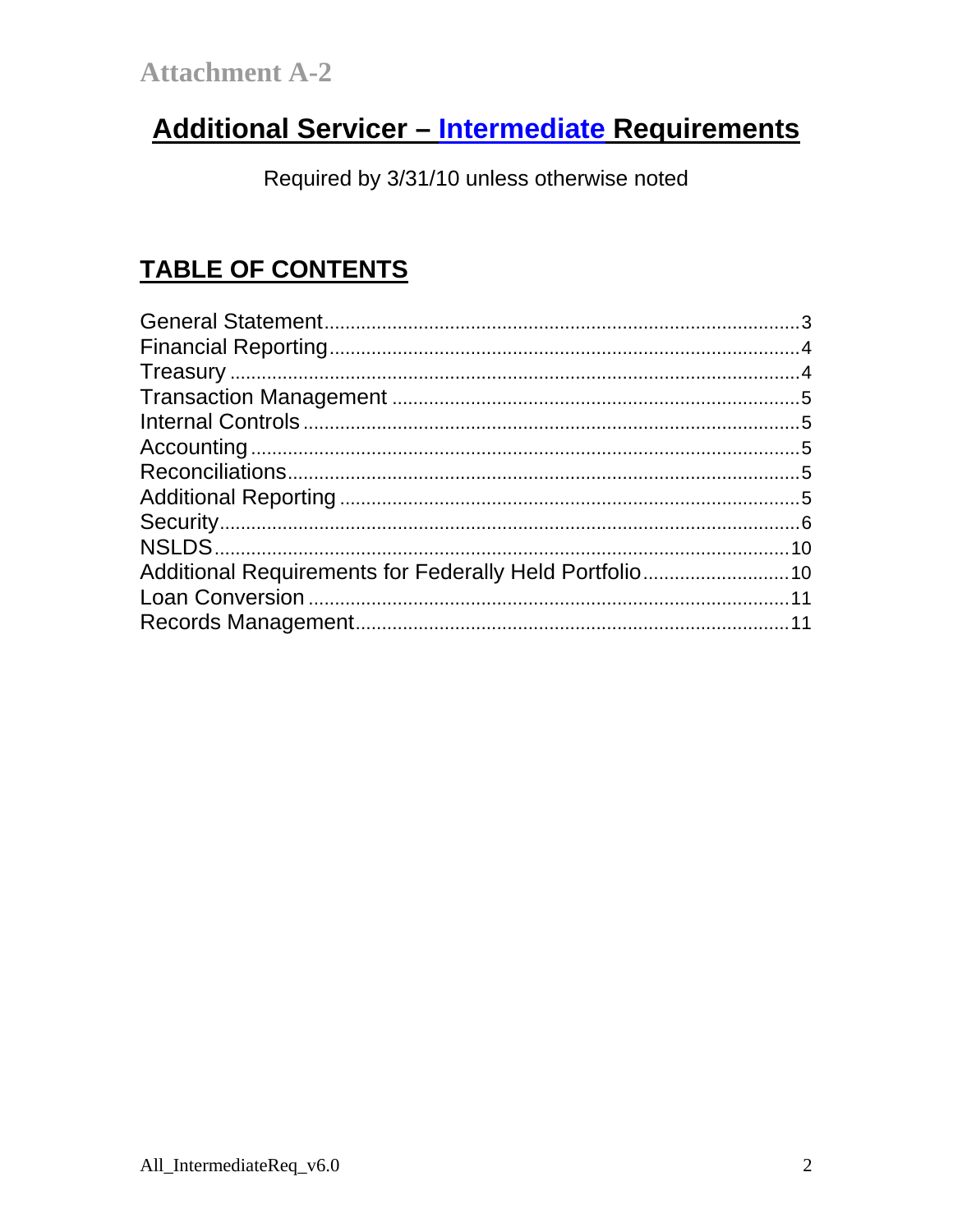Attachment A-2

# Additional Servicer – Intermediate Requirements

Required by 3/31/10 unless otherwise noted

## TABLE OF CONTENTS

General Statement....................3
Financial Reporting....................4
Treasury....................4
Transaction Management....................5
Internal Controls....................5
Accounting....................5
Reconciliations....................5
Additional Reporting....................5
Security....................6
NSLDS....................10
Additional Requirements for Federally Held Portfolio....................10
Loan Conversion....................11
Records Management....................11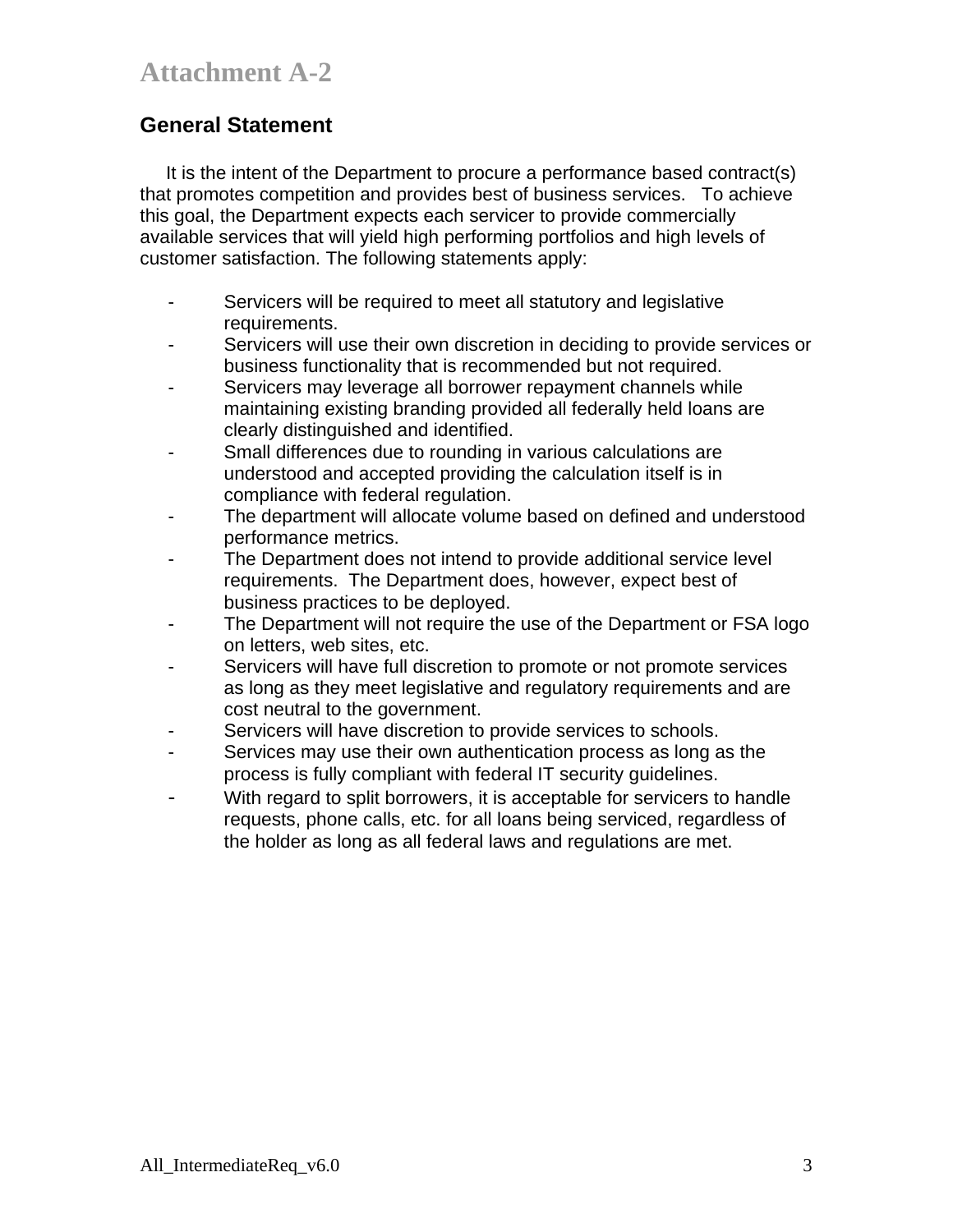# Attachment A-2

## General Statement

It is the intent of the Department to procure a performance based contract(s) that promotes competition and provides best of business services. To achieve this goal, the Department expects each servicer to provide commercially available services that will yield high performing portfolios and high levels of customer satisfaction. The following statements apply:

- Servicers will be required to meet all statutory and legislative requirements.
- Servicers will use their own discretion in deciding to provide services or business functionality that is recommended but not required.
- Servicers may leverage all borrower repayment channels while maintaining existing branding provided all federally held loans are clearly distinguished and identified.
- Small differences due to rounding in various calculations are understood and accepted providing the calculation itself is in compliance with federal regulation.
- The department will allocate volume based on defined and understood performance metrics.
- The Department does not intend to provide additional service level requirements. The Department does, however, expect best of business practices to be deployed.
- The Department will not require the use of the Department or FSA logo on letters, web sites, etc.
- Servicers will have full discretion to promote or not promote services as long as they meet legislative and regulatory requirements and are cost neutral to the government.
- Servicers will have discretion to provide services to schools.
- Services may use their own authentication process as long as the process is fully compliant with federal IT security guidelines.
- With regard to split borrowers, it is acceptable for servicers to handle requests, phone calls, etc. for all loans being serviced, regardless of the holder as long as all federal laws and regulations are met.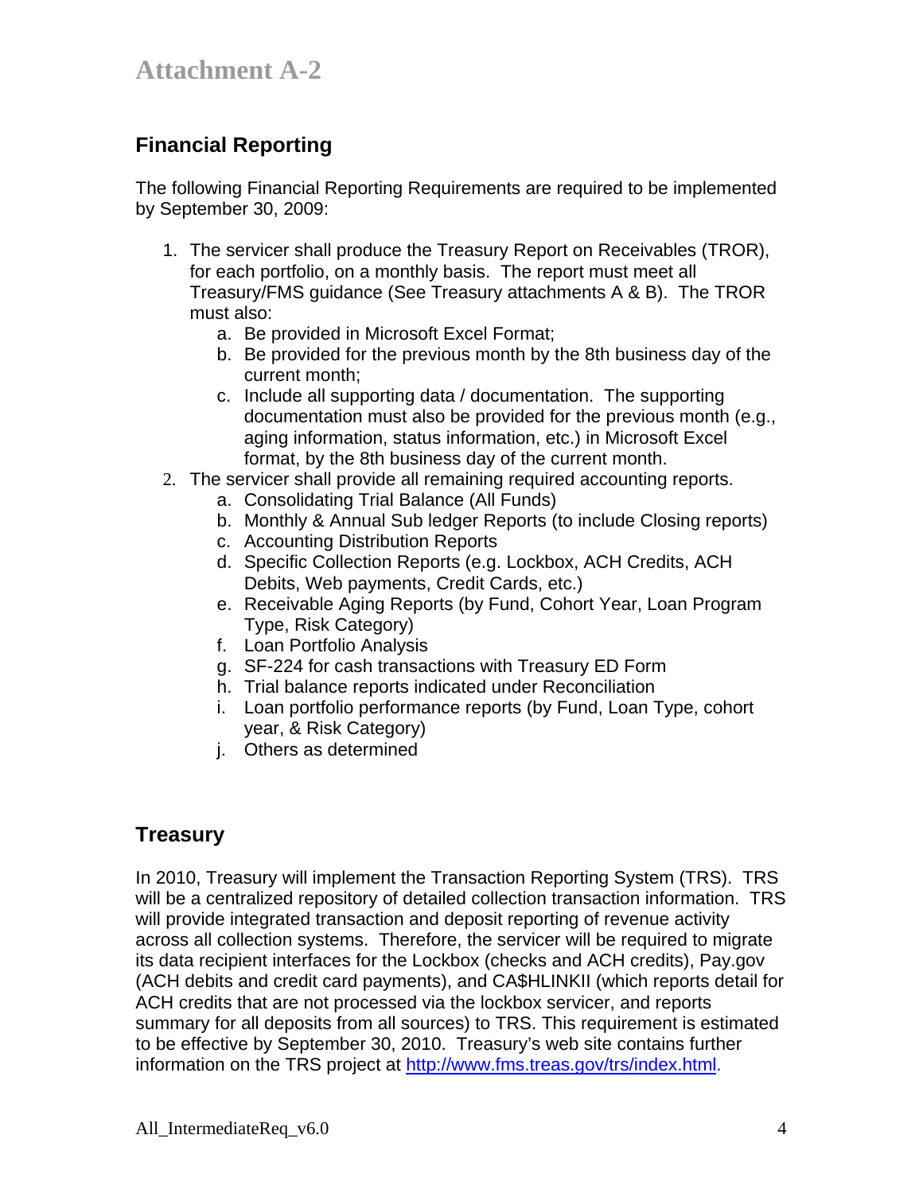# Attachment A-2

## Financial Reporting

The following Financial Reporting Requirements are required to be implemented by September 30, 2009:

1. The servicer shall produce the Treasury Report on Receivables (TROR), for each portfolio, on a monthly basis. The report must meet all Treasury/FMS guidance (See Treasury attachments A & B). The TROR must also:
   a. Be provided in Microsoft Excel Format;
   b. Be provided for the previous month by the 8th business day of the current month;
   c. Include all supporting data / documentation. The supporting documentation must also be provided for the previous month (e.g., aging information, status information, etc.) in Microsoft Excel format, by the 8th business day of the current month.
2. The servicer shall provide all remaining required accounting reports.
   a. Consolidating Trial Balance (All Funds)
   b. Monthly & Annual Sub ledger Reports (to include Closing reports)
   c. Accounting Distribution Reports
   d. Specific Collection Reports (e.g. Lockbox, ACH Credits, ACH Debits, Web payments, Credit Cards, etc.)
   e. Receivable Aging Reports (by Fund, Cohort Year, Loan Program Type, Risk Category)
   f. Loan Portfolio Analysis
   g. SF-224 for cash transactions with Treasury ED Form
   h. Trial balance reports indicated under Reconciliation
   i. Loan portfolio performance reports (by Fund, Loan Type, cohort year, & Risk Category)
   j. Others as determined

## Treasury

In 2010, Treasury will implement the Transaction Reporting System (TRS). TRS will be a centralized repository of detailed collection transaction information. TRS will provide integrated transaction and deposit reporting of revenue activity across all collection systems. Therefore, the servicer will be required to migrate its data recipient interfaces for the Lockbox (checks and ACH credits), Pay.gov (ACH debits and credit card payments), and CA$HLINKII (which reports detail for ACH credits that are not processed via the lockbox servicer, and reports summary for all deposits from all sources) to TRS. This requirement is estimated to be effective by September 30, 2010. Treasury's web site contains further information on the TRS project at http://www.fms.treas.gov/trs/index.html.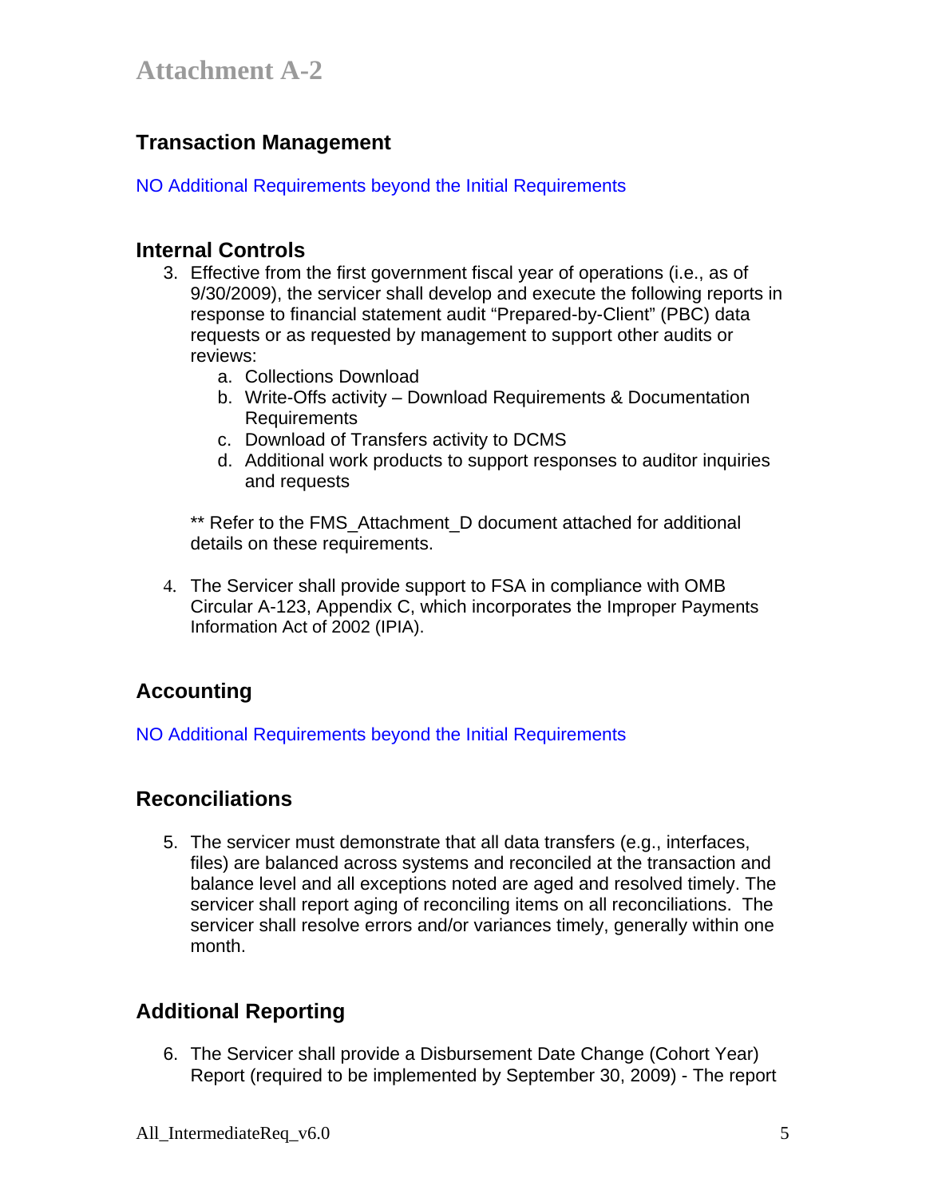# Attachment A-2

## Transaction Management

NO Additional Requirements beyond the Initial Requirements

## Internal Controls

3. Effective from the first government fiscal year of operations (i.e., as of 9/30/2009), the servicer shall develop and execute the following reports in response to financial statement audit “Prepared-by-Client” (PBC) data requests or as requested by management to support other audits or reviews:
    a. Collections Download
    b. Write-Offs activity – Download Requirements & Documentation Requirements
    c. Download of Transfers activity to DCMS
    d. Additional work products to support responses to auditor inquiries and requests

    ** Refer to the FMS_Attachment_D document attached for additional details on these requirements.

4. The Servicer shall provide support to FSA in compliance with OMB Circular A-123, Appendix C, which incorporates the Improper Payments Information Act of 2002 (IPIA).

## Accounting

NO Additional Requirements beyond the Initial Requirements

## Reconciliations

5. The servicer must demonstrate that all data transfers (e.g., interfaces, files) are balanced across systems and reconciled at the transaction and balance level and all exceptions noted are aged and resolved timely. The servicer shall report aging of reconciling items on all reconciliations. The servicer shall resolve errors and/or variances timely, generally within one month.

## Additional Reporting

6. The Servicer shall provide a Disbursement Date Change (Cohort Year) Report (required to be implemented by September 30, 2009) - The report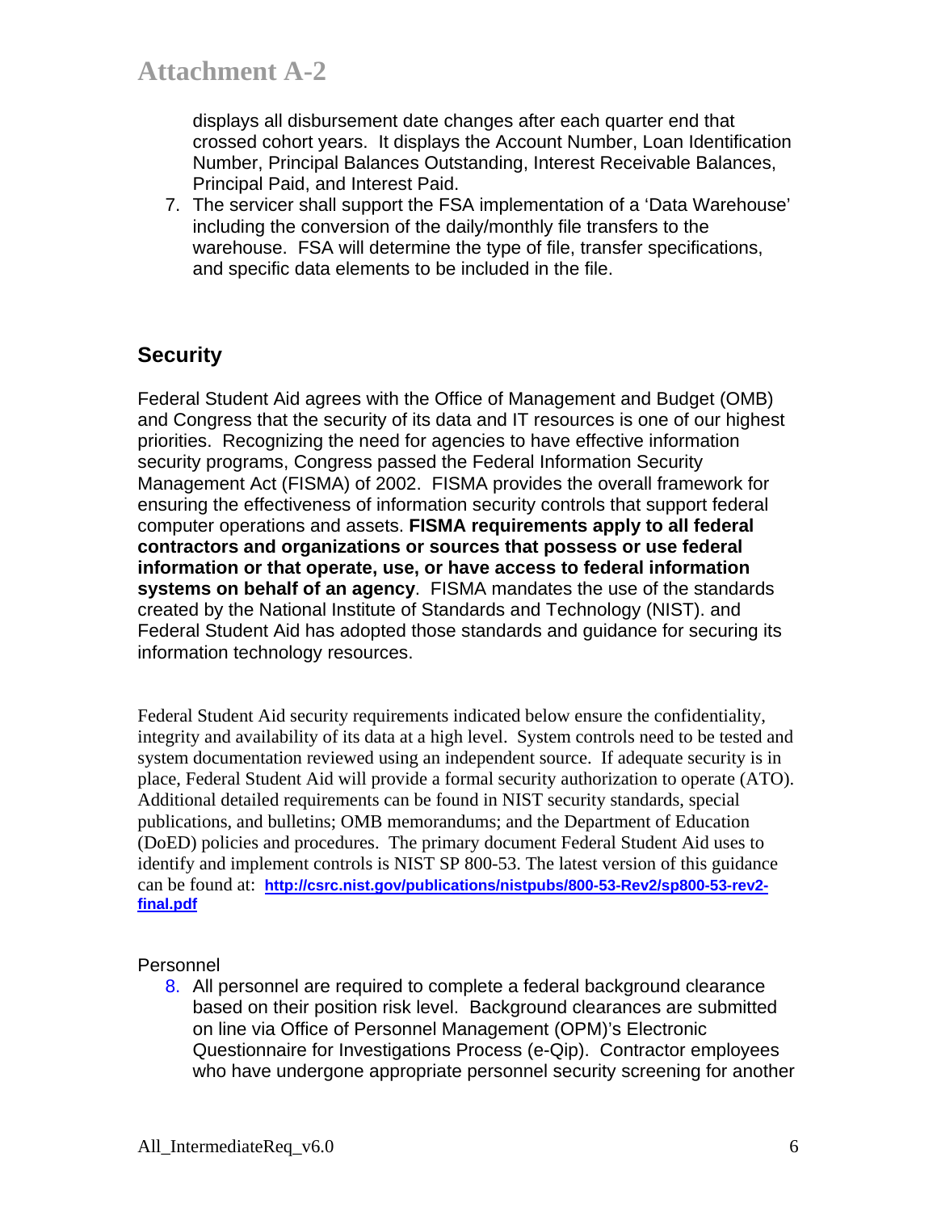displays all disbursement date changes after each quarter end that crossed cohort years. It displays the Account Number, Loan Identification Number, Principal Balances Outstanding, Interest Receivable Balances, Principal Paid, and Interest Paid.

7. The servicer shall support the FSA implementation of a 'Data Warehouse' including the conversion of the daily/monthly file transfers to the warehouse. FSA will determine the type of file, transfer specifications, and specific data elements to be included in the file.

## Security

Federal Student Aid agrees with the Office of Management and Budget (OMB) and Congress that the security of its data and IT resources is one of our highest priorities. Recognizing the need for agencies to have effective information security programs, Congress passed the Federal Information Security Management Act (FISMA) of 2002. FISMA provides the overall framework for ensuring the effectiveness of information security controls that support federal computer operations and assets. **FISMA requirements apply to all federal contractors and organizations or sources that possess or use federal information or that operate, use, or have access to federal information systems on behalf of an agency**. FISMA mandates the use of the standards created by the National Institute of Standards and Technology (NIST). and Federal Student Aid has adopted those standards and guidance for securing its information technology resources.

Federal Student Aid security requirements indicated below ensure the confidentiality, integrity and availability of its data at a high level. System controls need to be tested and system documentation reviewed using an independent source. If adequate security is in place, Federal Student Aid will provide a formal security authorization to operate (ATO). Additional detailed requirements can be found in NIST security standards, special publications, and bulletins; OMB memorandums; and the Department of Education (DoED) policies and procedures. The primary document Federal Student Aid uses to identify and implement controls is NIST SP 800-53. The latest version of this guidance can be found at: **http://csrc.nist.gov/publications/nistpubs/800-53-Rev2/sp800-53-rev2-final.pdf**

Personnel

8. All personnel are required to complete a federal background clearance based on their position risk level. Background clearances are submitted on line via Office of Personnel Management (OPM)'s Electronic Questionnaire for Investigations Process (e-Qip). Contractor employees who have undergone appropriate personnel security screening for another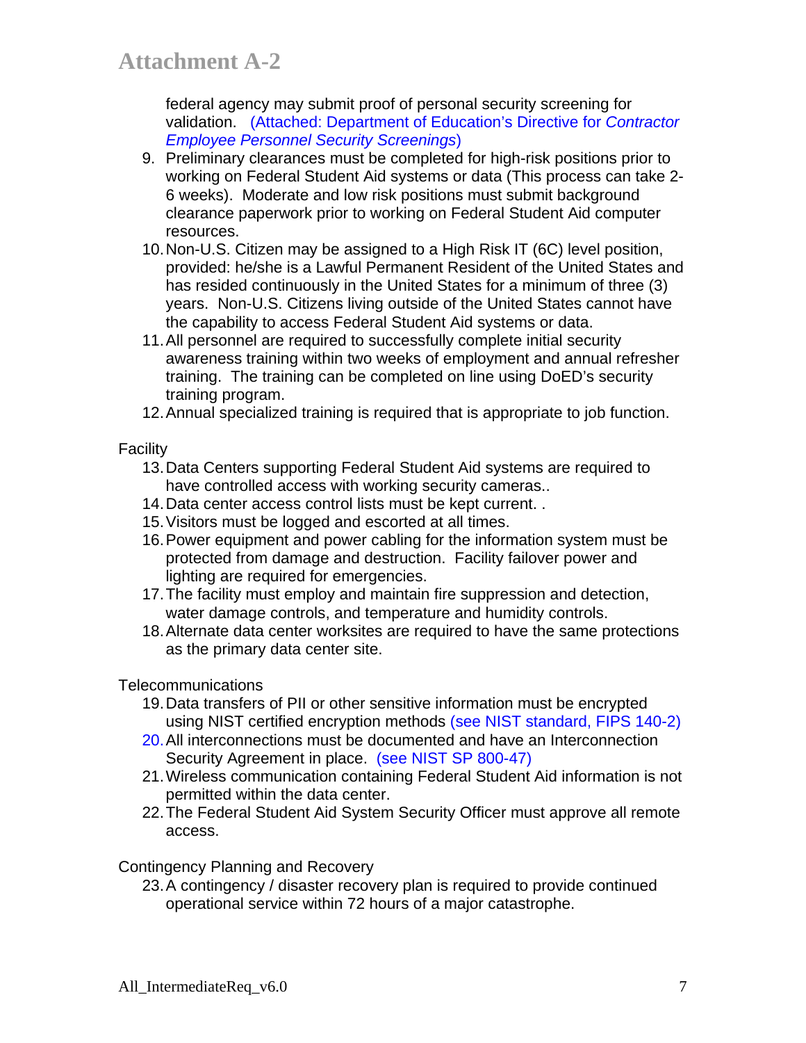federal agency may submit proof of personal security screening for validation. (Attached: Department of Education's Directive for *Contractor Employee Personnel Security Screenings*)

9. Preliminary clearances must be completed for high-risk positions prior to working on Federal Student Aid systems or data (This process can take 2-6 weeks). Moderate and low risk positions must submit background clearance paperwork prior to working on Federal Student Aid computer resources.
10. Non-U.S. Citizen may be assigned to a High Risk IT (6C) level position, provided: he/she is a Lawful Permanent Resident of the United States and has resided continuously in the United States for a minimum of three (3) years. Non-U.S. Citizens living outside of the United States cannot have the capability to access Federal Student Aid systems or data.
11. All personnel are required to successfully complete initial security awareness training within two weeks of employment and annual refresher training. The training can be completed on line using DoED's security training program.
12. Annual specialized training is required that is appropriate to job function.

Facility

13. Data Centers supporting Federal Student Aid systems are required to have controlled access with working security cameras..
14. Data center access control lists must be kept current. .
15. Visitors must be logged and escorted at all times.
16. Power equipment and power cabling for the information system must be protected from damage and destruction. Facility failover power and lighting are required for emergencies.
17. The facility must employ and maintain fire suppression and detection, water damage controls, and temperature and humidity controls.
18. Alternate data center worksites are required to have the same protections as the primary data center site.

Telecommunications

19. Data transfers of PII or other sensitive information must be encrypted using NIST certified encryption methods (see NIST standard, FIPS 140-2)
20. All interconnections must be documented and have an Interconnection Security Agreement in place. (see NIST SP 800-47)
21. Wireless communication containing Federal Student Aid information is not permitted within the data center.
22. The Federal Student Aid System Security Officer must approve all remote access.

Contingency Planning and Recovery

23. A contingency / disaster recovery plan is required to provide continued operational service within 72 hours of a major catastrophe.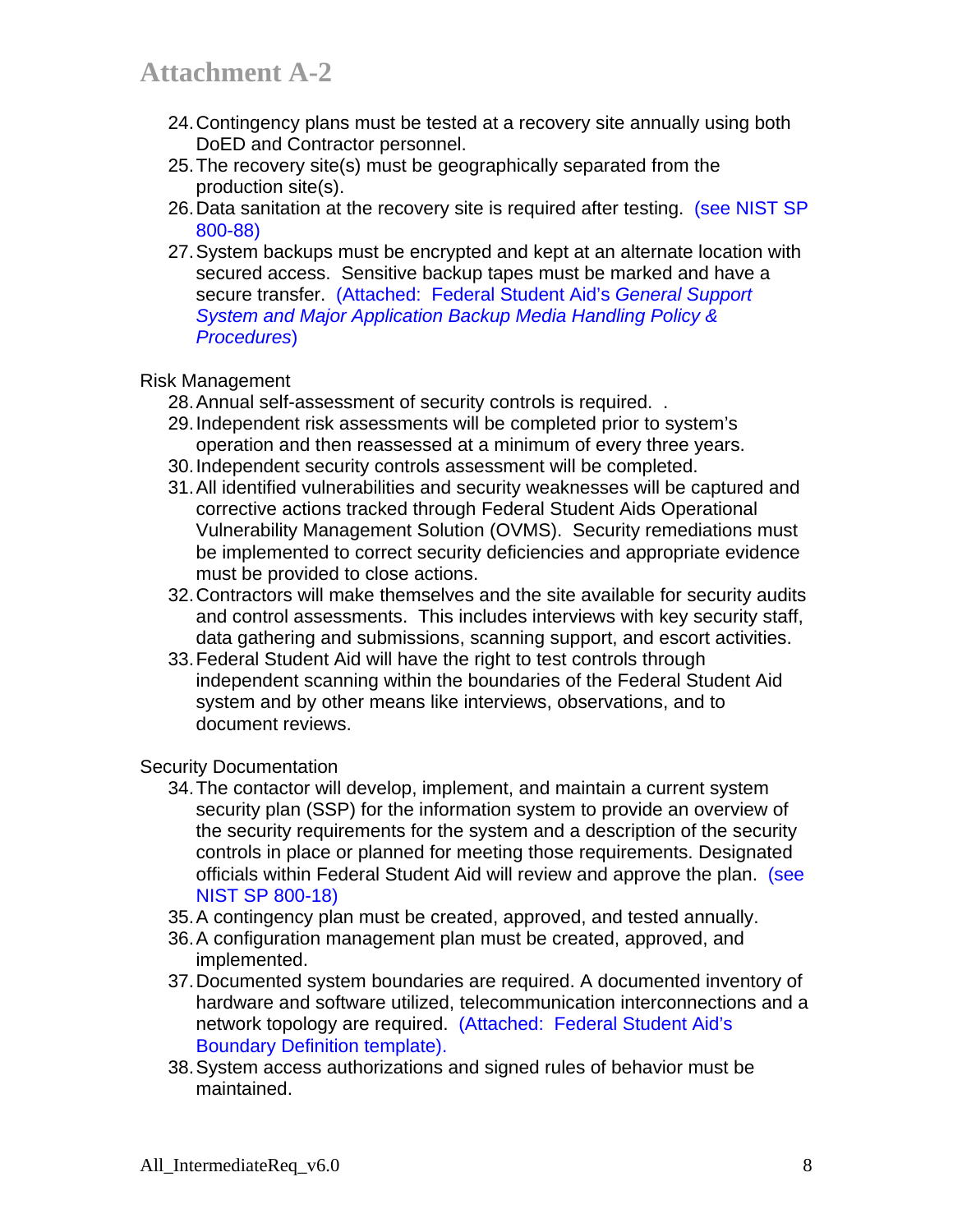24. Contingency plans must be tested at a recovery site annually using both DoED and Contractor personnel.
25. The recovery site(s) must be geographically separated from the production site(s).
26. Data sanitation at the recovery site is required after testing. (see NIST SP 800-88)
27. System backups must be encrypted and kept at an alternate location with secured access. Sensitive backup tapes must be marked and have a secure transfer. (Attached: Federal Student Aid's *General Support System and Major Application Backup Media Handling Policy & Procedures*)

Risk Management

28. Annual self-assessment of security controls is required. .
29. Independent risk assessments will be completed prior to system's operation and then reassessed at a minimum of every three years.
30. Independent security controls assessment will be completed.
31. All identified vulnerabilities and security weaknesses will be captured and corrective actions tracked through Federal Student Aids Operational Vulnerability Management Solution (OVMS). Security remediations must be implemented to correct security deficiencies and appropriate evidence must be provided to close actions.
32. Contractors will make themselves and the site available for security audits and control assessments. This includes interviews with key security staff, data gathering and submissions, scanning support, and escort activities.
33. Federal Student Aid will have the right to test controls through independent scanning within the boundaries of the Federal Student Aid system and by other means like interviews, observations, and to document reviews.

Security Documentation

34. The contactor will develop, implement, and maintain a current system security plan (SSP) for the information system to provide an overview of the security requirements for the system and a description of the security controls in place or planned for meeting those requirements. Designated officials within Federal Student Aid will review and approve the plan. (see NIST SP 800-18)
35. A contingency plan must be created, approved, and tested annually.
36. A configuration management plan must be created, approved, and implemented.
37. Documented system boundaries are required. A documented inventory of hardware and software utilized, telecommunication interconnections and a network topology are required. (Attached: Federal Student Aid's Boundary Definition template).
38. System access authorizations and signed rules of behavior must be maintained.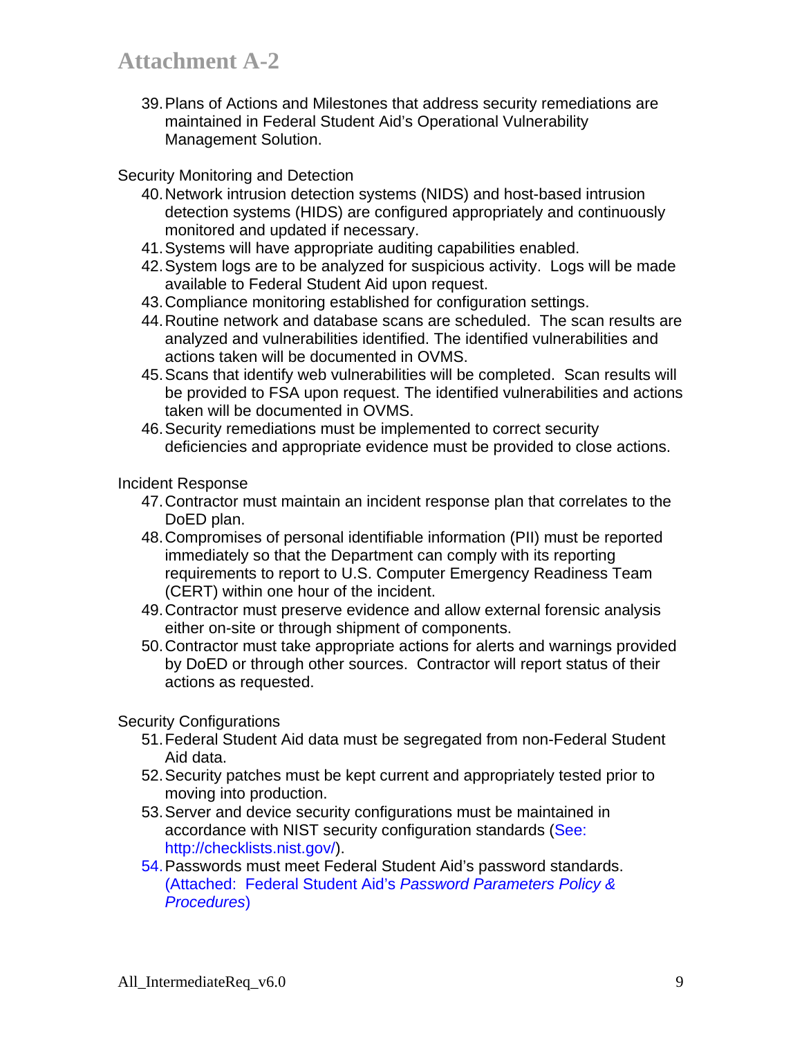# Attachment A-2

39. Plans of Actions and Milestones that address security remediations are maintained in Federal Student Aid's Operational Vulnerability Management Solution.

Security Monitoring and Detection

40. Network intrusion detection systems (NIDS) and host-based intrusion detection systems (HIDS) are configured appropriately and continuously monitored and updated if necessary.
41. Systems will have appropriate auditing capabilities enabled.
42. System logs are to be analyzed for suspicious activity. Logs will be made available to Federal Student Aid upon request.
43. Compliance monitoring established for configuration settings.
44. Routine network and database scans are scheduled. The scan results are analyzed and vulnerabilities identified. The identified vulnerabilities and actions taken will be documented in OVMS.
45. Scans that identify web vulnerabilities will be completed. Scan results will be provided to FSA upon request. The identified vulnerabilities and actions taken will be documented in OVMS.
46. Security remediations must be implemented to correct security deficiencies and appropriate evidence must be provided to close actions.

Incident Response

47. Contractor must maintain an incident response plan that correlates to the DoED plan.
48. Compromises of personal identifiable information (PII) must be reported immediately so that the Department can comply with its reporting requirements to report to U.S. Computer Emergency Readiness Team (CERT) within one hour of the incident.
49. Contractor must preserve evidence and allow external forensic analysis either on-site or through shipment of components.
50. Contractor must take appropriate actions for alerts and warnings provided by DoED or through other sources. Contractor will report status of their actions as requested.

Security Configurations

51. Federal Student Aid data must be segregated from non-Federal Student Aid data.
52. Security patches must be kept current and appropriately tested prior to moving into production.
53. Server and device security configurations must be maintained in accordance with NIST security configuration standards (See: http://checklists.nist.gov/).
54. Passwords must meet Federal Student Aid's password standards. (Attached: Federal Student Aid's *Password Parameters Policy & Procedures*)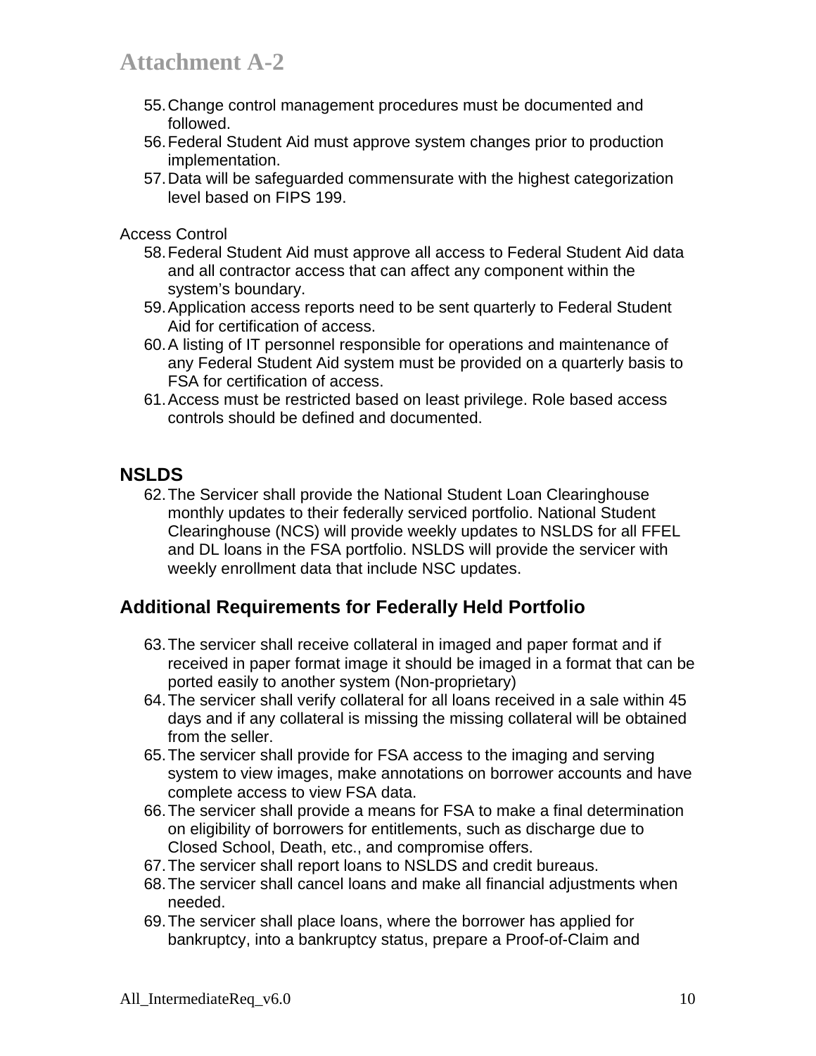55. Change control management procedures must be documented and followed.
56. Federal Student Aid must approve system changes prior to production implementation.
57. Data will be safeguarded commensurate with the highest categorization level based on FIPS 199.

Access Control

58. Federal Student Aid must approve all access to Federal Student Aid data and all contractor access that can affect any component within the system's boundary.
59. Application access reports need to be sent quarterly to Federal Student Aid for certification of access.
60. A listing of IT personnel responsible for operations and maintenance of any Federal Student Aid system must be provided on a quarterly basis to FSA for certification of access.
61. Access must be restricted based on least privilege. Role based access controls should be defined and documented.

## NSLDS

62. The Servicer shall provide the National Student Loan Clearinghouse monthly updates to their federally serviced portfolio. National Student Clearinghouse (NCS) will provide weekly updates to NSLDS for all FFEL and DL loans in the FSA portfolio. NSLDS will provide the servicer with weekly enrollment data that include NSC updates.

## Additional Requirements for Federally Held Portfolio

63. The servicer shall receive collateral in imaged and paper format and if received in paper format image it should be imaged in a format that can be ported easily to another system (Non-proprietary)
64. The servicer shall verify collateral for all loans received in a sale within 45 days and if any collateral is missing the missing collateral will be obtained from the seller.
65. The servicer shall provide for FSA access to the imaging and serving system to view images, make annotations on borrower accounts and have complete access to view FSA data.
66. The servicer shall provide a means for FSA to make a final determination on eligibility of borrowers for entitlements, such as discharge due to Closed School, Death, etc., and compromise offers.
67. The servicer shall report loans to NSLDS and credit bureaus.
68. The servicer shall cancel loans and make all financial adjustments when needed.
69. The servicer shall place loans, where the borrower has applied for bankruptcy, into a bankruptcy status, prepare a Proof-of-Claim and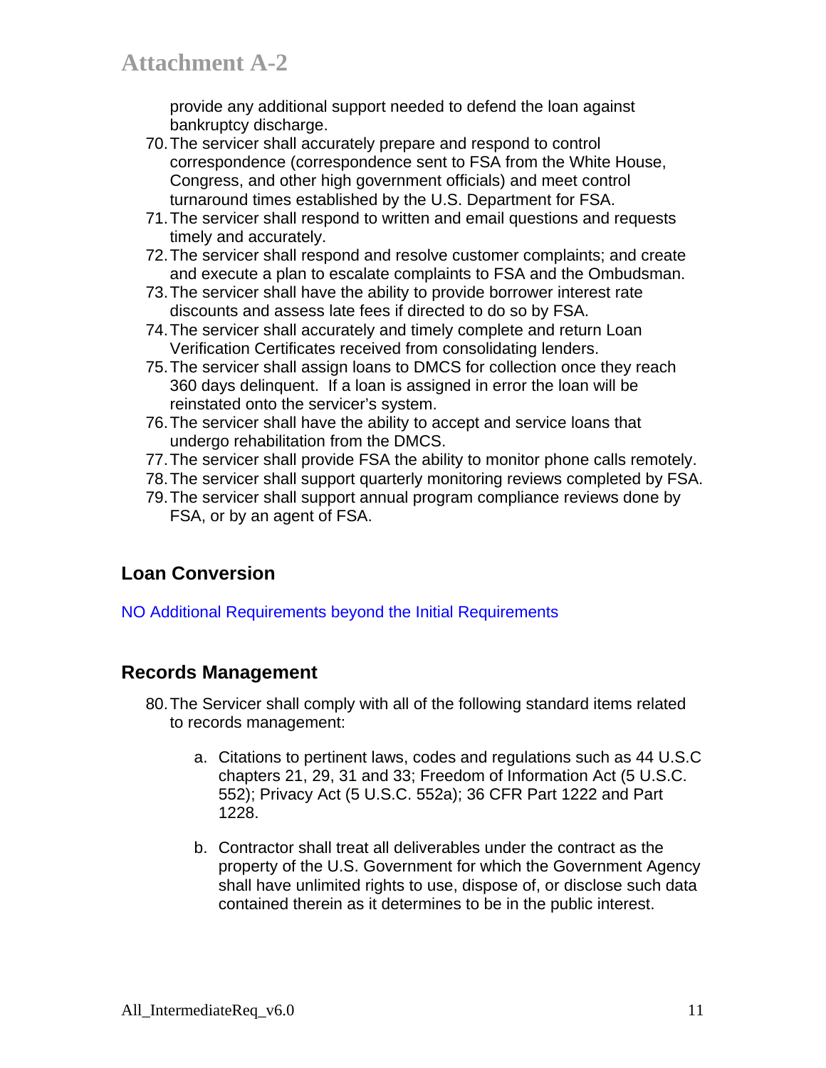provide any additional support needed to defend the loan against bankruptcy discharge.

70. The servicer shall accurately prepare and respond to control correspondence (correspondence sent to FSA from the White House, Congress, and other high government officials) and meet control turnaround times established by the U.S. Department for FSA.
71. The servicer shall respond to written and email questions and requests timely and accurately.
72. The servicer shall respond and resolve customer complaints; and create and execute a plan to escalate complaints to FSA and the Ombudsman.
73. The servicer shall have the ability to provide borrower interest rate discounts and assess late fees if directed to do so by FSA.
74. The servicer shall accurately and timely complete and return Loan Verification Certificates received from consolidating lenders.
75. The servicer shall assign loans to DMCS for collection once they reach 360 days delinquent. If a loan is assigned in error the loan will be reinstated onto the servicer's system.
76. The servicer shall have the ability to accept and service loans that undergo rehabilitation from the DMCS.
77. The servicer shall provide FSA the ability to monitor phone calls remotely.
78. The servicer shall support quarterly monitoring reviews completed by FSA.
79. The servicer shall support annual program compliance reviews done by FSA, or by an agent of FSA.

## Loan Conversion

NO Additional Requirements beyond the Initial Requirements

## Records Management

80. The Servicer shall comply with all of the following standard items related to records management:

    a. Citations to pertinent laws, codes and regulations such as 44 U.S.C chapters 21, 29, 31 and 33; Freedom of Information Act (5 U.S.C. 552); Privacy Act (5 U.S.C. 552a); 36 CFR Part 1222 and Part 1228.

    b. Contractor shall treat all deliverables under the contract as the property of the U.S. Government for which the Government Agency shall have unlimited rights to use, dispose of, or disclose such data contained therein as it determines to be in the public interest.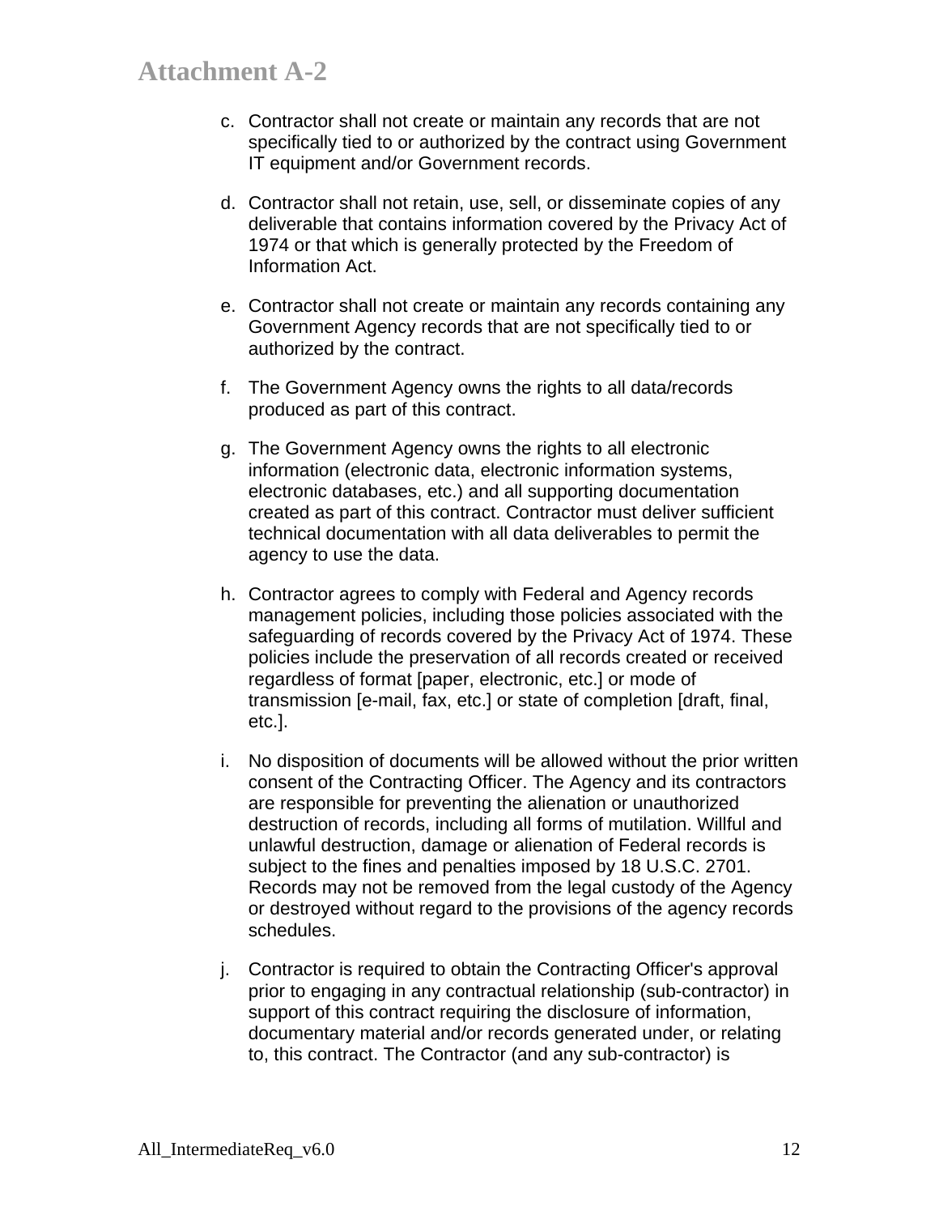c. Contractor shall not create or maintain any records that are not specifically tied to or authorized by the contract using Government IT equipment and/or Government records.

d. Contractor shall not retain, use, sell, or disseminate copies of any deliverable that contains information covered by the Privacy Act of 1974 or that which is generally protected by the Freedom of Information Act.

e. Contractor shall not create or maintain any records containing any Government Agency records that are not specifically tied to or authorized by the contract.

f. The Government Agency owns the rights to all data/records produced as part of this contract.

g. The Government Agency owns the rights to all electronic information (electronic data, electronic information systems, electronic databases, etc.) and all supporting documentation created as part of this contract. Contractor must deliver sufficient technical documentation with all data deliverables to permit the agency to use the data.

h. Contractor agrees to comply with Federal and Agency records management policies, including those policies associated with the safeguarding of records covered by the Privacy Act of 1974. These policies include the preservation of all records created or received regardless of format [paper, electronic, etc.] or mode of transmission [e-mail, fax, etc.] or state of completion [draft, final, etc.].

i. No disposition of documents will be allowed without the prior written consent of the Contracting Officer. The Agency and its contractors are responsible for preventing the alienation or unauthorized destruction of records, including all forms of mutilation. Willful and unlawful destruction, damage or alienation of Federal records is subject to the fines and penalties imposed by 18 U.S.C. 2701. Records may not be removed from the legal custody of the Agency or destroyed without regard to the provisions of the agency records schedules.

j. Contractor is required to obtain the Contracting Officer's approval prior to engaging in any contractual relationship (sub-contractor) in support of this contract requiring the disclosure of information, documentary material and/or records generated under, or relating to, this contract. The Contractor (and any sub-contractor) is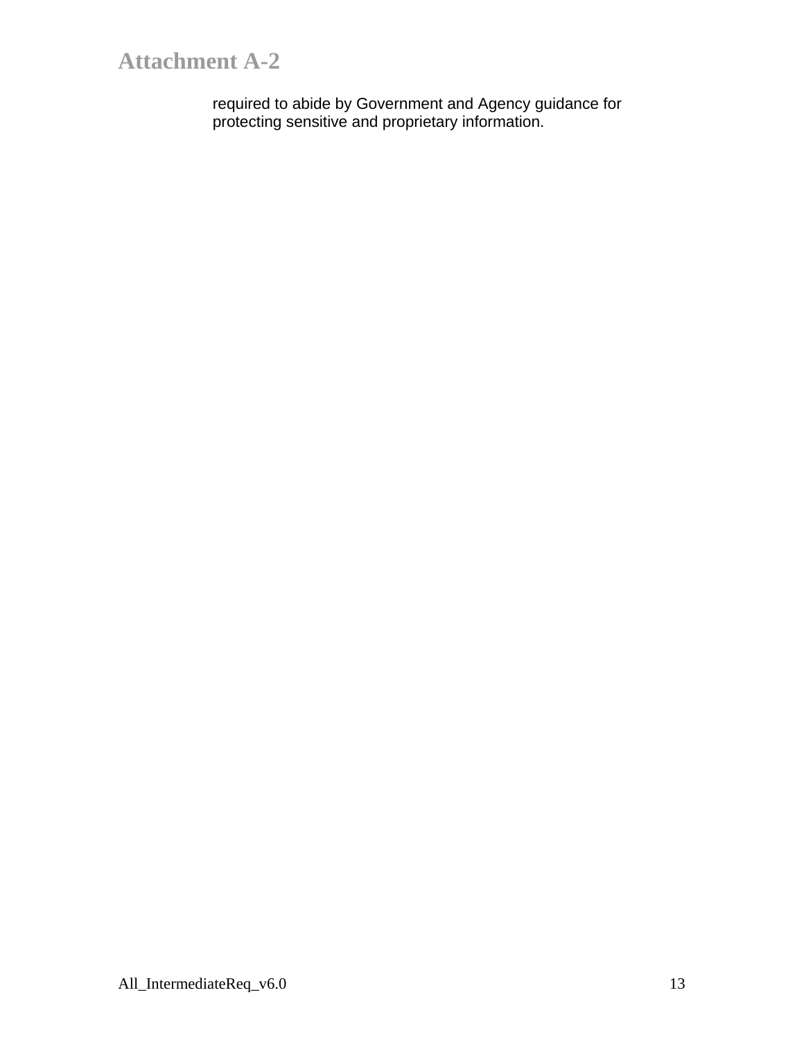required to abide by Government and Agency guidance for protecting sensitive and proprietary information.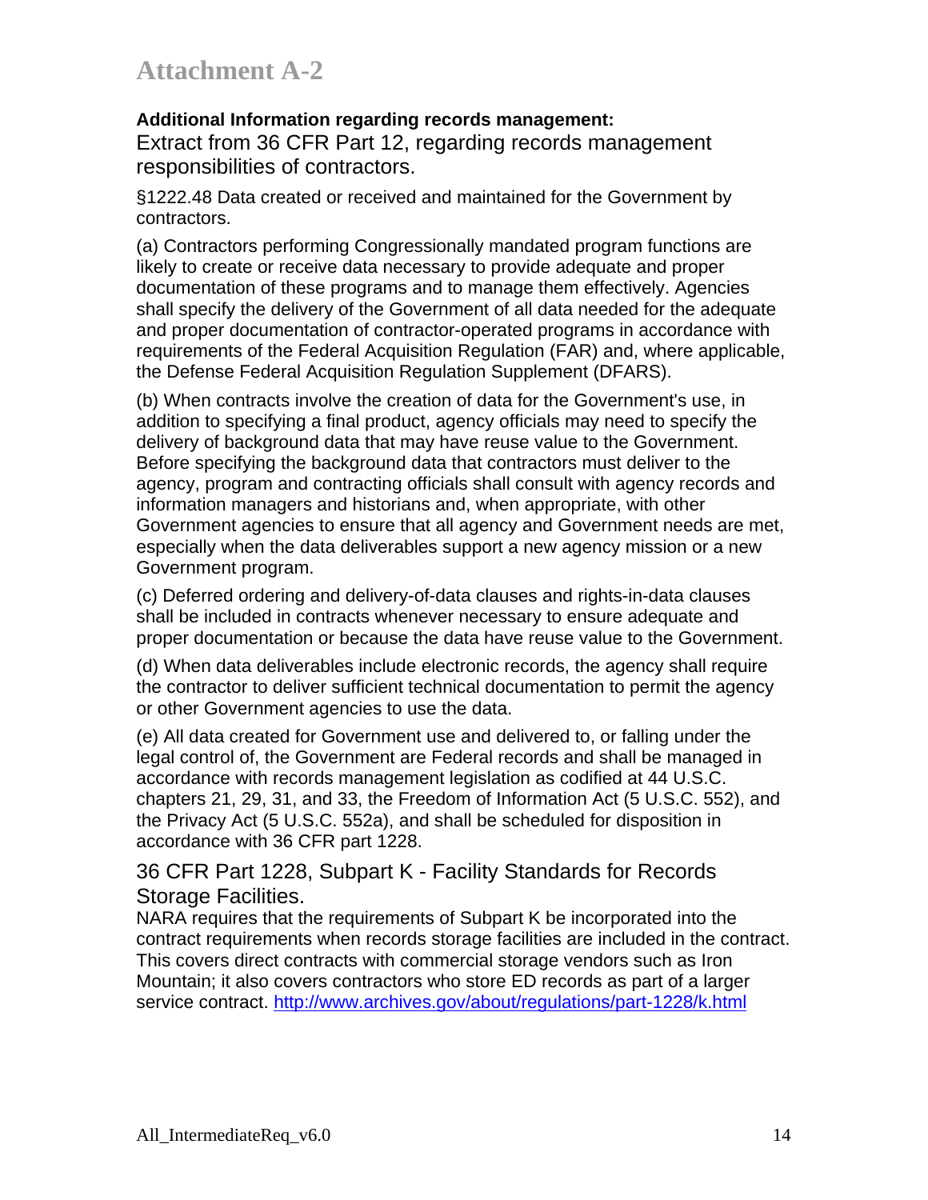# Attachment A-2

**Additional Information regarding records management:**

## Extract from 36 CFR Part 12, regarding records management responsibilities of contractors.

§1222.48 Data created or received and maintained for the Government by contractors.

(a) Contractors performing Congressionally mandated program functions are likely to create or receive data necessary to provide adequate and proper documentation of these programs and to manage them effectively. Agencies shall specify the delivery of the Government of all data needed for the adequate and proper documentation of contractor-operated programs in accordance with requirements of the Federal Acquisition Regulation (FAR) and, where applicable, the Defense Federal Acquisition Regulation Supplement (DFARS).

(b) When contracts involve the creation of data for the Government's use, in addition to specifying a final product, agency officials may need to specify the delivery of background data that may have reuse value to the Government. Before specifying the background data that contractors must deliver to the agency, program and contracting officials shall consult with agency records and information managers and historians and, when appropriate, with other Government agencies to ensure that all agency and Government needs are met, especially when the data deliverables support a new agency mission or a new Government program.

(c) Deferred ordering and delivery-of-data clauses and rights-in-data clauses shall be included in contracts whenever necessary to ensure adequate and proper documentation or because the data have reuse value to the Government.

(d) When data deliverables include electronic records, the agency shall require the contractor to deliver sufficient technical documentation to permit the agency or other Government agencies to use the data.

(e) All data created for Government use and delivered to, or falling under the legal control of, the Government are Federal records and shall be managed in accordance with records management legislation as codified at 44 U.S.C. chapters 21, 29, 31, and 33, the Freedom of Information Act (5 U.S.C. 552), and the Privacy Act (5 U.S.C. 552a), and shall be scheduled for disposition in accordance with 36 CFR part 1228.

## 36 CFR Part 1228, Subpart K - Facility Standards for Records Storage Facilities.

NARA requires that the requirements of Subpart K be incorporated into the contract requirements when records storage facilities are included in the contract. This covers direct contracts with commercial storage vendors such as Iron Mountain; it also covers contractors who store ED records as part of a larger service contract. http://www.archives.gov/about/regulations/part-1228/k.html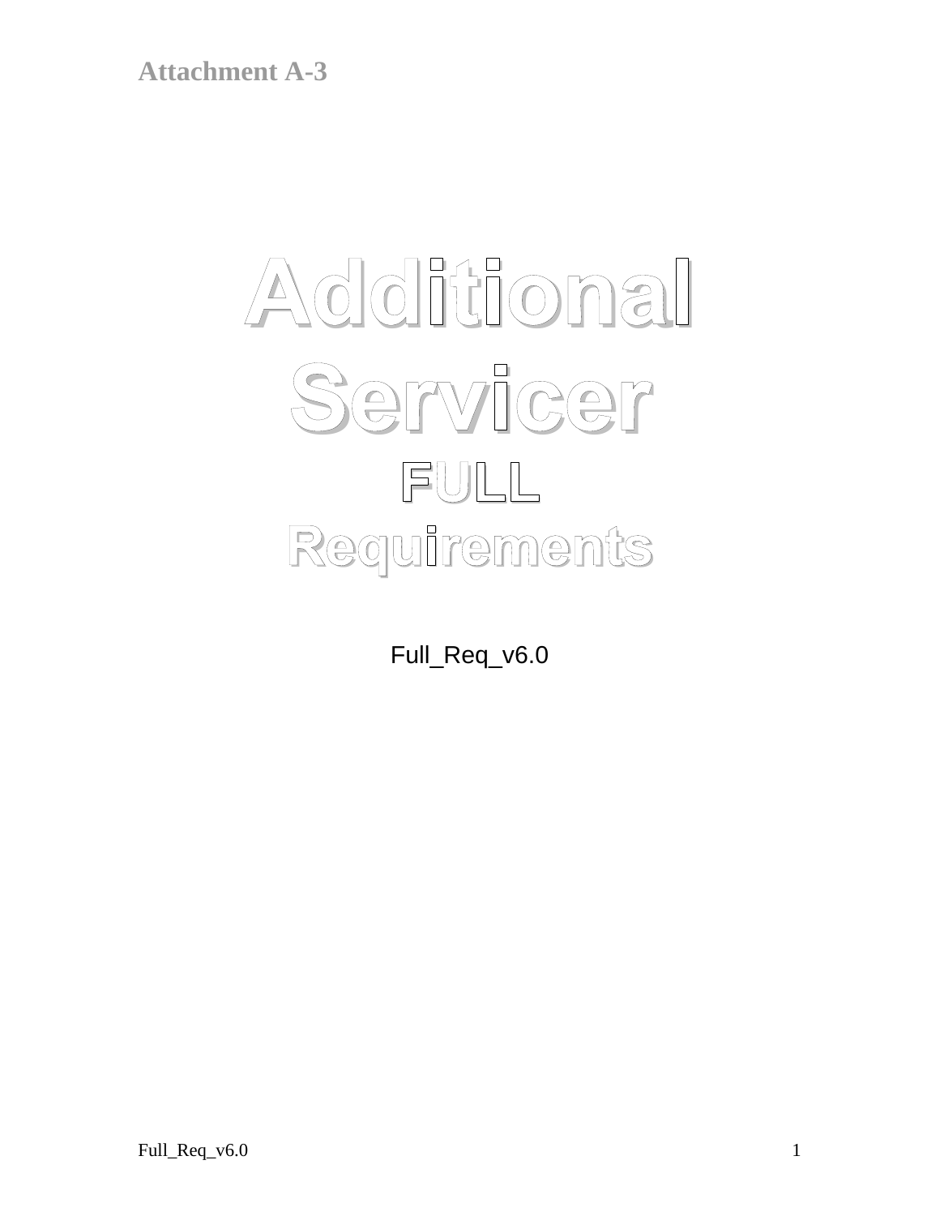**Attachment A-3**

# Additional Servicer FULL Requirements

Full_Req_v6.0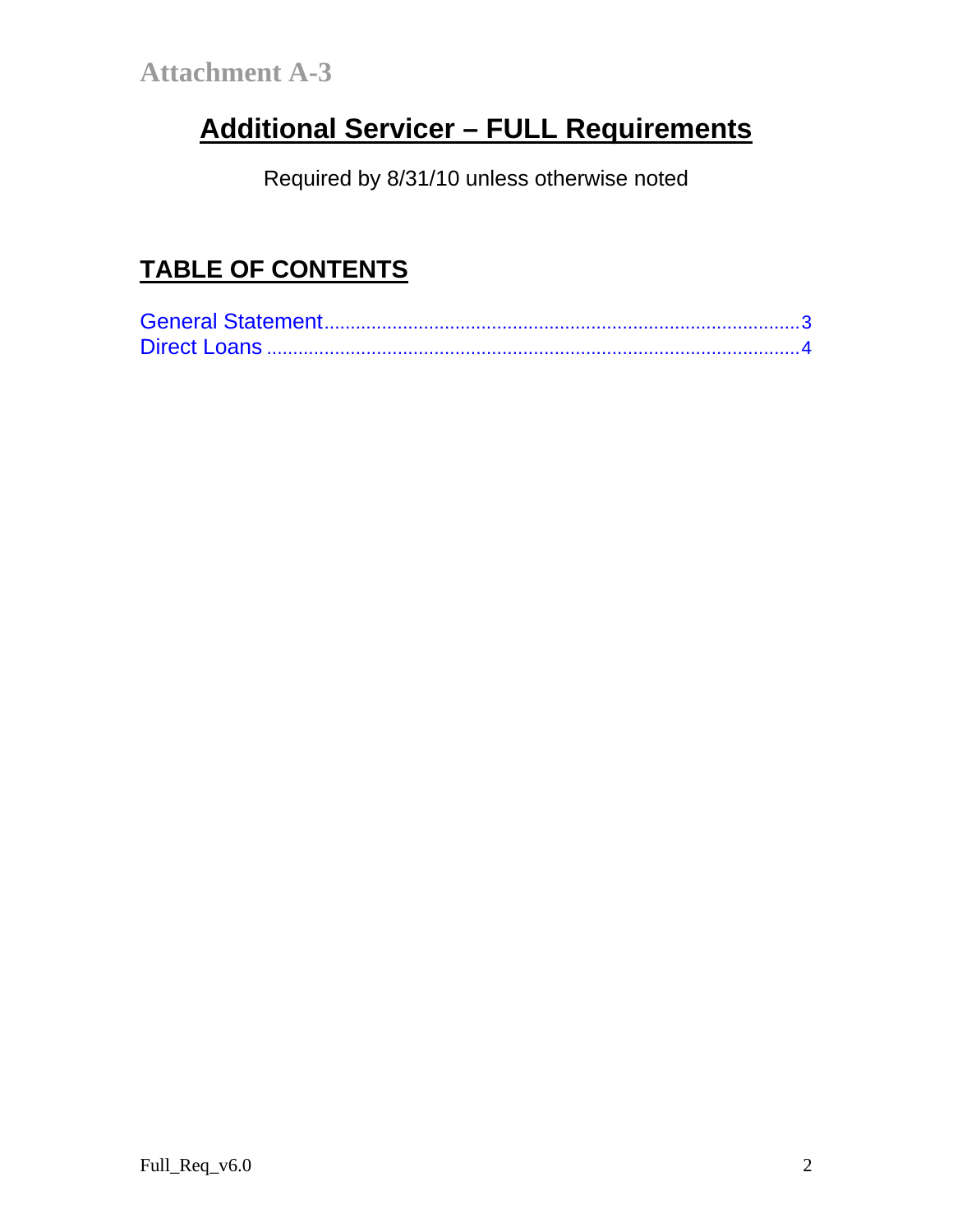Attachment A-3

# Additional Servicer – FULL Requirements

Required by 8/31/10 unless otherwise noted

## TABLE OF CONTENTS

General Statement........................................................................................3
Direct Loans .................................................................................................4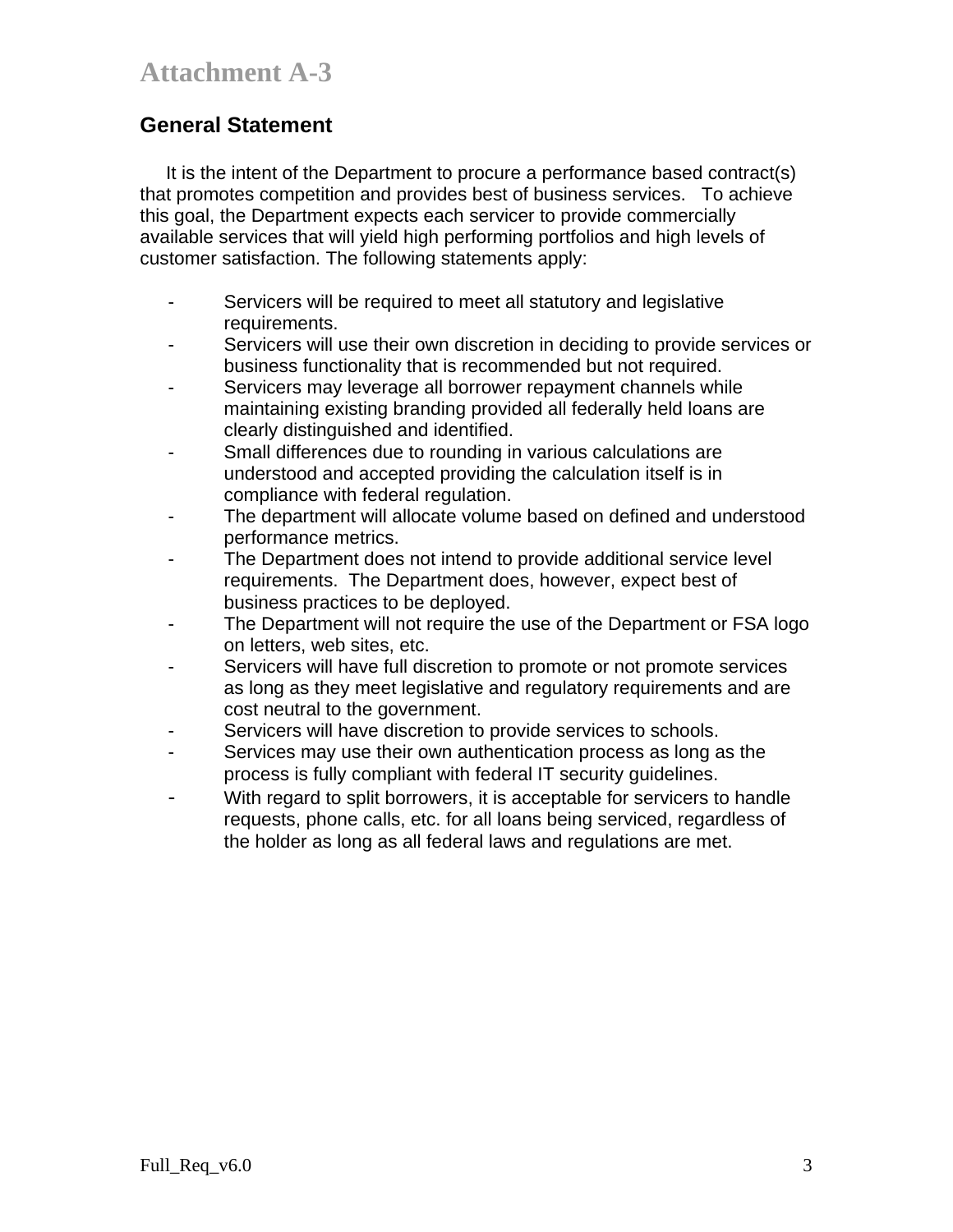# Attachment A-3

## General Statement

It is the intent of the Department to procure a performance based contract(s) that promotes competition and provides best of business services. To achieve this goal, the Department expects each servicer to provide commercially available services that will yield high performing portfolios and high levels of customer satisfaction. The following statements apply:

- Servicers will be required to meet all statutory and legislative requirements.
- Servicers will use their own discretion in deciding to provide services or business functionality that is recommended but not required.
- Servicers may leverage all borrower repayment channels while maintaining existing branding provided all federally held loans are clearly distinguished and identified.
- Small differences due to rounding in various calculations are understood and accepted providing the calculation itself is in compliance with federal regulation.
- The department will allocate volume based on defined and understood performance metrics.
- The Department does not intend to provide additional service level requirements. The Department does, however, expect best of business practices to be deployed.
- The Department will not require the use of the Department or FSA logo on letters, web sites, etc.
- Servicers will have full discretion to promote or not promote services as long as they meet legislative and regulatory requirements and are cost neutral to the government.
- Servicers will have discretion to provide services to schools.
- Services may use their own authentication process as long as the process is fully compliant with federal IT security guidelines.
- With regard to split borrowers, it is acceptable for servicers to handle requests, phone calls, etc. for all loans being serviced, regardless of the holder as long as all federal laws and regulations are met.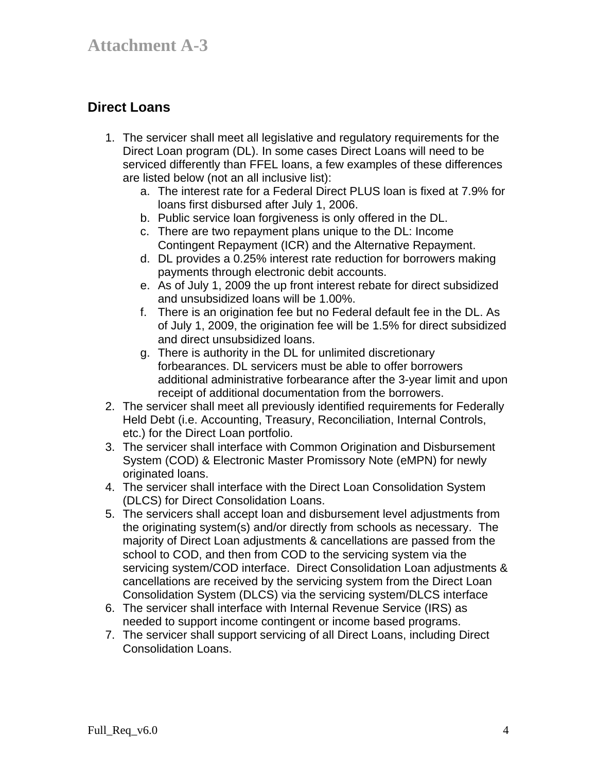# Attachment A-3

## Direct Loans

1. The servicer shall meet all legislative and regulatory requirements for the Direct Loan program (DL). In some cases Direct Loans will need to be serviced differently than FFEL loans, a few examples of these differences are listed below (not an all inclusive list):
   a. The interest rate for a Federal Direct PLUS loan is fixed at 7.9% for loans first disbursed after July 1, 2006.
   b. Public service loan forgiveness is only offered in the DL.
   c. There are two repayment plans unique to the DL: Income Contingent Repayment (ICR) and the Alternative Repayment.
   d. DL provides a 0.25% interest rate reduction for borrowers making payments through electronic debit accounts.
   e. As of July 1, 2009 the up front interest rebate for direct subsidized and unsubsidized loans will be 1.00%.
   f. There is an origination fee but no Federal default fee in the DL. As of July 1, 2009, the origination fee will be 1.5% for direct subsidized and direct unsubsidized loans.
   g. There is authority in the DL for unlimited discretionary forbearances. DL servicers must be able to offer borrowers additional administrative forbearance after the 3-year limit and upon receipt of additional documentation from the borrowers.
2. The servicer shall meet all previously identified requirements for Federally Held Debt (i.e. Accounting, Treasury, Reconciliation, Internal Controls, etc.) for the Direct Loan portfolio.
3. The servicer shall interface with Common Origination and Disbursement System (COD) & Electronic Master Promissory Note (eMPN) for newly originated loans.
4. The servicer shall interface with the Direct Loan Consolidation System (DLCS) for Direct Consolidation Loans.
5. The servicers shall accept loan and disbursement level adjustments from the originating system(s) and/or directly from schools as necessary. The majority of Direct Loan adjustments & cancellations are passed from the school to COD, and then from COD to the servicing system via the servicing system/COD interface. Direct Consolidation Loan adjustments & cancellations are received by the servicing system from the Direct Loan Consolidation System (DLCS) via the servicing system/DLCS interface
6. The servicer shall interface with Internal Revenue Service (IRS) as needed to support income contingent or income based programs.
7. The servicer shall support servicing of all Direct Loans, including Direct Consolidation Loans.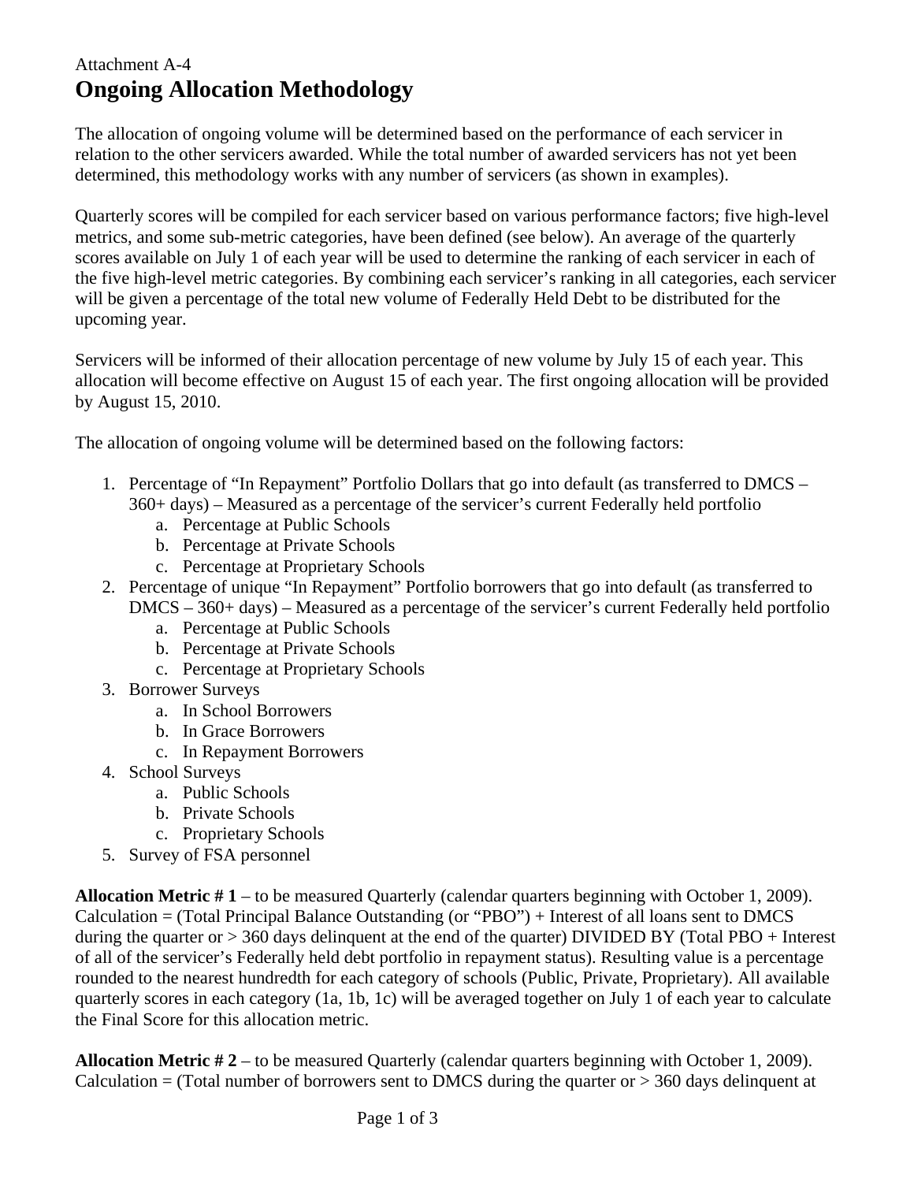Attachment A-4

# Ongoing Allocation Methodology

The allocation of ongoing volume will be determined based on the performance of each servicer in relation to the other servicers awarded. While the total number of awarded servicers has not yet been determined, this methodology works with any number of servicers (as shown in examples).

Quarterly scores will be compiled for each servicer based on various performance factors; five high-level metrics, and some sub-metric categories, have been defined (see below). An average of the quarterly scores available on July 1 of each year will be used to determine the ranking of each servicer in each of the five high-level metric categories. By combining each servicer's ranking in all categories, each servicer will be given a percentage of the total new volume of Federally Held Debt to be distributed for the upcoming year.

Servicers will be informed of their allocation percentage of new volume by July 15 of each year. This allocation will become effective on August 15 of each year. The first ongoing allocation will be provided by August 15, 2010.

The allocation of ongoing volume will be determined based on the following factors:

1. Percentage of "In Repayment" Portfolio Dollars that go into default (as transferred to DMCS – 360+ days) – Measured as a percentage of the servicer's current Federally held portfolio
   a. Percentage at Public Schools
   b. Percentage at Private Schools
   c. Percentage at Proprietary Schools
2. Percentage of unique "In Repayment" Portfolio borrowers that go into default (as transferred to DMCS – 360+ days) – Measured as a percentage of the servicer's current Federally held portfolio
   a. Percentage at Public Schools
   b. Percentage at Private Schools
   c. Percentage at Proprietary Schools
3. Borrower Surveys
   a. In School Borrowers
   b. In Grace Borrowers
   c. In Repayment Borrowers
4. School Surveys
   a. Public Schools
   b. Private Schools
   c. Proprietary Schools
5. Survey of FSA personnel

**Allocation Metric # 1** – to be measured Quarterly (calendar quarters beginning with October 1, 2009). Calculation = (Total Principal Balance Outstanding (or "PBO") + Interest of all loans sent to DMCS during the quarter or > 360 days delinquent at the end of the quarter) DIVIDED BY (Total PBO + Interest of all of the servicer's Federally held debt portfolio in repayment status). Resulting value is a percentage rounded to the nearest hundredth for each category of schools (Public, Private, Proprietary). All available quarterly scores in each category (1a, 1b, 1c) will be averaged together on July 1 of each year to calculate the Final Score for this allocation metric.

**Allocation Metric # 2** – to be measured Quarterly (calendar quarters beginning with October 1, 2009). Calculation = (Total number of borrowers sent to DMCS during the quarter or > 360 days delinquent at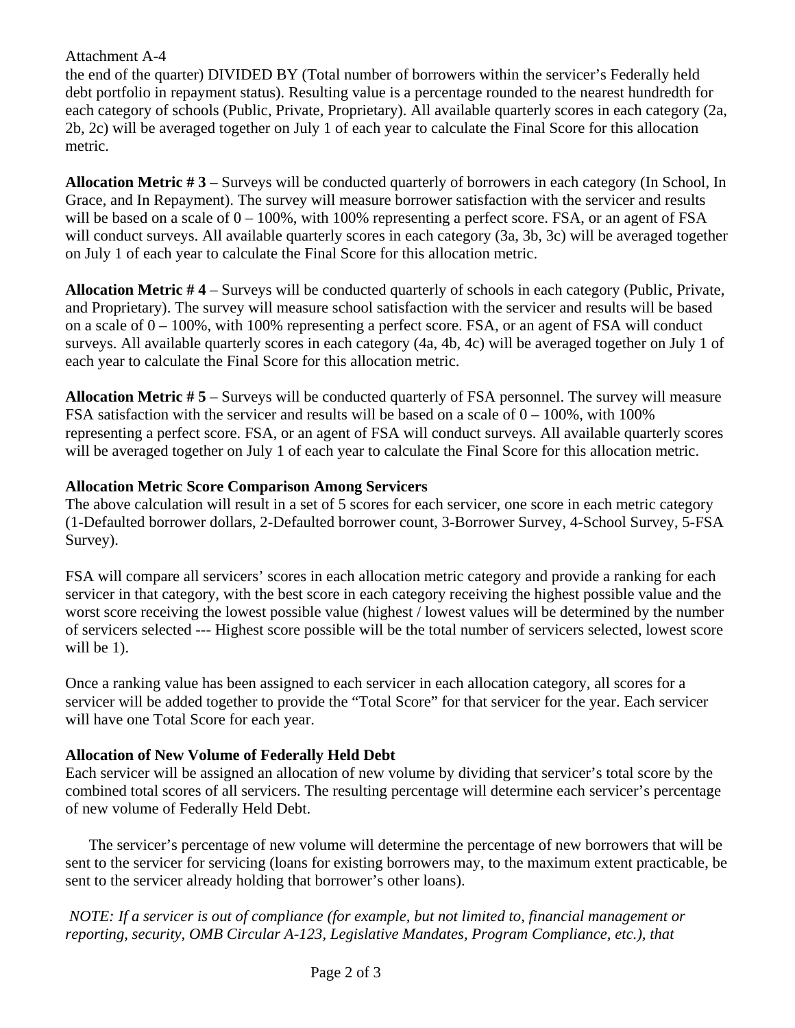the end of the quarter) DIVIDED BY (Total number of borrowers within the servicer's Federally held debt portfolio in repayment status). Resulting value is a percentage rounded to the nearest hundredth for each category of schools (Public, Private, Proprietary). All available quarterly scores in each category (2a, 2b, 2c) will be averaged together on July 1 of each year to calculate the Final Score for this allocation metric.

**Allocation Metric # 3** – Surveys will be conducted quarterly of borrowers in each category (In School, In Grace, and In Repayment). The survey will measure borrower satisfaction with the servicer and results will be based on a scale of 0 – 100%, with 100% representing a perfect score. FSA, or an agent of FSA will conduct surveys. All available quarterly scores in each category (3a, 3b, 3c) will be averaged together on July 1 of each year to calculate the Final Score for this allocation metric.

**Allocation Metric # 4** – Surveys will be conducted quarterly of schools in each category (Public, Private, and Proprietary). The survey will measure school satisfaction with the servicer and results will be based on a scale of 0 – 100%, with 100% representing a perfect score. FSA, or an agent of FSA will conduct surveys. All available quarterly scores in each category (4a, 4b, 4c) will be averaged together on July 1 of each year to calculate the Final Score for this allocation metric.

**Allocation Metric # 5** – Surveys will be conducted quarterly of FSA personnel. The survey will measure FSA satisfaction with the servicer and results will be based on a scale of 0 – 100%, with 100% representing a perfect score. FSA, or an agent of FSA will conduct surveys. All available quarterly scores will be averaged together on July 1 of each year to calculate the Final Score for this allocation metric.

**Allocation Metric Score Comparison Among Servicers**

The above calculation will result in a set of 5 scores for each servicer, one score in each metric category (1-Defaulted borrower dollars, 2-Defaulted borrower count, 3-Borrower Survey, 4-School Survey, 5-FSA Survey).

FSA will compare all servicers' scores in each allocation metric category and provide a ranking for each servicer in that category, with the best score in each category receiving the highest possible value and the worst score receiving the lowest possible value (highest / lowest values will be determined by the number of servicers selected --- Highest score possible will be the total number of servicers selected, lowest score will be 1).

Once a ranking value has been assigned to each servicer in each allocation category, all scores for a servicer will be added together to provide the "Total Score" for that servicer for the year. Each servicer will have one Total Score for each year.

**Allocation of New Volume of Federally Held Debt**

Each servicer will be assigned an allocation of new volume by dividing that servicer's total score by the combined total scores of all servicers. The resulting percentage will determine each servicer's percentage of new volume of Federally Held Debt.

The servicer's percentage of new volume will determine the percentage of new borrowers that will be sent to the servicer for servicing (loans for existing borrowers may, to the maximum extent practicable, be sent to the servicer already holding that borrower's other loans).

*NOTE: If a servicer is out of compliance (for example, but not limited to, financial management or reporting, security, OMB Circular A-123, Legislative Mandates, Program Compliance, etc.), that*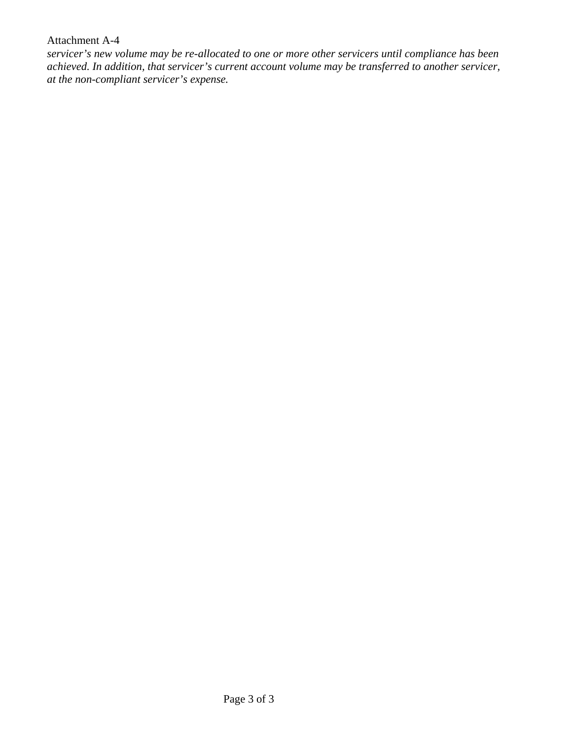Attachment A-4

*servicer's new volume may be re-allocated to one or more other servicers until compliance has been achieved. In addition, that servicer's current account volume may be transferred to another servicer, at the non-compliant servicer's expense.*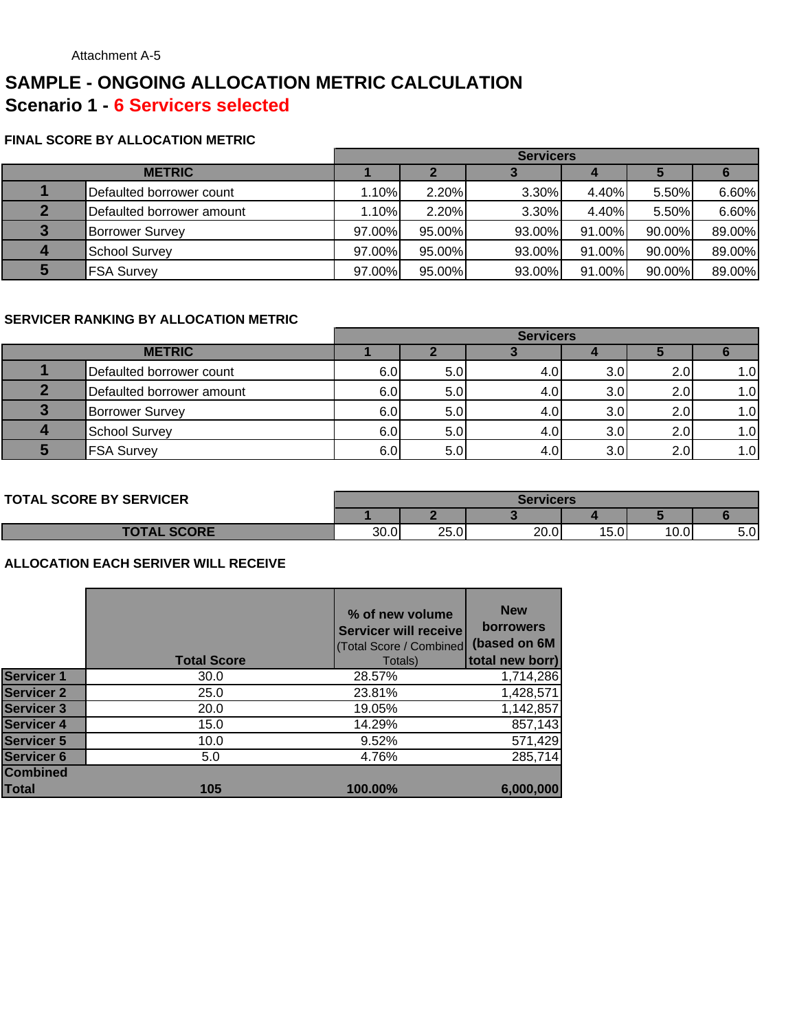Attachment A-5

# SAMPLE - ONGOING ALLOCATION METRIC CALCULATION

## Scenario 1 - 6 Servicers selected

### FINAL SCORE BY ALLOCATION METRIC

| METRIC | | Servicers 1 | 2 | 3 | 4 | 5 | 6 |
|---|---|---|---|---|---|---|---|
| 1 | Defaulted borrower count | 1.10% | 2.20% | 3.30% | 4.40% | 5.50% | 6.60% |
| 2 | Defaulted borrower amount | 1.10% | 2.20% | 3.30% | 4.40% | 5.50% | 6.60% |
| 3 | Borrower Survey | 97.00% | 95.00% | 93.00% | 91.00% | 90.00% | 89.00% |
| 4 | School Survey | 97.00% | 95.00% | 93.00% | 91.00% | 90.00% | 89.00% |
| 5 | FSA Survey | 97.00% | 95.00% | 93.00% | 91.00% | 90.00% | 89.00% |

### SERVICER RANKING BY ALLOCATION METRIC

| METRIC | | Servicers 1 | 2 | 3 | 4 | 5 | 6 |
|---|---|---|---|---|---|---|---|
| 1 | Defaulted borrower count | 6.0 | 5.0 | 4.0 | 3.0 | 2.0 | 1.0 |
| 2 | Defaulted borrower amount | 6.0 | 5.0 | 4.0 | 3.0 | 2.0 | 1.0 |
| 3 | Borrower Survey | 6.0 | 5.0 | 4.0 | 3.0 | 2.0 | 1.0 |
| 4 | School Survey | 6.0 | 5.0 | 4.0 | 3.0 | 2.0 | 1.0 |
| 5 | FSA Survey | 6.0 | 5.0 | 4.0 | 3.0 | 2.0 | 1.0 |

### TOTAL SCORE BY SERVICER

| | Servicers 1 | 2 | 3 | 4 | 5 | 6 |
|---|---|---|---|---|---|---|
| TOTAL SCORE | 30.0 | 25.0 | 20.0 | 15.0 | 10.0 | 5.0 |

### ALLOCATION EACH SERIVER WILL RECEIVE

| | Total Score | % of new volume Servicer will receive (Total Score / Combined Totals) | New borrowers (based on 6M total new borr) |
|---|---|---|---|
| Servicer 1 | 30.0 | 28.57% | 1,714,286 |
| Servicer 2 | 25.0 | 23.81% | 1,428,571 |
| Servicer 3 | 20.0 | 19.05% | 1,142,857 |
| Servicer 4 | 15.0 | 14.29% | 857,143 |
| Servicer 5 | 10.0 | 9.52% | 571,429 |
| Servicer 6 | 5.0 | 4.76% | 285,714 |
| **Combined Total** | **105** | **100.00%** | **6,000,000** |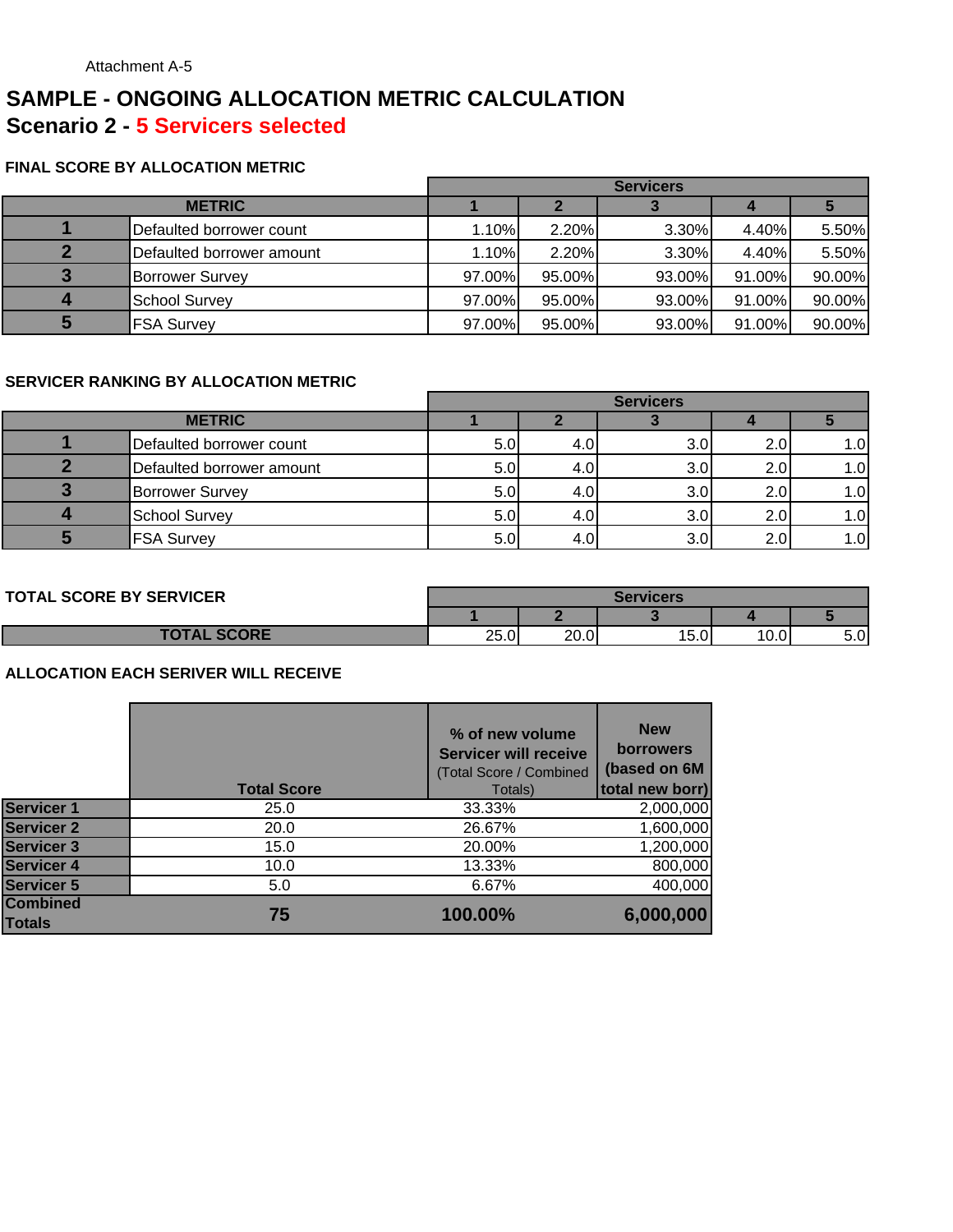Attachment A-5

# SAMPLE - ONGOING ALLOCATION METRIC CALCULATION

## Scenario 2 - 5 Servicers selected

### FINAL SCORE BY ALLOCATION METRIC

| | | Servicers | | | | |
|---|---|---|---|---|---|---|
| **METRIC** | | **1** | **2** | **3** | **4** | **5** |
| **1** | Defaulted borrower count | 1.10% | 2.20% | 3.30% | 4.40% | 5.50% |
| **2** | Defaulted borrower amount | 1.10% | 2.20% | 3.30% | 4.40% | 5.50% |
| **3** | Borrower Survey | 97.00% | 95.00% | 93.00% | 91.00% | 90.00% |
| **4** | School Survey | 97.00% | 95.00% | 93.00% | 91.00% | 90.00% |
| **5** | FSA Survey | 97.00% | 95.00% | 93.00% | 91.00% | 90.00% |

### SERVICER RANKING BY ALLOCATION METRIC

| | | Servicers | | | | |
|---|---|---|---|---|---|---|
| **METRIC** | | **1** | **2** | **3** | **4** | **5** |
| **1** | Defaulted borrower count | 5.0 | 4.0 | 3.0 | 2.0 | 1.0 |
| **2** | Defaulted borrower amount | 5.0 | 4.0 | 3.0 | 2.0 | 1.0 |
| **3** | Borrower Survey | 5.0 | 4.0 | 3.0 | 2.0 | 1.0 |
| **4** | School Survey | 5.0 | 4.0 | 3.0 | 2.0 | 1.0 |
| **5** | FSA Survey | 5.0 | 4.0 | 3.0 | 2.0 | 1.0 |

### TOTAL SCORE BY SERVICER

| | Servicers | | | | |
|---|---|---|---|---|---|
| | **1** | **2** | **3** | **4** | **5** |
| **TOTAL SCORE** | 25.0 | 20.0 | 15.0 | 10.0 | 5.0 |

### ALLOCATION EACH SERIVER WILL RECEIVE

| | **Total Score** | **% of new volume Servicer will receive** (Total Score / Combined Totals) | **New borrowers (based on 6M total new borr)** |
|---|---|---|---|
| **Servicer 1** | 25.0 | 33.33% | 2,000,000 |
| **Servicer 2** | 20.0 | 26.67% | 1,600,000 |
| **Servicer 3** | 15.0 | 20.00% | 1,200,000 |
| **Servicer 4** | 10.0 | 13.33% | 800,000 |
| **Servicer 5** | 5.0 | 6.67% | 400,000 |
| **Combined Totals** | **75** | **100.00%** | **6,000,000** |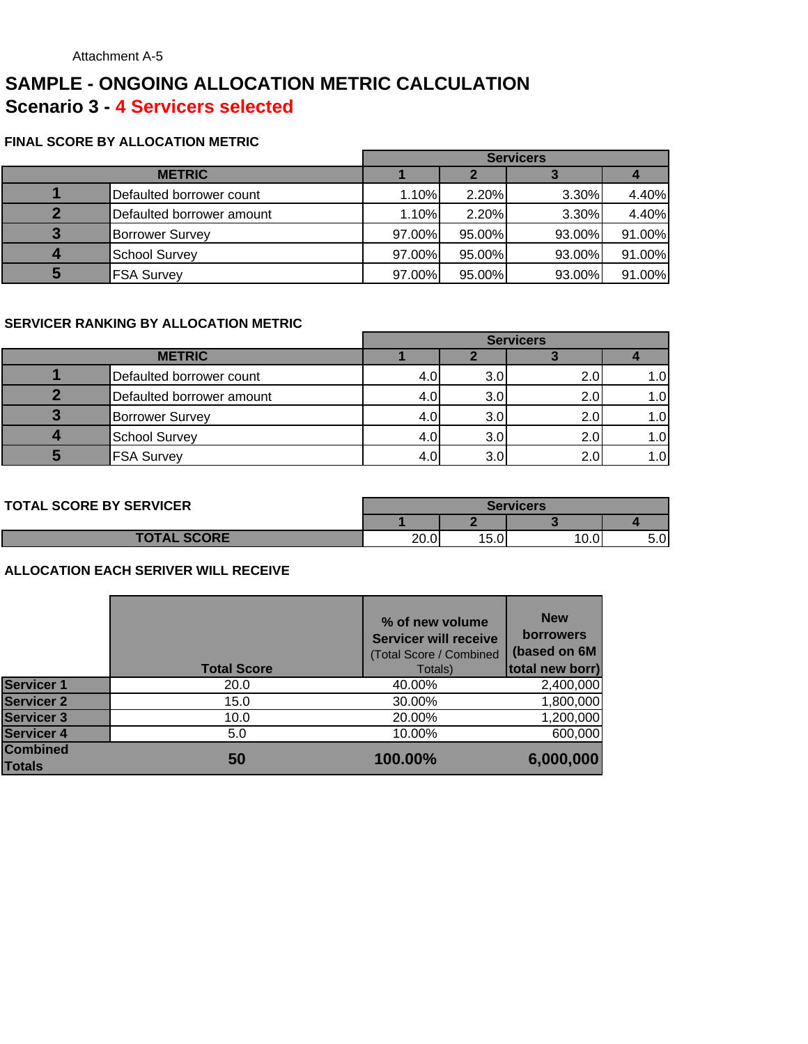Attachment A-5

# SAMPLE - ONGOING ALLOCATION METRIC CALCULATION

## Scenario 3 - 4 Servicers selected

### FINAL SCORE BY ALLOCATION METRIC

| | | Servicers | | | |
|---|---|---|---|---|---|
| METRIC | | 1 | 2 | 3 | 4 |
| 1 | Defaulted borrower count | 1.10% | 2.20% | 3.30% | 4.40% |
| 2 | Defaulted borrower amount | 1.10% | 2.20% | 3.30% | 4.40% |
| 3 | Borrower Survey | 97.00% | 95.00% | 93.00% | 91.00% |
| 4 | School Survey | 97.00% | 95.00% | 93.00% | 91.00% |
| 5 | FSA Survey | 97.00% | 95.00% | 93.00% | 91.00% |

### SERVICER RANKING BY ALLOCATION METRIC

| | | Servicers | | | |
|---|---|---|---|---|---|
| METRIC | | 1 | 2 | 3 | 4 |
| 1 | Defaulted borrower count | 4.0 | 3.0 | 2.0 | 1.0 |
| 2 | Defaulted borrower amount | 4.0 | 3.0 | 2.0 | 1.0 |
| 3 | Borrower Survey | 4.0 | 3.0 | 2.0 | 1.0 |
| 4 | School Survey | 4.0 | 3.0 | 2.0 | 1.0 |
| 5 | FSA Survey | 4.0 | 3.0 | 2.0 | 1.0 |

### TOTAL SCORE BY SERVICER

| | Servicers | | | |
|---|---|---|---|---|
| | 1 | 2 | 3 | 4 |
| TOTAL SCORE | 20.0 | 15.0 | 10.0 | 5.0 |

### ALLOCATION EACH SERIVER WILL RECEIVE

| | Total Score | % of new volume Servicer will receive (Total Score / Combined Totals) | New borrowers (based on 6M total new borr) |
|---|---|---|---|
| Servicer 1 | 20.0 | 40.00% | 2,400,000 |
| Servicer 2 | 15.0 | 30.00% | 1,800,000 |
| Servicer 3 | 10.0 | 20.00% | 1,200,000 |
| Servicer 4 | 5.0 | 10.00% | 600,000 |
| **Combined Totals** | **50** | **100.00%** | **6,000,000** |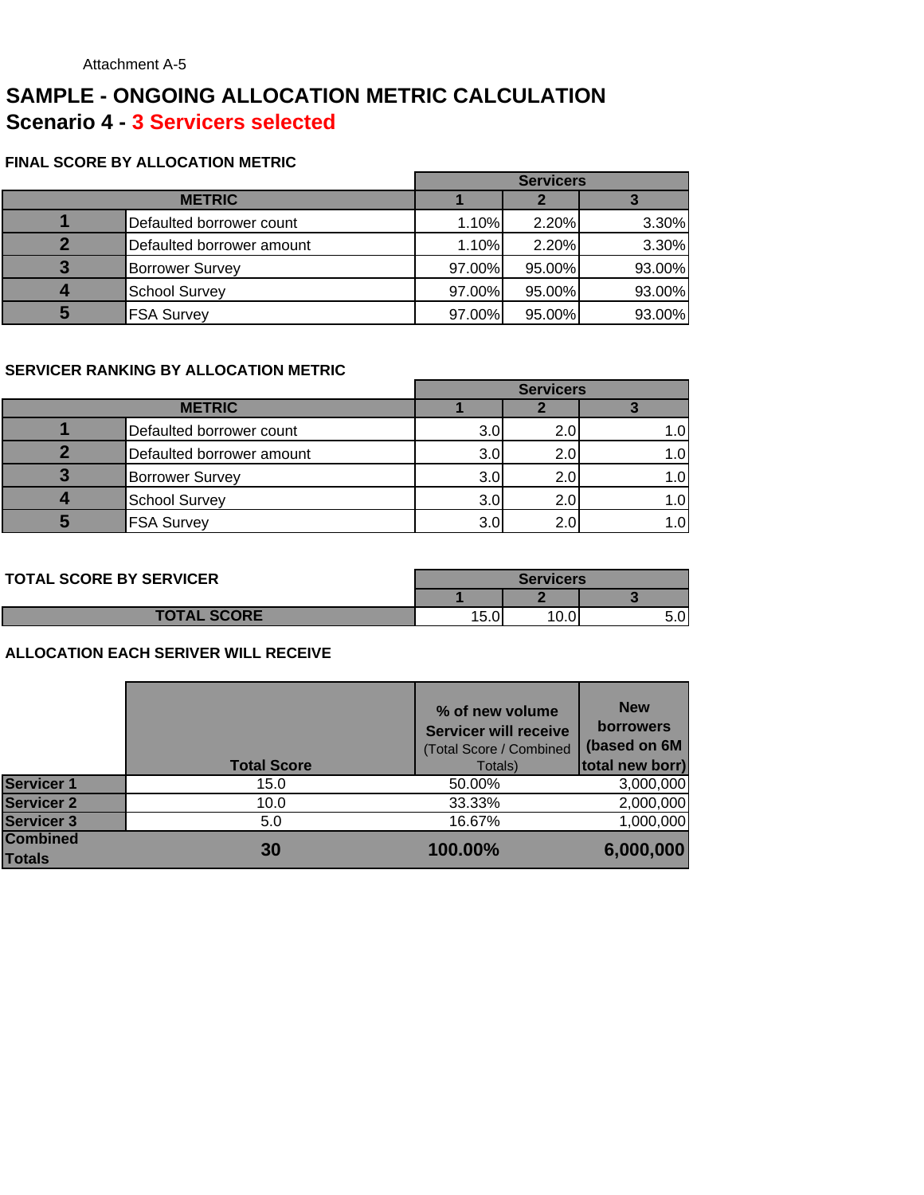Attachment A-5

# SAMPLE - ONGOING ALLOCATION METRIC CALCULATION
## Scenario 4 - 3 Servicers selected

### FINAL SCORE BY ALLOCATION METRIC

| METRIC | | Servicers 1 | Servicers 2 | Servicers 3 |
|---|---|---|---|---|
| 1 | Defaulted borrower count | 1.10% | 2.20% | 3.30% |
| 2 | Defaulted borrower amount | 1.10% | 2.20% | 3.30% |
| 3 | Borrower Survey | 97.00% | 95.00% | 93.00% |
| 4 | School Survey | 97.00% | 95.00% | 93.00% |
| 5 | FSA Survey | 97.00% | 95.00% | 93.00% |

### SERVICER RANKING BY ALLOCATION METRIC

| METRIC | | Servicers 1 | Servicers 2 | Servicers 3 |
|---|---|---|---|---|
| 1 | Defaulted borrower count | 3.0 | 2.0 | 1.0 |
| 2 | Defaulted borrower amount | 3.0 | 2.0 | 1.0 |
| 3 | Borrower Survey | 3.0 | 2.0 | 1.0 |
| 4 | School Survey | 3.0 | 2.0 | 1.0 |
| 5 | FSA Survey | 3.0 | 2.0 | 1.0 |

### TOTAL SCORE BY SERVICER

| | Servicers 1 | Servicers 2 | Servicers 3 |
|---|---|---|---|
| TOTAL SCORE | 15.0 | 10.0 | 5.0 |

### ALLOCATION EACH SERIVER WILL RECEIVE

| | Total Score | % of new volume Servicer will receive (Total Score / Combined Totals) | New borrowers (based on 6M total new borr) |
|---|---|---|---|
| Servicer 1 | 15.0 | 50.00% | 3,000,000 |
| Servicer 2 | 10.0 | 33.33% | 2,000,000 |
| Servicer 3 | 5.0 | 16.67% | 1,000,000 |
| **Combined Totals** | **30** | **100.00%** | **6,000,000** |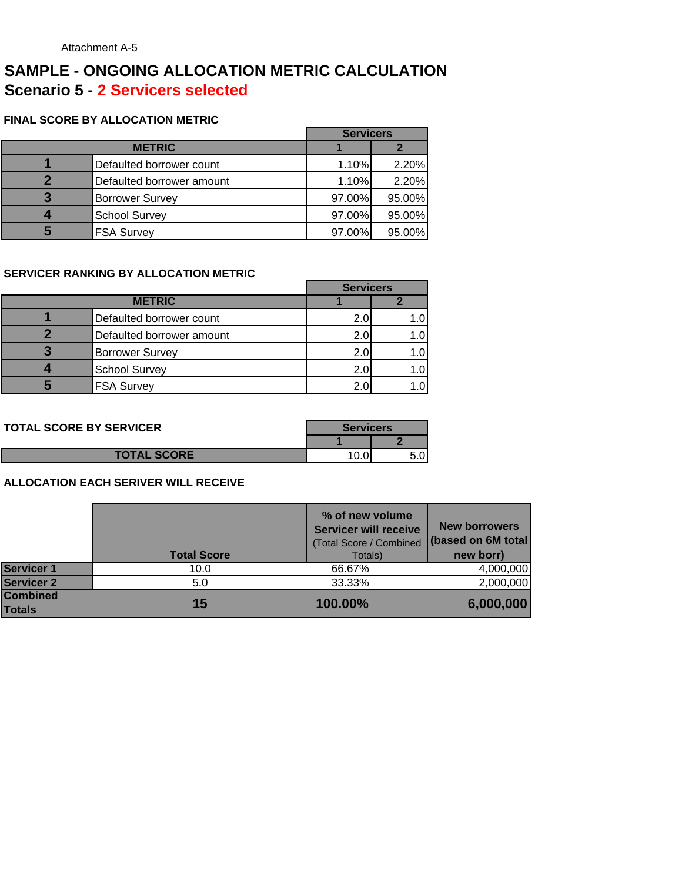Attachment A-5

# SAMPLE - ONGOING ALLOCATION METRIC CALCULATION

## Scenario 5 - 2 Servicers selected

### FINAL SCORE BY ALLOCATION METRIC

| METRIC | | Servicers 1 | Servicers 2 |
|---|---|---|---|
| 1 | Defaulted borrower count | 1.10% | 2.20% |
| 2 | Defaulted borrower amount | 1.10% | 2.20% |
| 3 | Borrower Survey | 97.00% | 95.00% |
| 4 | School Survey | 97.00% | 95.00% |
| 5 | FSA Survey | 97.00% | 95.00% |

### SERVICER RANKING BY ALLOCATION METRIC

| METRIC | | Servicers 1 | Servicers 2 |
|---|---|---|---|
| 1 | Defaulted borrower count | 2.0 | 1.0 |
| 2 | Defaulted borrower amount | 2.0 | 1.0 |
| 3 | Borrower Survey | 2.0 | 1.0 |
| 4 | School Survey | 2.0 | 1.0 |
| 5 | FSA Survey | 2.0 | 1.0 |

### TOTAL SCORE BY SERVICER

| | Servicers 1 | Servicers 2 |
|---|---|---|
| TOTAL SCORE | 10.0 | 5.0 |

### ALLOCATION EACH SERIVER WILL RECEIVE

| | Total Score | % of new volume Servicer will receive (Total Score / Combined Totals) | New borrowers (based on 6M total new borr) |
|---|---|---|---|
| Servicer 1 | 10.0 | 66.67% | 4,000,000 |
| Servicer 2 | 5.0 | 33.33% | 2,000,000 |
| **Combined Totals** | **15** | **100.00%** | **6,000,000** |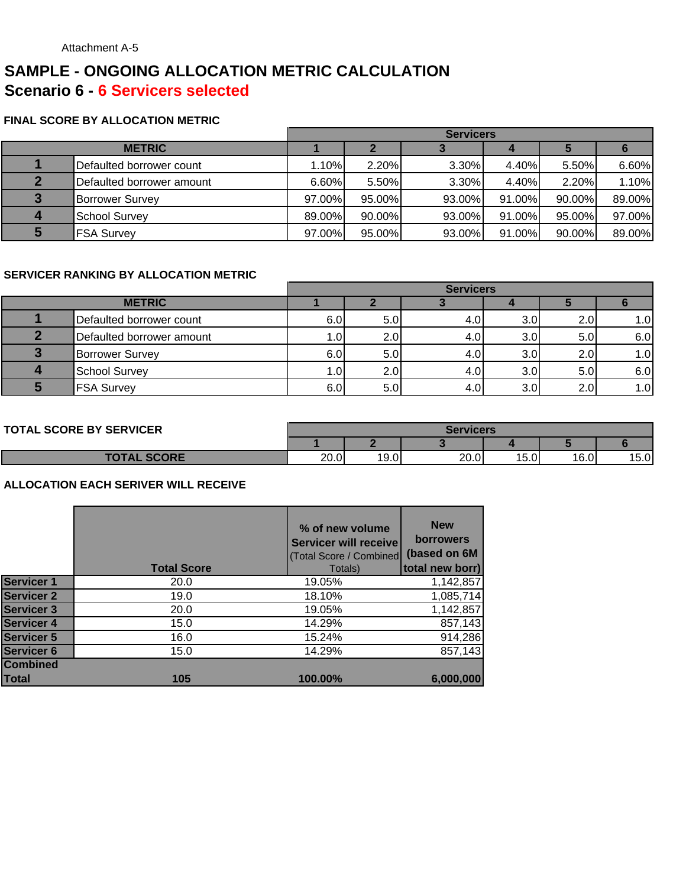Attachment A-5

# SAMPLE - ONGOING ALLOCATION METRIC CALCULATION

## Scenario 6 - 6 Servicers selected

### FINAL SCORE BY ALLOCATION METRIC

| METRIC | | Servicers 1 | 2 | 3 | 4 | 5 | 6 |
|---|---|---|---|---|---|---|---|
| 1 | Defaulted borrower count | 1.10% | 2.20% | 3.30% | 4.40% | 5.50% | 6.60% |
| 2 | Defaulted borrower amount | 6.60% | 5.50% | 3.30% | 4.40% | 2.20% | 1.10% |
| 3 | Borrower Survey | 97.00% | 95.00% | 93.00% | 91.00% | 90.00% | 89.00% |
| 4 | School Survey | 89.00% | 90.00% | 93.00% | 91.00% | 95.00% | 97.00% |
| 5 | FSA Survey | 97.00% | 95.00% | 93.00% | 91.00% | 90.00% | 89.00% |

### SERVICER RANKING BY ALLOCATION METRIC

| METRIC | | Servicers 1 | 2 | 3 | 4 | 5 | 6 |
|---|---|---|---|---|---|---|---|
| 1 | Defaulted borrower count | 6.0 | 5.0 | 4.0 | 3.0 | 2.0 | 1.0 |
| 2 | Defaulted borrower amount | 1.0 | 2.0 | 4.0 | 3.0 | 5.0 | 6.0 |
| 3 | Borrower Survey | 6.0 | 5.0 | 4.0 | 3.0 | 2.0 | 1.0 |
| 4 | School Survey | 1.0 | 2.0 | 4.0 | 3.0 | 5.0 | 6.0 |
| 5 | FSA Survey | 6.0 | 5.0 | 4.0 | 3.0 | 2.0 | 1.0 |

### TOTAL SCORE BY SERVICER

| | Servicers 1 | 2 | 3 | 4 | 5 | 6 |
|---|---|---|---|---|---|---|
| TOTAL SCORE | 20.0 | 19.0 | 20.0 | 15.0 | 16.0 | 15.0 |

### ALLOCATION EACH SERIVER WILL RECEIVE

| | Total Score | % of new volume Servicer will receive (Total Score / Combined Totals) | New borrowers (based on 6M total new borr) |
|---|---|---|---|
| Servicer 1 | 20.0 | 19.05% | 1,142,857 |
| Servicer 2 | 19.0 | 18.10% | 1,085,714 |
| Servicer 3 | 20.0 | 19.05% | 1,142,857 |
| Servicer 4 | 15.0 | 14.29% | 857,143 |
| Servicer 5 | 16.0 | 15.24% | 914,286 |
| Servicer 6 | 15.0 | 14.29% | 857,143 |
| **Combined Total** | **105** | **100.00%** | **6,000,000** |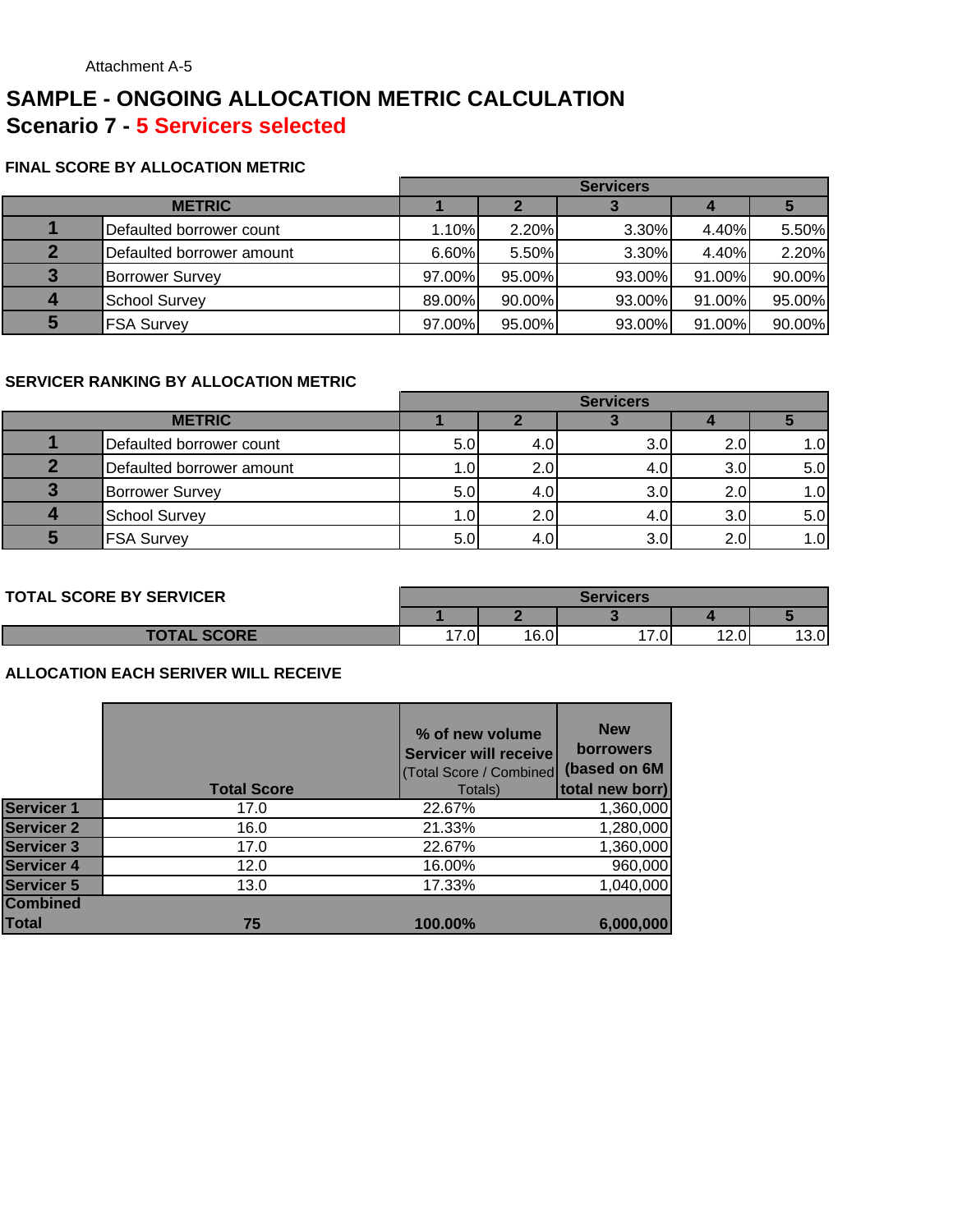Attachment A-5

# SAMPLE - ONGOING ALLOCATION METRIC CALCULATION

## Scenario 7 - 5 Servicers selected

### FINAL SCORE BY ALLOCATION METRIC

| | | Servicers | | | | |
|---|---|---|---|---|---|---|
| METRIC | | 1 | 2 | 3 | 4 | 5 |
| 1 | Defaulted borrower count | 1.10% | 2.20% | 3.30% | 4.40% | 5.50% |
| 2 | Defaulted borrower amount | 6.60% | 5.50% | 3.30% | 4.40% | 2.20% |
| 3 | Borrower Survey | 97.00% | 95.00% | 93.00% | 91.00% | 90.00% |
| 4 | School Survey | 89.00% | 90.00% | 93.00% | 91.00% | 95.00% |
| 5 | FSA Survey | 97.00% | 95.00% | 93.00% | 91.00% | 90.00% |

### SERVICER RANKING BY ALLOCATION METRIC

| | | Servicers | | | | |
|---|---|---|---|---|---|---|
| METRIC | | 1 | 2 | 3 | 4 | 5 |
| 1 | Defaulted borrower count | 5.0 | 4.0 | 3.0 | 2.0 | 1.0 |
| 2 | Defaulted borrower amount | 1.0 | 2.0 | 4.0 | 3.0 | 5.0 |
| 3 | Borrower Survey | 5.0 | 4.0 | 3.0 | 2.0 | 1.0 |
| 4 | School Survey | 1.0 | 2.0 | 4.0 | 3.0 | 5.0 |
| 5 | FSA Survey | 5.0 | 4.0 | 3.0 | 2.0 | 1.0 |

### TOTAL SCORE BY SERVICER

| | Servicers | | | | |
|---|---|---|---|---|---|
| | 1 | 2 | 3 | 4 | 5 |
| TOTAL SCORE | 17.0 | 16.0 | 17.0 | 12.0 | 13.0 |

### ALLOCATION EACH SERIVER WILL RECEIVE

| | Total Score | % of new volume Servicer will receive (Total Score / Combined Totals) | New borrowers (based on 6M total new borr) |
|---|---|---|---|
| Servicer 1 | 17.0 | 22.67% | 1,360,000 |
| Servicer 2 | 16.0 | 21.33% | 1,280,000 |
| Servicer 3 | 17.0 | 22.67% | 1,360,000 |
| Servicer 4 | 12.0 | 16.00% | 960,000 |
| Servicer 5 | 13.0 | 17.33% | 1,040,000 |
| Combined Total | 75 | 100.00% | 6,000,000 |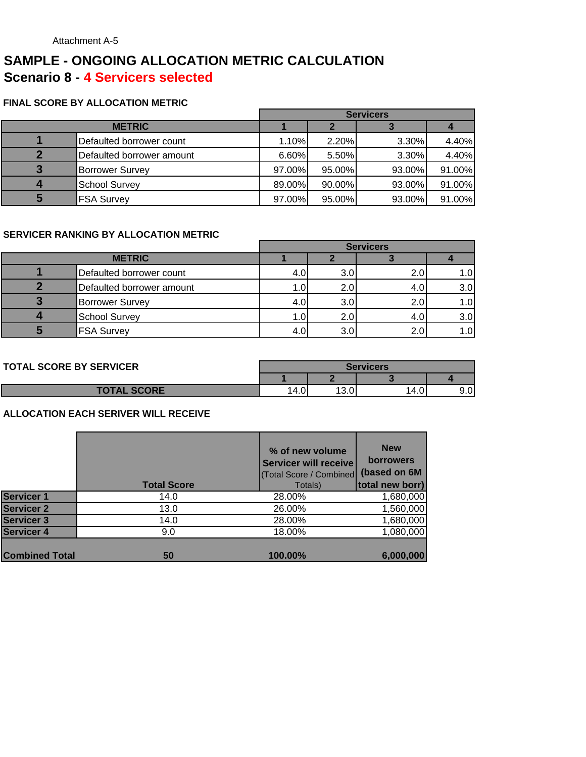Attachment A-5

# SAMPLE - ONGOING ALLOCATION METRIC CALCULATION

## Scenario 8 - 4 Servicers selected

### FINAL SCORE BY ALLOCATION METRIC

| | | Servicers | | | |
|---|---|---|---|---|---|
| **METRIC** | | **1** | **2** | **3** | **4** |
| **1** | Defaulted borrower count | 1.10% | 2.20% | 3.30% | 4.40% |
| **2** | Defaulted borrower amount | 6.60% | 5.50% | 3.30% | 4.40% |
| **3** | Borrower Survey | 97.00% | 95.00% | 93.00% | 91.00% |
| **4** | School Survey | 89.00% | 90.00% | 93.00% | 91.00% |
| **5** | FSA Survey | 97.00% | 95.00% | 93.00% | 91.00% |

### SERVICER RANKING BY ALLOCATION METRIC

| | | Servicers | | | |
|---|---|---|---|---|---|
| **METRIC** | | **1** | **2** | **3** | **4** |
| **1** | Defaulted borrower count | 4.0 | 3.0 | 2.0 | 1.0 |
| **2** | Defaulted borrower amount | 1.0 | 2.0 | 4.0 | 3.0 |
| **3** | Borrower Survey | 4.0 | 3.0 | 2.0 | 1.0 |
| **4** | School Survey | 1.0 | 2.0 | 4.0 | 3.0 |
| **5** | FSA Survey | 4.0 | 3.0 | 2.0 | 1.0 |

### TOTAL SCORE BY SERVICER

| | Servicers | | | |
|---|---|---|---|---|
| | **1** | **2** | **3** | **4** |
| **TOTAL SCORE** | 14.0 | 13.0 | 14.0 | 9.0 |

### ALLOCATION EACH SERIVER WILL RECEIVE

| | Total Score | % of new volume Servicer will receive (Total Score / Combined Totals) | New borrowers (based on 6M total new borr) |
|---|---|---|---|
| **Servicer 1** | 14.0 | 28.00% | 1,680,000 |
| **Servicer 2** | 13.0 | 26.00% | 1,560,000 |
| **Servicer 3** | 14.0 | 28.00% | 1,680,000 |
| **Servicer 4** | 9.0 | 18.00% | 1,080,000 |
| **Combined Total** | **50** | **100.00%** | **6,000,000** |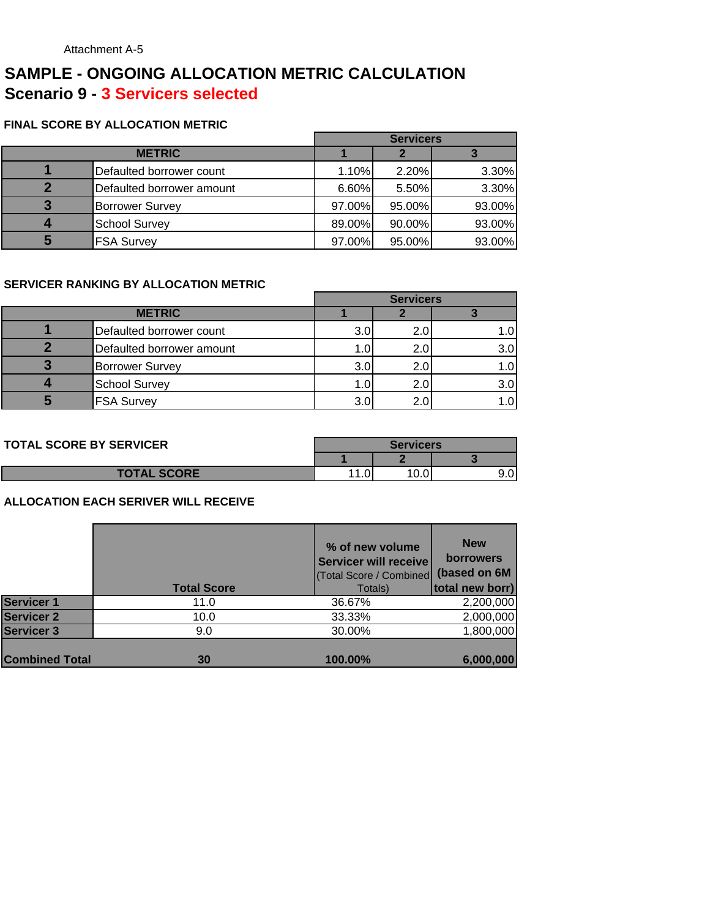Attachment A-5

# SAMPLE - ONGOING ALLOCATION METRIC CALCULATION
## Scenario 9 - 3 Servicers selected

### FINAL SCORE BY ALLOCATION METRIC

| | | Servicers | | |
|---|---|---|---|---|
| **METRIC** | | **1** | **2** | **3** |
| **1** | Defaulted borrower count | 1.10% | 2.20% | 3.30% |
| **2** | Defaulted borrower amount | 6.60% | 5.50% | 3.30% |
| **3** | Borrower Survey | 97.00% | 95.00% | 93.00% |
| **4** | School Survey | 89.00% | 90.00% | 93.00% |
| **5** | FSA Survey | 97.00% | 95.00% | 93.00% |

### SERVICER RANKING BY ALLOCATION METRIC

| | | Servicers | | |
|---|---|---|---|---|
| **METRIC** | | **1** | **2** | **3** |
| **1** | Defaulted borrower count | 3.0 | 2.0 | 1.0 |
| **2** | Defaulted borrower amount | 1.0 | 2.0 | 3.0 |
| **3** | Borrower Survey | 3.0 | 2.0 | 1.0 |
| **4** | School Survey | 1.0 | 2.0 | 3.0 |
| **5** | FSA Survey | 3.0 | 2.0 | 1.0 |

### TOTAL SCORE BY SERVICER

| | Servicers | | |
|---|---|---|---|
| | **1** | **2** | **3** |
| **TOTAL SCORE** | 11.0 | 10.0 | 9.0 |

### ALLOCATION EACH SERIVER WILL RECEIVE

| | Total Score | % of new volume Servicer will receive (Total Score / Combined Totals) | New borrowers (based on 6M total new borr) |
|---|---|---|---|
| **Servicer 1** | 11.0 | 36.67% | 2,200,000 |
| **Servicer 2** | 10.0 | 33.33% | 2,000,000 |
| **Servicer 3** | 9.0 | 30.00% | 1,800,000 |
| **Combined Total** | **30** | **100.00%** | **6,000,000** |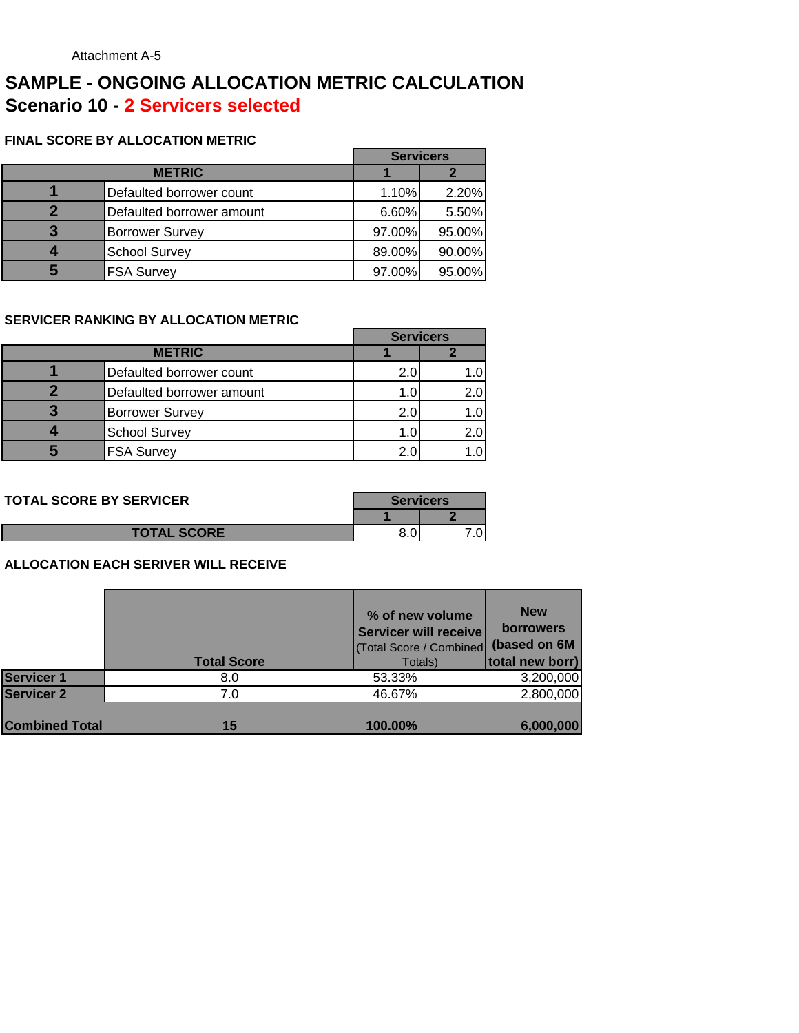Attachment A-5

# SAMPLE - ONGOING ALLOCATION METRIC CALCULATION

## Scenario 10 - 2 Servicers selected

### FINAL SCORE BY ALLOCATION METRIC

| METRIC | | Servicers 1 | Servicers 2 |
|---|---|---|---|
| 1 | Defaulted borrower count | 1.10% | 2.20% |
| 2 | Defaulted borrower amount | 6.60% | 5.50% |
| 3 | Borrower Survey | 97.00% | 95.00% |
| 4 | School Survey | 89.00% | 90.00% |
| 5 | FSA Survey | 97.00% | 95.00% |

### SERVICER RANKING BY ALLOCATION METRIC

| METRIC | | Servicers 1 | Servicers 2 |
|---|---|---|---|
| 1 | Defaulted borrower count | 2.0 | 1.0 |
| 2 | Defaulted borrower amount | 1.0 | 2.0 |
| 3 | Borrower Survey | 2.0 | 1.0 |
| 4 | School Survey | 1.0 | 2.0 |
| 5 | FSA Survey | 2.0 | 1.0 |

### TOTAL SCORE BY SERVICER

| | Servicers 1 | Servicers 2 |
|---|---|---|
| TOTAL SCORE | 8.0 | 7.0 |

### ALLOCATION EACH SERIVER WILL RECEIVE

| | Total Score | % of new volume Servicer will receive (Total Score / Combined Totals) | New borrowers (based on 6M total new borr) |
|---|---|---|---|
| **Servicer 1** | 8.0 | 53.33% | 3,200,000 |
| **Servicer 2** | 7.0 | 46.67% | 2,800,000 |
| **Combined Total** | **15** | **100.00%** | **6,000,000** |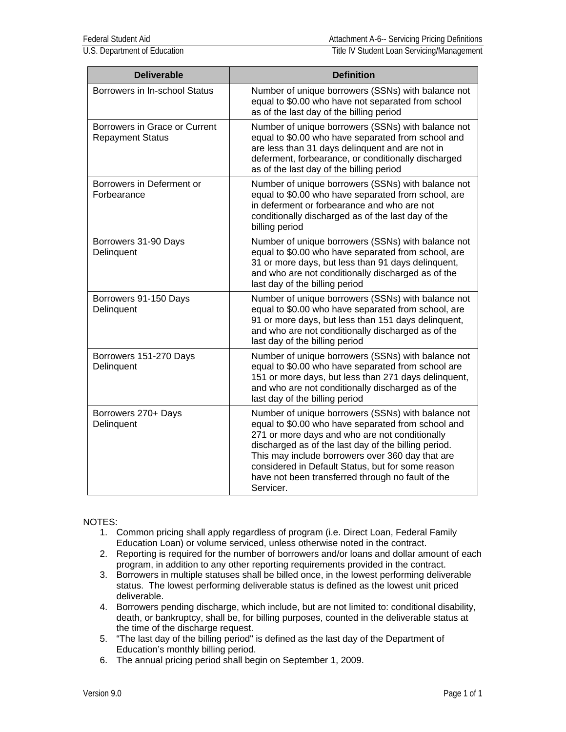| Deliverable | Definition |
| --- | --- |
| Borrowers in In-school Status | Number of unique borrowers (SSNs) with balance not equal to $0.00 who have not separated from school as of the last day of the billing period |
| Borrowers in Grace or Current Repayment Status | Number of unique borrowers (SSNs) with balance not equal to $0.00 who have separated from school and are less than 31 days delinquent and are not in deferment, forbearance, or conditionally discharged as of the last day of the billing period |
| Borrowers in Deferment or Forbearance | Number of unique borrowers (SSNs) with balance not equal to $0.00 who have separated from school, are in deferment or forbearance and who are not conditionally discharged as of the last day of the billing period |
| Borrowers 31-90 Days Delinquent | Number of unique borrowers (SSNs) with balance not equal to $0.00 who have separated from school, are 31 or more days, but less than 91 days delinquent, and who are not conditionally discharged as of the last day of the billing period |
| Borrowers 91-150 Days Delinquent | Number of unique borrowers (SSNs) with balance not equal to $0.00 who have separated from school, are 91 or more days, but less than 151 days delinquent, and who are not conditionally discharged as of the last day of the billing period |
| Borrowers 151-270 Days Delinquent | Number of unique borrowers (SSNs) with balance not equal to $0.00 who have separated from school are 151 or more days, but less than 271 days delinquent, and who are not conditionally discharged as of the last day of the billing period |
| Borrowers 270+ Days Delinquent | Number of unique borrowers (SSNs) with balance not equal to $0.00 who have separated from school and 271 or more days and who are not conditionally discharged as of the last day of the billing period. This may include borrowers over 360 day that are considered in Default Status, but for some reason have not been transferred through no fault of the Servicer. |

NOTES:

1. Common pricing shall apply regardless of program (i.e. Direct Loan, Federal Family Education Loan) or volume serviced, unless otherwise noted in the contract.
2. Reporting is required for the number of borrowers and/or loans and dollar amount of each program, in addition to any other reporting requirements provided in the contract.
3. Borrowers in multiple statuses shall be billed once, in the lowest performing deliverable status. The lowest performing deliverable status is defined as the lowest unit priced deliverable.
4. Borrowers pending discharge, which include, but are not limited to: conditional disability, death, or bankruptcy, shall be, for billing purposes, counted in the deliverable status at the time of the discharge request.
5. "The last day of the billing period" is defined as the last day of the Department of Education's monthly billing period.
6. The annual pricing period shall begin on September 1, 2009.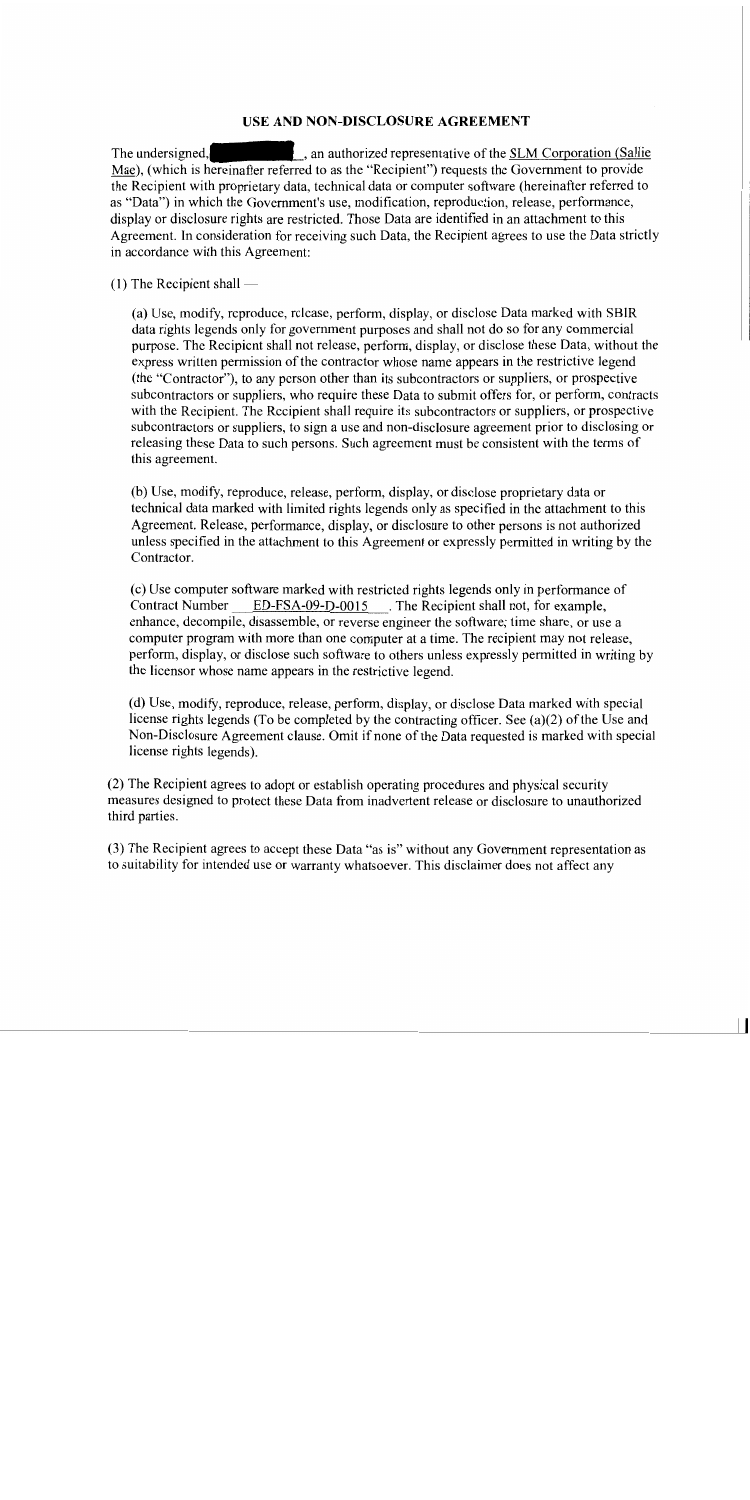# USE AND NON-DISCLOSURE AGREEMENT

The undersigned, ██████████, an authorized representative of the SLM Corporation (Sallie Mae), (which is hereinafter referred to as the "Recipient") requests the Government to provide the Recipient with proprietary data, technical data or computer software (hereinafter referred to as "Data") in which the Government's use, modification, reproduction, release, performance, display or disclosure rights are restricted. Those Data are identified in an attachment to this Agreement. In consideration for receiving such Data, the Recipient agrees to use the Data strictly in accordance with this Agreement:

(1) The Recipient shall —

(a) Use, modify, reproduce, release, perform, display, or disclose Data marked with SBIR data rights legends only for government purposes and shall not do so for any commercial purpose. The Recipient shall not release, perform, display, or disclose these Data, without the express written permission of the contractor whose name appears in the restrictive legend (the "Contractor"), to any person other than its subcontractors or suppliers, or prospective subcontractors or suppliers, who require these Data to submit offers for, or perform, contracts with the Recipient. The Recipient shall require its subcontractors or suppliers, or prospective subcontractors or suppliers, to sign a use and non-disclosure agreement prior to disclosing or releasing these Data to such persons. Such agreement must be consistent with the terms of this agreement.

(b) Use, modify, reproduce, release, perform, display, or disclose proprietary data or technical data marked with limited rights legends only as specified in the attachment to this Agreement. Release, performance, display, or disclosure to other persons is not authorized unless specified in the attachment to this Agreement or expressly permitted in writing by the Contractor.

(c) Use computer software marked with restricted rights legends only in performance of Contract Number ED-FSA-09-D-0015. The Recipient shall not, for example, enhance, decompile, disassemble, or reverse engineer the software; time share, or use a computer program with more than one computer at a time. The recipient may not release, perform, display, or disclose such software to others unless expressly permitted in writing by the licensor whose name appears in the restrictive legend.

(d) Use, modify, reproduce, release, perform, display, or disclose Data marked with special license rights legends (To be completed by the contracting officer. See (a)(2) of the Use and Non-Disclosure Agreement clause. Omit if none of the Data requested is marked with special license rights legends).

(2) The Recipient agrees to adopt or establish operating procedures and physical security measures designed to protect these Data from inadvertent release or disclosure to unauthorized third parties.

(3) The Recipient agrees to accept these Data "as is" without any Government representation as to suitability for intended use or warranty whatsoever. This disclaimer does not affect any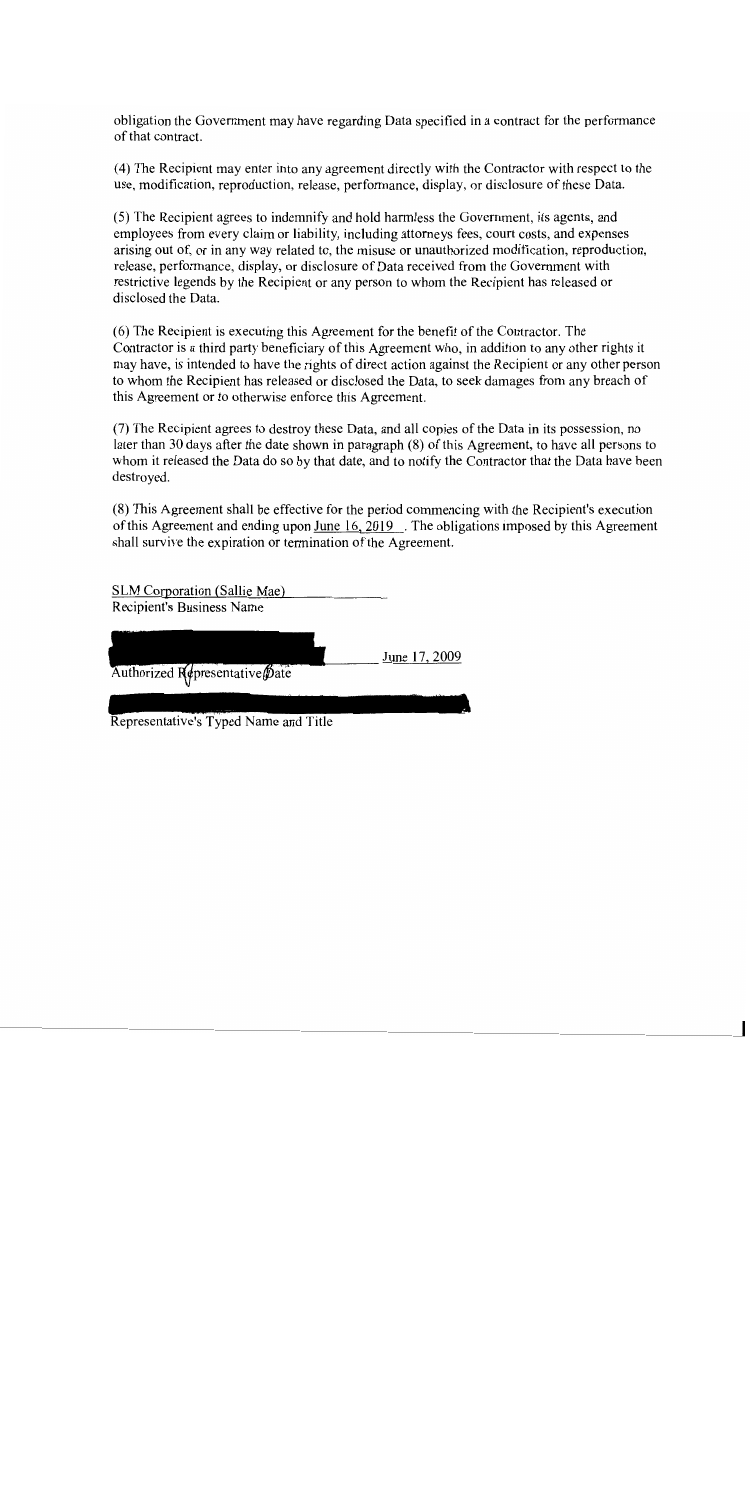obligation the Government may have regarding Data specified in a contract for the performance of that contract.

(4) The Recipient may enter into any agreement directly with the Contractor with respect to the use, modification, reproduction, release, performance, display, or disclosure of these Data.

(5) The Recipient agrees to indemnify and hold harmless the Government, its agents, and employees from every claim or liability, including attorneys fees, court costs, and expenses arising out of, or in any way related to, the misuse or unauthorized modification, reproduction, release, performance, display, or disclosure of Data received from the Government with restrictive legends by the Recipient or any person to whom the Recipient has released or disclosed the Data.

(6) The Recipient is executing this Agreement for the benefit of the Contractor. The Contractor is a third party beneficiary of this Agreement who, in addition to any other rights it may have, is intended to have the rights of direct action against the Recipient or any other person to whom the Recipient has released or disclosed the Data, to seek damages from any breach of this Agreement or to otherwise enforce this Agreement.

(7) The Recipient agrees to destroy these Data, and all copies of the Data in its possession, no later than 30 days after the date shown in paragraph (8) of this Agreement, to have all persons to whom it released the Data do so by that date, and to notify the Contractor that the Data have been destroyed.

(8) This Agreement shall be effective for the period commencing with the Recipient's execution of this Agreement and ending upon June 16, 2019. The obligations imposed by this Agreement shall survive the expiration or termination of the Agreement.

SLM Corporation (Sallie Mae)
Recipient's Business Name

June 17, 2009
Authorized Representative Date

Representative's Typed Name and Title